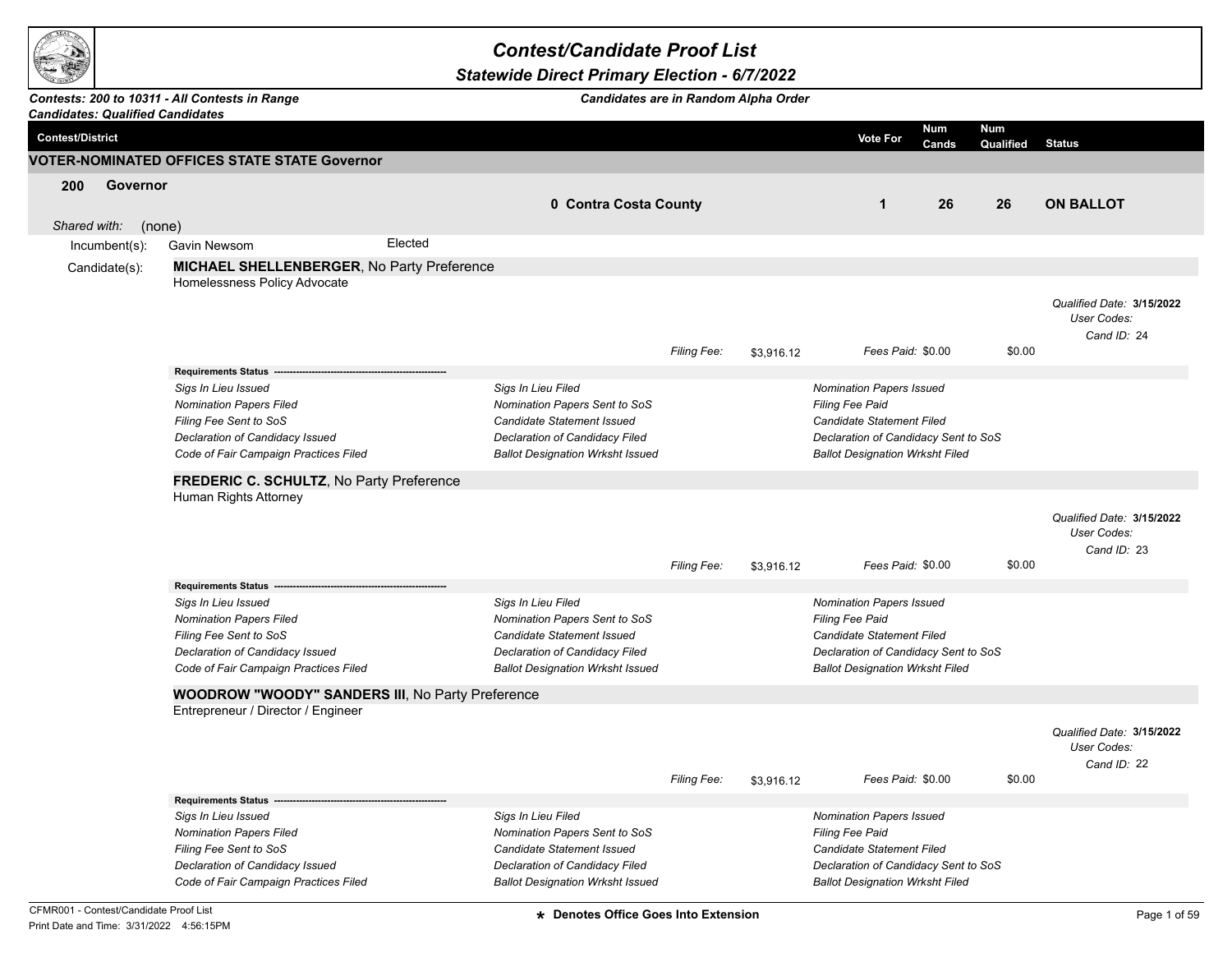# Contest/Candidate Proof List

## Statewide Direct Primary Election - 6/7/2022

***Contests: 200 to 10311 - All Contests in Range***
***Candidates: Qualified Candidates***

***Candidates are in Random Alpha Order***

| Contest/District | | Vote For | Num Cands | Num Qualified | Status |
|---|---|---|---|---|---|
| **VOTER-NOMINATED OFFICES STATE STATE Governor** | | | | | |
| **200 Governor** | **0 Contra Costa County** | **1** | **26** | **26** | **ON BALLOT** |

*Shared with:* (none)

Incumbent(s): Gavin Newsom — Elected

Candidate(s):

**MICHAEL SHELLENBERGER**, No Party Preference
Homelessness Policy Advocate

*Qualified Date:* **3/15/2022**
*User Codes:*
*Cand ID:* 24

*Filing Fee:* $3,916.12 — *Fees Paid:* $0.00 — $0.00

**Requirements Status**

| | | |
|---|---|---|
| *Sigs In Lieu Issued* | *Sigs In Lieu Filed* | *Nomination Papers Issued* |
| *Nomination Papers Filed* | *Nomination Papers Sent to SoS* | *Filing Fee Paid* |
| *Filing Fee Sent to SoS* | *Candidate Statement Issued* | *Candidate Statement Filed* |
| *Declaration of Candidacy Issued* | *Declaration of Candidacy Filed* | *Declaration of Candidacy Sent to SoS* |
| *Code of Fair Campaign Practices Filed* | *Ballot Designation Wrksht Issued* | *Ballot Designation Wrksht Filed* |

**FREDERIC C. SCHULTZ**, No Party Preference
Human Rights Attorney

*Qualified Date:* **3/15/2022**
*User Codes:*
*Cand ID:* 23

*Filing Fee:* $3,916.12 — *Fees Paid:* $0.00 — $0.00

**Requirements Status**

| | | |
|---|---|---|
| *Sigs In Lieu Issued* | *Sigs In Lieu Filed* | *Nomination Papers Issued* |
| *Nomination Papers Filed* | *Nomination Papers Sent to SoS* | *Filing Fee Paid* |
| *Filing Fee Sent to SoS* | *Candidate Statement Issued* | *Candidate Statement Filed* |
| *Declaration of Candidacy Issued* | *Declaration of Candidacy Filed* | *Declaration of Candidacy Sent to SoS* |
| *Code of Fair Campaign Practices Filed* | *Ballot Designation Wrksht Issued* | *Ballot Designation Wrksht Filed* |

**WOODROW "WOODY" SANDERS III**, No Party Preference
Entrepreneur / Director / Engineer

*Qualified Date:* **3/15/2022**
*User Codes:*
*Cand ID:* 22

*Filing Fee:* $3,916.12 — *Fees Paid:* $0.00 — $0.00

**Requirements Status**

| | | |
|---|---|---|
| *Sigs In Lieu Issued* | *Sigs In Lieu Filed* | *Nomination Papers Issued* |
| *Nomination Papers Filed* | *Nomination Papers Sent to SoS* | *Filing Fee Paid* |
| *Filing Fee Sent to SoS* | *Candidate Statement Issued* | *Candidate Statement Filed* |
| *Declaration of Candidacy Issued* | *Declaration of Candidacy Filed* | *Declaration of Candidacy Sent to SoS* |
| *Code of Fair Campaign Practices Filed* | *Ballot Designation Wrksht Issued* | *Ballot Designation Wrksht Filed* |

**\*** **Denotes Office Goes Into Extension**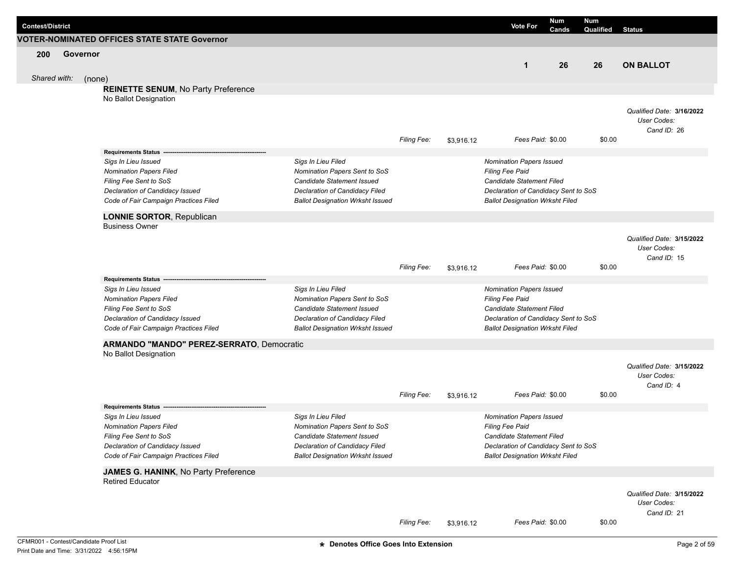| Contest/District | Vote For | Num Cands | Num Qualified | Status |
|---|---|---|---|---|

## VOTER-NOMINATED OFFICES STATE STATE Governor

| Contest/District | Vote For | Num Cands | Num Qualified | Status |
|---|---|---|---|---|
| **200 Governor** | 1 | 26 | 26 | **ON BALLOT** |

*Shared with:* (none)

**REINETTE SENUM**, No Party Preference
No Ballot Designation

*Qualified Date:* **3/16/2022**
*User Codes:*
*Cand ID:* 26

*Filing Fee:* $3,916.12 *Fees Paid:* $0.00 $0.00

**Requirements Status** -------------------------------------------------------

| | | |
|---|---|---|
| *Sigs In Lieu Issued* | *Sigs In Lieu Filed* | *Nomination Papers Issued* |
| *Nomination Papers Filed* | *Nomination Papers Sent to SoS* | *Filing Fee Paid* |
| *Filing Fee Sent to SoS* | *Candidate Statement Issued* | *Candidate Statement Filed* |
| *Declaration of Candidacy Issued* | *Declaration of Candidacy Filed* | *Declaration of Candidacy Sent to SoS* |
| *Code of Fair Campaign Practices Filed* | *Ballot Designation Wrksht Issued* | *Ballot Designation Wrksht Filed* |

**LONNIE SORTOR**, Republican
Business Owner

*Qualified Date:* **3/15/2022**
*User Codes:*
*Cand ID:* 15

*Filing Fee:* $3,916.12 *Fees Paid:* $0.00 $0.00

**Requirements Status** -------------------------------------------------------

| | | |
|---|---|---|
| *Sigs In Lieu Issued* | *Sigs In Lieu Filed* | *Nomination Papers Issued* |
| *Nomination Papers Filed* | *Nomination Papers Sent to SoS* | *Filing Fee Paid* |
| *Filing Fee Sent to SoS* | *Candidate Statement Issued* | *Candidate Statement Filed* |
| *Declaration of Candidacy Issued* | *Declaration of Candidacy Filed* | *Declaration of Candidacy Sent to SoS* |
| *Code of Fair Campaign Practices Filed* | *Ballot Designation Wrksht Issued* | *Ballot Designation Wrksht Filed* |

**ARMANDO "MANDO" PEREZ-SERRATO**, Democratic
No Ballot Designation

*Qualified Date:* **3/15/2022**
*User Codes:*
*Cand ID:* 4

*Filing Fee:* $3,916.12 *Fees Paid:* $0.00 $0.00

**Requirements Status** -------------------------------------------------------

| | | |
|---|---|---|
| *Sigs In Lieu Issued* | *Sigs In Lieu Filed* | *Nomination Papers Issued* |
| *Nomination Papers Filed* | *Nomination Papers Sent to SoS* | *Filing Fee Paid* |
| *Filing Fee Sent to SoS* | *Candidate Statement Issued* | *Candidate Statement Filed* |
| *Declaration of Candidacy Issued* | *Declaration of Candidacy Filed* | *Declaration of Candidacy Sent to SoS* |
| *Code of Fair Campaign Practices Filed* | *Ballot Designation Wrksht Issued* | *Ballot Designation Wrksht Filed* |

**JAMES G. HANINK**, No Party Preference
Retired Educator

*Qualified Date:* **3/15/2022**
*User Codes:*
*Cand ID:* 21

*Filing Fee:* $3,916.12 *Fees Paid:* $0.00 $0.00

CFMR001 - Contest/Candidate Proof List
Print Date and Time: 3/31/2022 4:56:15PM

**\* Denotes Office Goes Into Extension**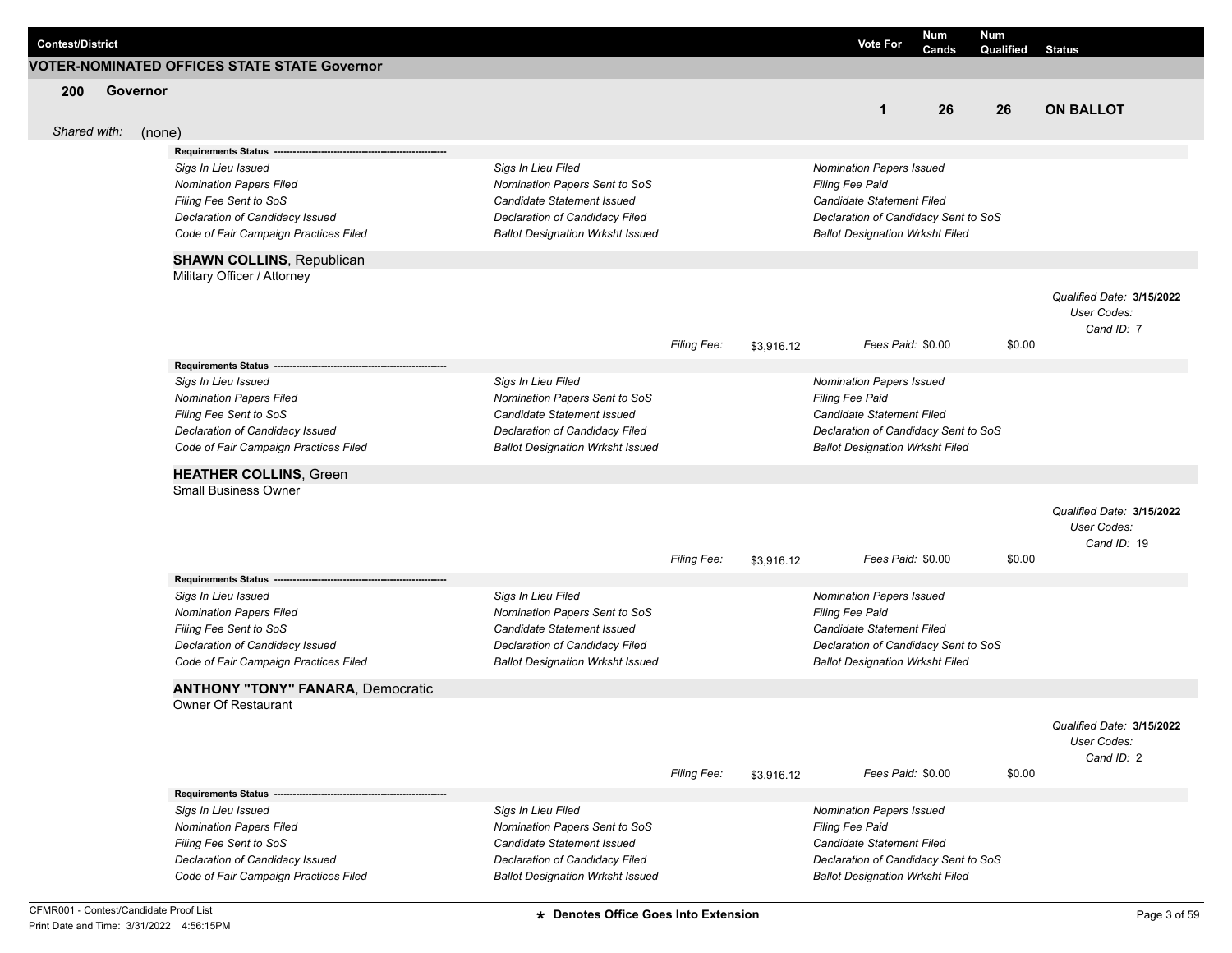| Contest/District | Vote For | Num Cands | Num Qualified | Status |
|---|---|---|---|---|

## VOTER-NOMINATED OFFICES STATE STATE Governor

### 200 Governor

| Vote For | Num Cands | Num Qualified | Status |
|---|---|---|---|
| 1 | 26 | 26 | ON BALLOT |

*Shared with:* (none)

**Requirements Status** ----------------------------------------------------

| | | |
|---|---|---|
| *Sigs In Lieu Issued* | *Sigs In Lieu Filed* | *Nomination Papers Issued* |
| *Nomination Papers Filed* | *Nomination Papers Sent to SoS* | *Filing Fee Paid* |
| *Filing Fee Sent to SoS* | *Candidate Statement Issued* | *Candidate Statement Filed* |
| *Declaration of Candidacy Issued* | *Declaration of Candidacy Filed* | *Declaration of Candidacy Sent to SoS* |
| *Code of Fair Campaign Practices Filed* | *Ballot Designation Wrksht Issued* | *Ballot Designation Wrksht Filed* |

**SHAWN COLLINS**, Republican
Military Officer / Attorney

*Qualified Date:* **3/15/2022**
*User Codes:*
*Cand ID:* 7

*Filing Fee:* $3,916.12 *Fees Paid:* $0.00 $0.00

**Requirements Status** ----------------------------------------------------

| | | |
|---|---|---|
| *Sigs In Lieu Issued* | *Sigs In Lieu Filed* | *Nomination Papers Issued* |
| *Nomination Papers Filed* | *Nomination Papers Sent to SoS* | *Filing Fee Paid* |
| *Filing Fee Sent to SoS* | *Candidate Statement Issued* | *Candidate Statement Filed* |
| *Declaration of Candidacy Issued* | *Declaration of Candidacy Filed* | *Declaration of Candidacy Sent to SoS* |
| *Code of Fair Campaign Practices Filed* | *Ballot Designation Wrksht Issued* | *Ballot Designation Wrksht Filed* |

**HEATHER COLLINS**, Green
Small Business Owner

*Qualified Date:* **3/15/2022**
*User Codes:*
*Cand ID:* 19

*Filing Fee:* $3,916.12 *Fees Paid:* $0.00 $0.00

**Requirements Status** ----------------------------------------------------

| | | |
|---|---|---|
| *Sigs In Lieu Issued* | *Sigs In Lieu Filed* | *Nomination Papers Issued* |
| *Nomination Papers Filed* | *Nomination Papers Sent to SoS* | *Filing Fee Paid* |
| *Filing Fee Sent to SoS* | *Candidate Statement Issued* | *Candidate Statement Filed* |
| *Declaration of Candidacy Issued* | *Declaration of Candidacy Filed* | *Declaration of Candidacy Sent to SoS* |
| *Code of Fair Campaign Practices Filed* | *Ballot Designation Wrksht Issued* | *Ballot Designation Wrksht Filed* |

**ANTHONY "TONY" FANARA**, Democratic
Owner Of Restaurant

*Qualified Date:* **3/15/2022**
*User Codes:*
*Cand ID:* 2

*Filing Fee:* $3,916.12 *Fees Paid:* $0.00 $0.00

**Requirements Status** ----------------------------------------------------

| | | |
|---|---|---|
| *Sigs In Lieu Issued* | *Sigs In Lieu Filed* | *Nomination Papers Issued* |
| *Nomination Papers Filed* | *Nomination Papers Sent to SoS* | *Filing Fee Paid* |
| *Filing Fee Sent to SoS* | *Candidate Statement Issued* | *Candidate Statement Filed* |
| *Declaration of Candidacy Issued* | *Declaration of Candidacy Filed* | *Declaration of Candidacy Sent to SoS* |
| *Code of Fair Campaign Practices Filed* | *Ballot Designation Wrksht Issued* | *Ballot Designation Wrksht Filed* |

**\* Denotes Office Goes Into Extension**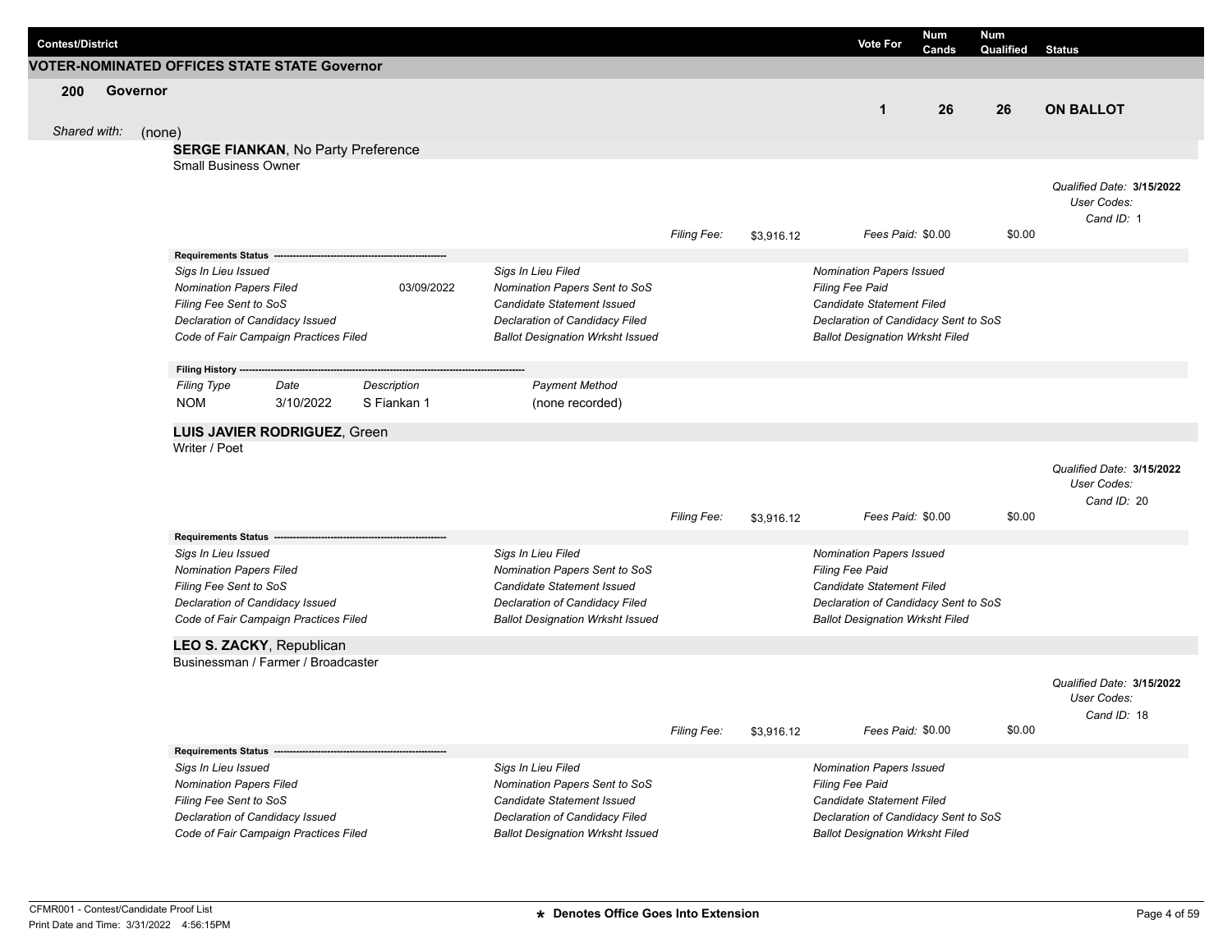| Contest/District | Vote For | Num Cands | Num Qualified | Status |
|---|---|---|---|---|

## VOTER-NOMINATED OFFICES STATE STATE Governor

| 200 Governor | Vote For | Num Cands | Num Qualified | Status |
|---|---|---|---|---|
| | 1 | 26 | 26 | ON BALLOT |

*Shared with:* (none)

### **SERGE FIANKAN**, No Party Preference

Small Business Owner

*Qualified Date:* **3/15/2022**
*User Codes:*
*Cand ID:* 1

*Filing Fee:* $3,916.12 *Fees Paid:* $0.00 $0.00

**Requirements Status** ---------------------------------------------------------

| | | | |
|---|---|---|---|
| *Sigs In Lieu Issued* | | *Sigs In Lieu Filed* | *Nomination Papers Issued* |
| *Nomination Papers Filed* | 03/09/2022 | *Nomination Papers Sent to SoS* | *Filing Fee Paid* |
| *Filing Fee Sent to SoS* | | *Candidate Statement Issued* | *Candidate Statement Filed* |
| *Declaration of Candidacy Issued* | | *Declaration of Candidacy Filed* | *Declaration of Candidacy Sent to SoS* |
| *Code of Fair Campaign Practices Filed* | | *Ballot Designation Wrksht Issued* | *Ballot Designation Wrksht Filed* |

**Filing History** -----------------------------------------------------------------------------------------------

| *Filing Type* | *Date* | *Description* | *Payment Method* |
|---|---|---|---|
| NOM | 3/10/2022 | S Fiankan 1 | (none recorded) |

### **LUIS JAVIER RODRIGUEZ**, Green

Writer / Poet

*Qualified Date:* **3/15/2022**
*User Codes:*
*Cand ID:* 20

*Filing Fee:* $3,916.12 *Fees Paid:* $0.00 $0.00

**Requirements Status** ---------------------------------------------------------

| | | |
|---|---|---|
| *Sigs In Lieu Issued* | *Sigs In Lieu Filed* | *Nomination Papers Issued* |
| *Nomination Papers Filed* | *Nomination Papers Sent to SoS* | *Filing Fee Paid* |
| *Filing Fee Sent to SoS* | *Candidate Statement Issued* | *Candidate Statement Filed* |
| *Declaration of Candidacy Issued* | *Declaration of Candidacy Filed* | *Declaration of Candidacy Sent to SoS* |
| *Code of Fair Campaign Practices Filed* | *Ballot Designation Wrksht Issued* | *Ballot Designation Wrksht Filed* |

### **LEO S. ZACKY**, Republican

Businessman / Farmer / Broadcaster

*Qualified Date:* **3/15/2022**
*User Codes:*
*Cand ID:* 18

*Filing Fee:* $3,916.12 *Fees Paid:* $0.00 $0.00

**Requirements Status** ---------------------------------------------------------

| | | |
|---|---|---|
| *Sigs In Lieu Issued* | *Sigs In Lieu Filed* | *Nomination Papers Issued* |
| *Nomination Papers Filed* | *Nomination Papers Sent to SoS* | *Filing Fee Paid* |
| *Filing Fee Sent to SoS* | *Candidate Statement Issued* | *Candidate Statement Filed* |
| *Declaration of Candidacy Issued* | *Declaration of Candidacy Filed* | *Declaration of Candidacy Sent to SoS* |
| *Code of Fair Campaign Practices Filed* | *Ballot Designation Wrksht Issued* | *Ballot Designation Wrksht Filed* |

**★ Denotes Office Goes Into Extension**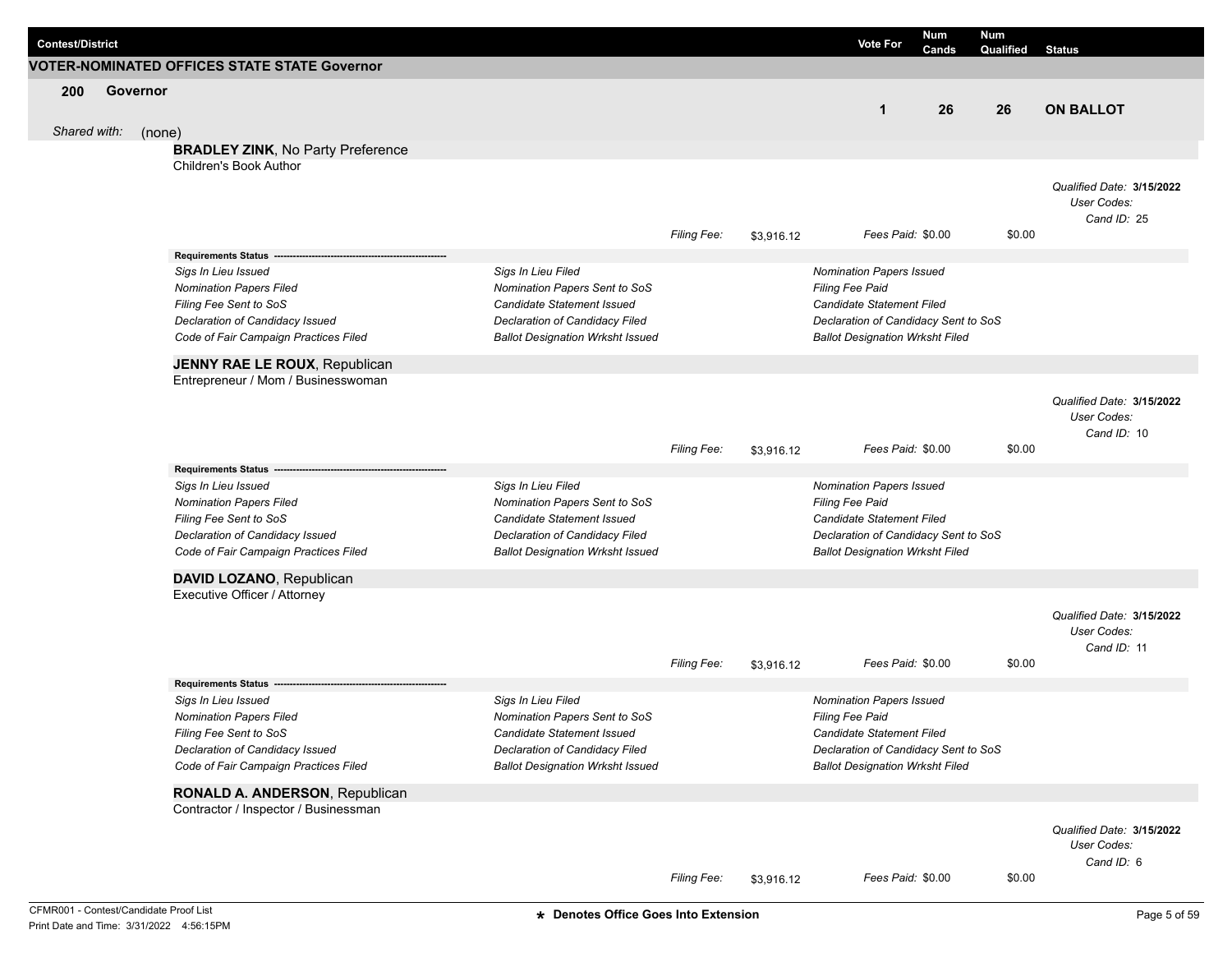| Contest/District | Vote For | Num Cands | Num Qualified | Status |
|---|---|---|---|---|

## VOTER-NOMINATED OFFICES STATE STATE Governor

### 200 Governor

| Vote For | Num Cands | Num Qualified | Status |
|---|---|---|---|
| 1 | 26 | 26 | ON BALLOT |

*Shared with:* (none)

**BRADLEY ZINK**, No Party Preference
Children's Book Author

*Qualified Date:* **3/15/2022**
*User Codes:*
*Cand ID:* 25

*Filing Fee:* $3,916.12 *Fees Paid:* $0.00 $0.00

**Requirements Status**

| | | |
|---|---|---|
| *Sigs In Lieu Issued* | *Sigs In Lieu Filed* | *Nomination Papers Issued* |
| *Nomination Papers Filed* | *Nomination Papers Sent to SoS* | *Filing Fee Paid* |
| *Filing Fee Sent to SoS* | *Candidate Statement Issued* | *Candidate Statement Filed* |
| *Declaration of Candidacy Issued* | *Declaration of Candidacy Filed* | *Declaration of Candidacy Sent to SoS* |
| *Code of Fair Campaign Practices Filed* | *Ballot Designation Wrksht Issued* | *Ballot Designation Wrksht Filed* |

**JENNY RAE LE ROUX**, Republican
Entrepreneur / Mom / Businesswoman

*Qualified Date:* **3/15/2022**
*User Codes:*
*Cand ID:* 10

*Filing Fee:* $3,916.12 *Fees Paid:* $0.00 $0.00

**Requirements Status**

| | | |
|---|---|---|
| *Sigs In Lieu Issued* | *Sigs In Lieu Filed* | *Nomination Papers Issued* |
| *Nomination Papers Filed* | *Nomination Papers Sent to SoS* | *Filing Fee Paid* |
| *Filing Fee Sent to SoS* | *Candidate Statement Issued* | *Candidate Statement Filed* |
| *Declaration of Candidacy Issued* | *Declaration of Candidacy Filed* | *Declaration of Candidacy Sent to SoS* |
| *Code of Fair Campaign Practices Filed* | *Ballot Designation Wrksht Issued* | *Ballot Designation Wrksht Filed* |

**DAVID LOZANO**, Republican
Executive Officer / Attorney

*Qualified Date:* **3/15/2022**
*User Codes:*
*Cand ID:* 11

*Filing Fee:* $3,916.12 *Fees Paid:* $0.00 $0.00

**Requirements Status**

| | | |
|---|---|---|
| *Sigs In Lieu Issued* | *Sigs In Lieu Filed* | *Nomination Papers Issued* |
| *Nomination Papers Filed* | *Nomination Papers Sent to SoS* | *Filing Fee Paid* |
| *Filing Fee Sent to SoS* | *Candidate Statement Issued* | *Candidate Statement Filed* |
| *Declaration of Candidacy Issued* | *Declaration of Candidacy Filed* | *Declaration of Candidacy Sent to SoS* |
| *Code of Fair Campaign Practices Filed* | *Ballot Designation Wrksht Issued* | *Ballot Designation Wrksht Filed* |

**RONALD A. ANDERSON**, Republican
Contractor / Inspector / Businessman

*Qualified Date:* **3/15/2022**
*User Codes:*
*Cand ID:* 6

*Filing Fee:* $3,916.12 *Fees Paid:* $0.00 $0.00

CFMR001 - Contest/Candidate Proof List
Print Date and Time: 3/31/2022 4:56:15PM

★ Denotes Office Goes Into Extension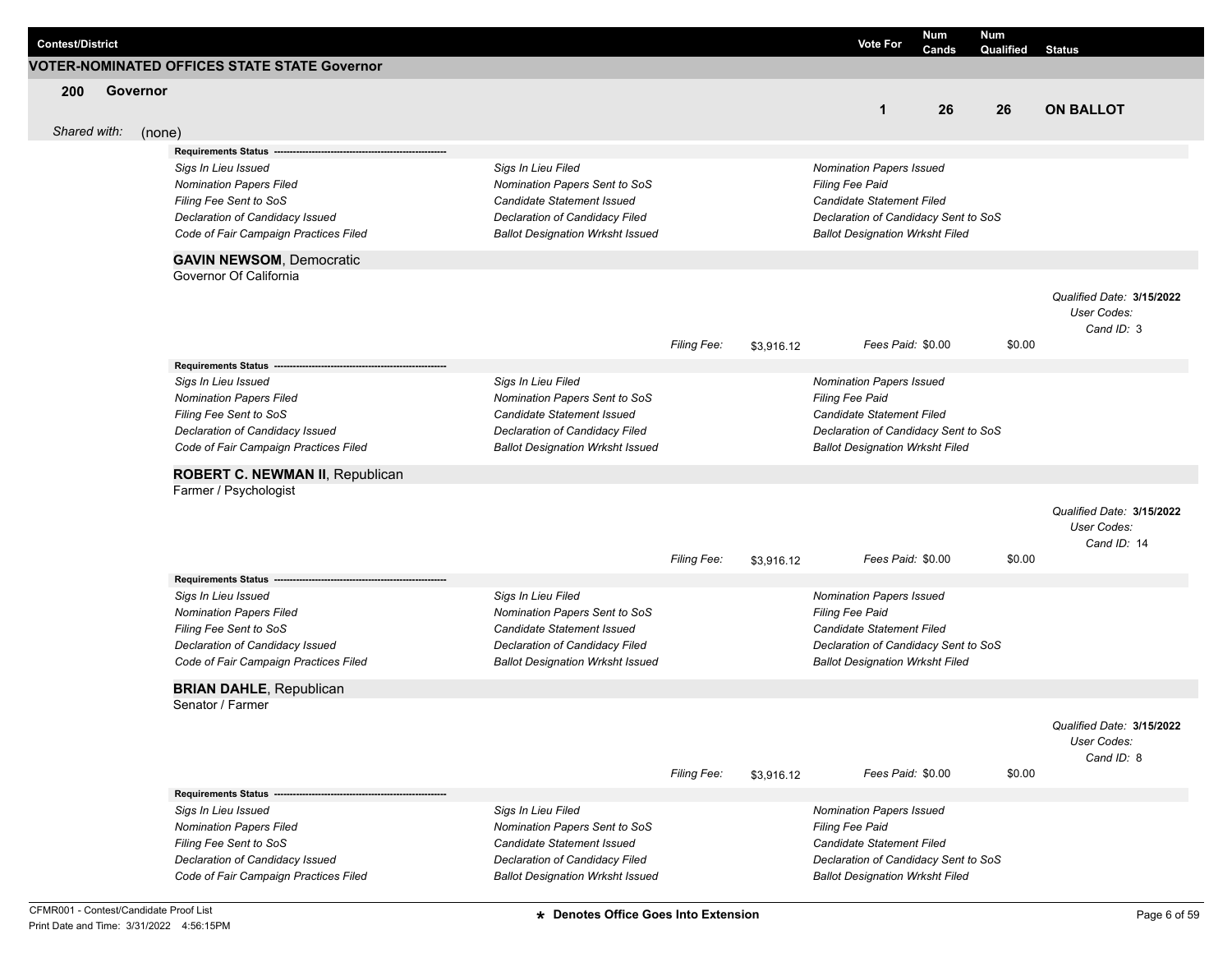| Contest/District | Vote For | Num Cands | Num Qualified | Status |
|---|---|---|---|---|

## VOTER-NOMINATED OFFICES STATE STATE Governor

**200 Governor**

| Vote For | Num Cands | Num Qualified | Status |
|---|---|---|---|
| 1 | 26 | 26 | **ON BALLOT** |

*Shared with:* (none)

**Requirements Status** ---------------------------------------------------------

| | | |
|---|---|---|
| *Sigs In Lieu Issued* | *Sigs In Lieu Filed* | *Nomination Papers Issued* |
| *Nomination Papers Filed* | *Nomination Papers Sent to SoS* | *Filing Fee Paid* |
| *Filing Fee Sent to SoS* | *Candidate Statement Issued* | *Candidate Statement Filed* |
| *Declaration of Candidacy Issued* | *Declaration of Candidacy Filed* | *Declaration of Candidacy Sent to SoS* |
| *Code of Fair Campaign Practices Filed* | *Ballot Designation Wrksht Issued* | *Ballot Designation Wrksht Filed* |

**GAVIN NEWSOM**, Democratic
Governor Of California

*Qualified Date:* **3/15/2022**
*User Codes:*
*Cand ID:* 3

*Filing Fee:* $3,916.12 *Fees Paid:* $0.00 $0.00

**Requirements Status** ---------------------------------------------------------

| | | |
|---|---|---|
| *Sigs In Lieu Issued* | *Sigs In Lieu Filed* | *Nomination Papers Issued* |
| *Nomination Papers Filed* | *Nomination Papers Sent to SoS* | *Filing Fee Paid* |
| *Filing Fee Sent to SoS* | *Candidate Statement Issued* | *Candidate Statement Filed* |
| *Declaration of Candidacy Issued* | *Declaration of Candidacy Filed* | *Declaration of Candidacy Sent to SoS* |
| *Code of Fair Campaign Practices Filed* | *Ballot Designation Wrksht Issued* | *Ballot Designation Wrksht Filed* |

**ROBERT C. NEWMAN II**, Republican
Farmer / Psychologist

*Qualified Date:* **3/15/2022**
*User Codes:*
*Cand ID:* 14

*Filing Fee:* $3,916.12 *Fees Paid:* $0.00 $0.00

**Requirements Status** ---------------------------------------------------------

| | | |
|---|---|---|
| *Sigs In Lieu Issued* | *Sigs In Lieu Filed* | *Nomination Papers Issued* |
| *Nomination Papers Filed* | *Nomination Papers Sent to SoS* | *Filing Fee Paid* |
| *Filing Fee Sent to SoS* | *Candidate Statement Issued* | *Candidate Statement Filed* |
| *Declaration of Candidacy Issued* | *Declaration of Candidacy Filed* | *Declaration of Candidacy Sent to SoS* |
| *Code of Fair Campaign Practices Filed* | *Ballot Designation Wrksht Issued* | *Ballot Designation Wrksht Filed* |

**BRIAN DAHLE**, Republican
Senator / Farmer

*Qualified Date:* **3/15/2022**
*User Codes:*
*Cand ID:* 8

*Filing Fee:* $3,916.12 *Fees Paid:* $0.00 $0.00

**Requirements Status** ---------------------------------------------------------

| | | |
|---|---|---|
| *Sigs In Lieu Issued* | *Sigs In Lieu Filed* | *Nomination Papers Issued* |
| *Nomination Papers Filed* | *Nomination Papers Sent to SoS* | *Filing Fee Paid* |
| *Filing Fee Sent to SoS* | *Candidate Statement Issued* | *Candidate Statement Filed* |
| *Declaration of Candidacy Issued* | *Declaration of Candidacy Filed* | *Declaration of Candidacy Sent to SoS* |
| *Code of Fair Campaign Practices Filed* | *Ballot Designation Wrksht Issued* | *Ballot Designation Wrksht Filed* |

**★ Denotes Office Goes Into Extension**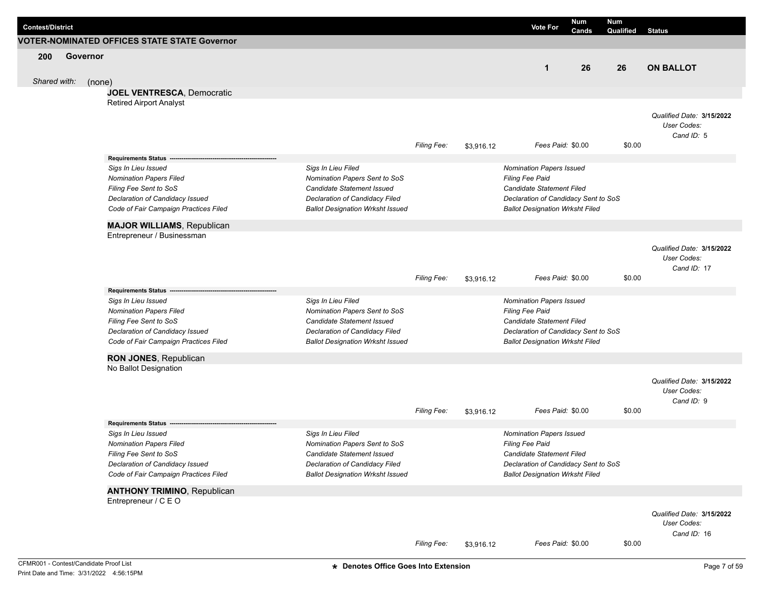| Contest/District | Vote For | Num Cands | Num Qualified | Status |
|---|---|---|---|---|

## VOTER-NOMINATED OFFICES STATE STATE Governor

### 200 Governor

| Vote For | Num Cands | Num Qualified | Status |
|---|---|---|---|
| 1 | 26 | 26 | **ON BALLOT** |

*Shared with:* (none)

**JOEL VENTRESCA**, Democratic
Retired Airport Analyst

*Qualified Date:* **3/15/2022**
*User Codes:*
*Cand ID:* 5

*Filing Fee:* $3,916.12 *Fees Paid:* $0.00 $0.00

**Requirements Status** -------------------------------------------------------

| | | |
|---|---|---|
| *Sigs In Lieu Issued* | *Sigs In Lieu Filed* | *Nomination Papers Issued* |
| *Nomination Papers Filed* | *Nomination Papers Sent to SoS* | *Filing Fee Paid* |
| *Filing Fee Sent to SoS* | *Candidate Statement Issued* | *Candidate Statement Filed* |
| *Declaration of Candidacy Issued* | *Declaration of Candidacy Filed* | *Declaration of Candidacy Sent to SoS* |
| *Code of Fair Campaign Practices Filed* | *Ballot Designation Wrksht Issued* | *Ballot Designation Wrksht Filed* |

**MAJOR WILLIAMS**, Republican
Entrepreneur / Businessman

*Qualified Date:* **3/15/2022**
*User Codes:*
*Cand ID:* 17

*Filing Fee:* $3,916.12 *Fees Paid:* $0.00 $0.00

**Requirements Status** -------------------------------------------------------

| | | |
|---|---|---|
| *Sigs In Lieu Issued* | *Sigs In Lieu Filed* | *Nomination Papers Issued* |
| *Nomination Papers Filed* | *Nomination Papers Sent to SoS* | *Filing Fee Paid* |
| *Filing Fee Sent to SoS* | *Candidate Statement Issued* | *Candidate Statement Filed* |
| *Declaration of Candidacy Issued* | *Declaration of Candidacy Filed* | *Declaration of Candidacy Sent to SoS* |
| *Code of Fair Campaign Practices Filed* | *Ballot Designation Wrksht Issued* | *Ballot Designation Wrksht Filed* |

**RON JONES**, Republican
No Ballot Designation

*Qualified Date:* **3/15/2022**
*User Codes:*
*Cand ID:* 9

*Filing Fee:* $3,916.12 *Fees Paid:* $0.00 $0.00

**Requirements Status** -------------------------------------------------------

| | | |
|---|---|---|
| *Sigs In Lieu Issued* | *Sigs In Lieu Filed* | *Nomination Papers Issued* |
| *Nomination Papers Filed* | *Nomination Papers Sent to SoS* | *Filing Fee Paid* |
| *Filing Fee Sent to SoS* | *Candidate Statement Issued* | *Candidate Statement Filed* |
| *Declaration of Candidacy Issued* | *Declaration of Candidacy Filed* | *Declaration of Candidacy Sent to SoS* |
| *Code of Fair Campaign Practices Filed* | *Ballot Designation Wrksht Issued* | *Ballot Designation Wrksht Filed* |

**ANTHONY TRIMINO**, Republican
Entrepreneur / C E O

*Qualified Date:* **3/15/2022**
*User Codes:*
*Cand ID:* 16

*Filing Fee:* $3,916.12 *Fees Paid:* $0.00 $0.00

CFMR001 - Contest/Candidate Proof List
Print Date and Time: 3/31/2022 4:56:15PM

★ **Denotes Office Goes Into Extension**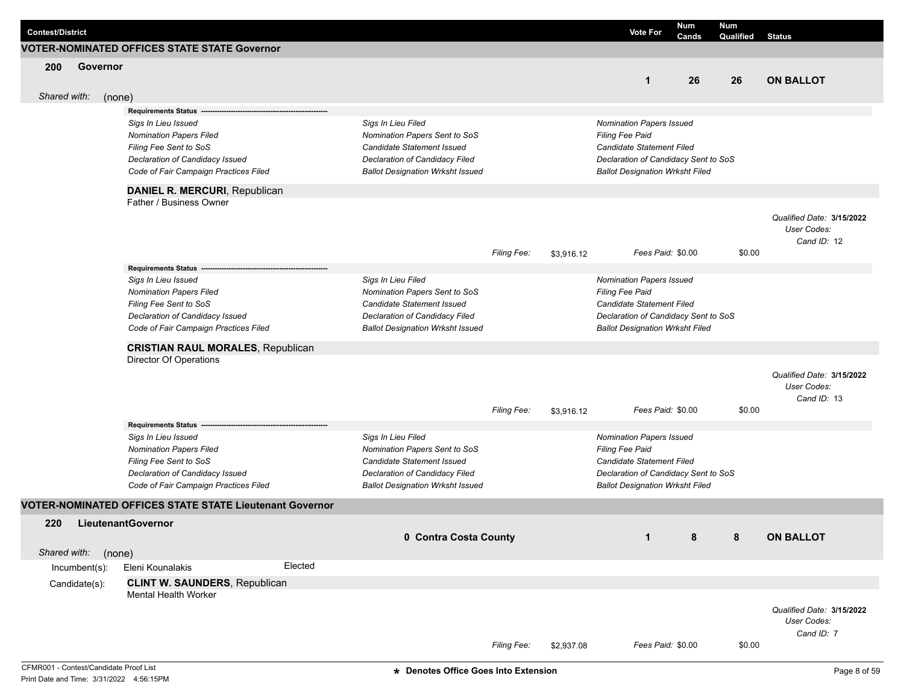| Contest/District | Vote For | Num Cands | Num Qualified | Status |
|---|---|---|---|---|

## VOTER-NOMINATED OFFICES STATE STATE Governor

**200 Governor**

| | Vote For | Num Cands | Num Qualified | Status |
|---|---|---|---|---|
| 200 Governor | 1 | 26 | 26 | ON BALLOT |

*Shared with:* (none)

**Requirements Status**

*Sigs In Lieu Issued* — *Sigs In Lieu Filed* — *Nomination Papers Issued*
*Nomination Papers Filed* — *Nomination Papers Sent to SoS* — *Filing Fee Paid*
*Filing Fee Sent to SoS* — *Candidate Statement Issued* — *Candidate Statement Filed*
*Declaration of Candidacy Issued* — *Declaration of Candidacy Filed* — *Declaration of Candidacy Sent to SoS*
*Code of Fair Campaign Practices Filed* — *Ballot Designation Wrksht Issued* — *Ballot Designation Wrksht Filed*

**DANIEL R. MERCURI**, Republican
Father / Business Owner

*Qualified Date:* **3/15/2022**
*User Codes:*
*Cand ID:* 12

*Filing Fee:* $3,916.12 *Fees Paid:* $0.00 $0.00

**Requirements Status**

*Sigs In Lieu Issued* — *Sigs In Lieu Filed* — *Nomination Papers Issued*
*Nomination Papers Filed* — *Nomination Papers Sent to SoS* — *Filing Fee Paid*
*Filing Fee Sent to SoS* — *Candidate Statement Issued* — *Candidate Statement Filed*
*Declaration of Candidacy Issued* — *Declaration of Candidacy Filed* — *Declaration of Candidacy Sent to SoS*
*Code of Fair Campaign Practices Filed* — *Ballot Designation Wrksht Issued* — *Ballot Designation Wrksht Filed*

**CRISTIAN RAUL MORALES**, Republican
Director Of Operations

*Qualified Date:* **3/15/2022**
*User Codes:*
*Cand ID:* 13

*Filing Fee:* $3,916.12 *Fees Paid:* $0.00 $0.00

**Requirements Status**

*Sigs In Lieu Issued* — *Sigs In Lieu Filed* — *Nomination Papers Issued*
*Nomination Papers Filed* — *Nomination Papers Sent to SoS* — *Filing Fee Paid*
*Filing Fee Sent to SoS* — *Candidate Statement Issued* — *Candidate Statement Filed*
*Declaration of Candidacy Issued* — *Declaration of Candidacy Filed* — *Declaration of Candidacy Sent to SoS*
*Code of Fair Campaign Practices Filed* — *Ballot Designation Wrksht Issued* — *Ballot Designation Wrksht Filed*

## VOTER-NOMINATED OFFICES STATE STATE Lieutenant Governor

| | | Vote For | Num Cands | Num Qualified | Status |
|---|---|---|---|---|---|
| 220 LieutenantGovernor | 0 Contra Costa County | 1 | 8 | 8 | ON BALLOT |

*Shared with:* (none)

Incumbent(s): Eleni Kounalakis — Elected

Candidate(s): **CLINT W. SAUNDERS**, Republican
Mental Health Worker

*Qualified Date:* **3/15/2022**
*User Codes:*
*Cand ID:* 7

*Filing Fee:* $2,937.08 *Fees Paid:* $0.00 $0.00

CFMR001 - Contest/Candidate Proof List
Print Date and Time: 3/31/2022 4:56:15PM

**\* Denotes Office Goes Into Extension**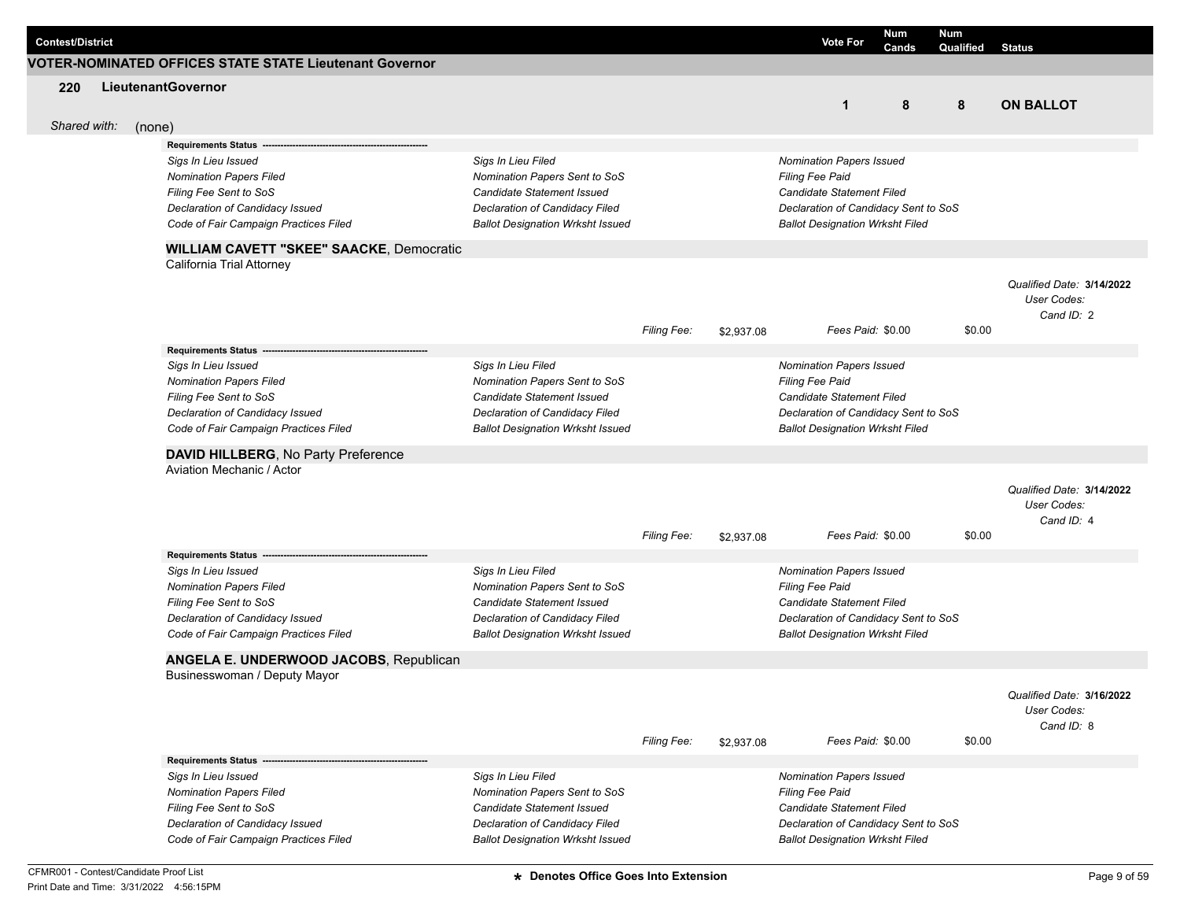| Contest/District | Vote For | Num Cands | Num Qualified | Status |
|---|---|---|---|---|

## VOTER-NOMINATED OFFICES STATE STATE Lieutenant Governor

**220 LieutenantGovernor**

| Vote For | Num Cands | Num Qualified | Status |
|---|---|---|---|
| 1 | 8 | 8 | ON BALLOT |

*Shared with:* (none)

**Requirements Status** ---------------------------------------------------------

| | | |
|---|---|---|
| *Sigs In Lieu Issued* | *Sigs In Lieu Filed* | *Nomination Papers Issued* |
| *Nomination Papers Filed* | *Nomination Papers Sent to SoS* | *Filing Fee Paid* |
| *Filing Fee Sent to SoS* | *Candidate Statement Issued* | *Candidate Statement Filed* |
| *Declaration of Candidacy Issued* | *Declaration of Candidacy Filed* | *Declaration of Candidacy Sent to SoS* |
| *Code of Fair Campaign Practices Filed* | *Ballot Designation Wrksht Issued* | *Ballot Designation Wrksht Filed* |

### WILLIAM CAVETT "SKEE" SAACKE, Democratic

California Trial Attorney

*Qualified Date:* **3/14/2022**
*User Codes:*
*Cand ID:* 2

*Filing Fee:* $2,937.08 *Fees Paid:* $0.00 $0.00

**Requirements Status** ---------------------------------------------------------

| | | |
|---|---|---|
| *Sigs In Lieu Issued* | *Sigs In Lieu Filed* | *Nomination Papers Issued* |
| *Nomination Papers Filed* | *Nomination Papers Sent to SoS* | *Filing Fee Paid* |
| *Filing Fee Sent to SoS* | *Candidate Statement Issued* | *Candidate Statement Filed* |
| *Declaration of Candidacy Issued* | *Declaration of Candidacy Filed* | *Declaration of Candidacy Sent to SoS* |
| *Code of Fair Campaign Practices Filed* | *Ballot Designation Wrksht Issued* | *Ballot Designation Wrksht Filed* |

### DAVID HILLBERG, No Party Preference

Aviation Mechanic / Actor

*Qualified Date:* **3/14/2022**
*User Codes:*
*Cand ID:* 4

*Filing Fee:* $2,937.08 *Fees Paid:* $0.00 $0.00

**Requirements Status** ---------------------------------------------------------

| | | |
|---|---|---|
| *Sigs In Lieu Issued* | *Sigs In Lieu Filed* | *Nomination Papers Issued* |
| *Nomination Papers Filed* | *Nomination Papers Sent to SoS* | *Filing Fee Paid* |
| *Filing Fee Sent to SoS* | *Candidate Statement Issued* | *Candidate Statement Filed* |
| *Declaration of Candidacy Issued* | *Declaration of Candidacy Filed* | *Declaration of Candidacy Sent to SoS* |
| *Code of Fair Campaign Practices Filed* | *Ballot Designation Wrksht Issued* | *Ballot Designation Wrksht Filed* |

### ANGELA E. UNDERWOOD JACOBS, Republican

Businesswoman / Deputy Mayor

*Qualified Date:* **3/16/2022**
*User Codes:*
*Cand ID:* 8

*Filing Fee:* $2,937.08 *Fees Paid:* $0.00 $0.00

**Requirements Status** ---------------------------------------------------------

| | | |
|---|---|---|
| *Sigs In Lieu Issued* | *Sigs In Lieu Filed* | *Nomination Papers Issued* |
| *Nomination Papers Filed* | *Nomination Papers Sent to SoS* | *Filing Fee Paid* |
| *Filing Fee Sent to SoS* | *Candidate Statement Issued* | *Candidate Statement Filed* |
| *Declaration of Candidacy Issued* | *Declaration of Candidacy Filed* | *Declaration of Candidacy Sent to SoS* |
| *Code of Fair Campaign Practices Filed* | *Ballot Designation Wrksht Issued* | *Ballot Designation Wrksht Filed* |

**\* Denotes Office Goes Into Extension**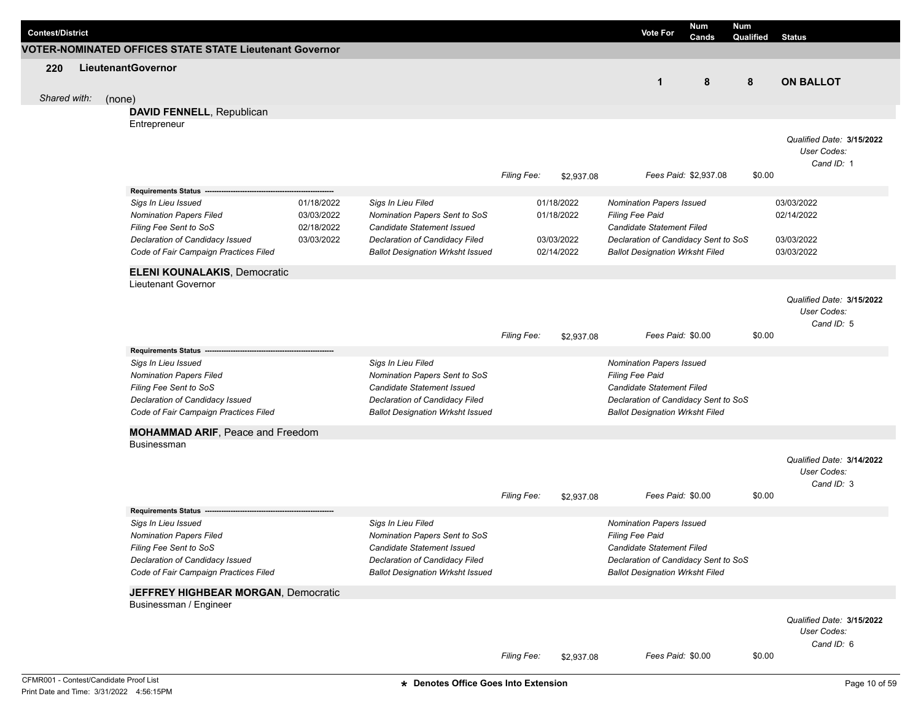| Contest/District | Vote For | Num Cands | Num Qualified | Status |
|---|---|---|---|---|

## VOTER-NOMINATED OFFICES STATE STATE Lieutenant Governor

**220 LieutenantGovernor**

| Vote For | Num Cands | Num Qualified | Status |
|---|---|---|---|
| 1 | 8 | 8 | ON BALLOT |

*Shared with:* (none)

### DAVID FENNELL, Republican

Entrepreneur

*Qualified Date:* **3/15/2022**
*User Codes:*
*Cand ID:* 1

*Filing Fee:* $2,937.08 *Fees Paid:* $2,937.08 $0.00

**Requirements Status**

| Requirement | Date | Requirement | Date | Requirement | Date |
|---|---|---|---|---|---|
| *Sigs In Lieu Issued* | 01/18/2022 | *Sigs In Lieu Filed* | 01/18/2022 | *Nomination Papers Issued* | 03/03/2022 |
| *Nomination Papers Filed* | 03/03/2022 | *Nomination Papers Sent to SoS* | 01/18/2022 | *Filing Fee Paid* | 02/14/2022 |
| *Filing Fee Sent to SoS* | 02/18/2022 | *Candidate Statement Issued* | | *Candidate Statement Filed* | |
| *Declaration of Candidacy Issued* | 03/03/2022 | *Declaration of Candidacy Filed* | 03/03/2022 | *Declaration of Candidacy Sent to SoS* | 03/03/2022 |
| *Code of Fair Campaign Practices Filed* | | *Ballot Designation Wrksht Issued* | 02/14/2022 | *Ballot Designation Wrksht Filed* | 03/03/2022 |

### ELENI KOUNALAKIS, Democratic

Lieutenant Governor

*Qualified Date:* **3/15/2022**
*User Codes:*
*Cand ID:* 5

*Filing Fee:* $2,937.08 *Fees Paid:* $0.00 $0.00

**Requirements Status**

| Requirement | Date | Requirement | Date | Requirement | Date |
|---|---|---|---|---|---|
| *Sigs In Lieu Issued* | | *Sigs In Lieu Filed* | | *Nomination Papers Issued* | |
| *Nomination Papers Filed* | | *Nomination Papers Sent to SoS* | | *Filing Fee Paid* | |
| *Filing Fee Sent to SoS* | | *Candidate Statement Issued* | | *Candidate Statement Filed* | |
| *Declaration of Candidacy Issued* | | *Declaration of Candidacy Filed* | | *Declaration of Candidacy Sent to SoS* | |
| *Code of Fair Campaign Practices Filed* | | *Ballot Designation Wrksht Issued* | | *Ballot Designation Wrksht Filed* | |

### MOHAMMAD ARIF, Peace and Freedom

Businessman

*Qualified Date:* **3/14/2022**
*User Codes:*
*Cand ID:* 3

*Filing Fee:* $2,937.08 *Fees Paid:* $0.00 $0.00

**Requirements Status**

| Requirement | Date | Requirement | Date | Requirement | Date |
|---|---|---|---|---|---|
| *Sigs In Lieu Issued* | | *Sigs In Lieu Filed* | | *Nomination Papers Issued* | |
| *Nomination Papers Filed* | | *Nomination Papers Sent to SoS* | | *Filing Fee Paid* | |
| *Filing Fee Sent to SoS* | | *Candidate Statement Issued* | | *Candidate Statement Filed* | |
| *Declaration of Candidacy Issued* | | *Declaration of Candidacy Filed* | | *Declaration of Candidacy Sent to SoS* | |
| *Code of Fair Campaign Practices Filed* | | *Ballot Designation Wrksht Issued* | | *Ballot Designation Wrksht Filed* | |

### JEFFREY HIGHBEAR MORGAN, Democratic

Businessman / Engineer

*Qualified Date:* **3/15/2022**
*User Codes:*
*Cand ID:* 6

*Filing Fee:* $2,937.08 *Fees Paid:* $0.00 $0.00

CFMR001 - Contest/Candidate Proof List
Print Date and Time: 3/31/2022 4:56:15PM

★ Denotes Office Goes Into Extension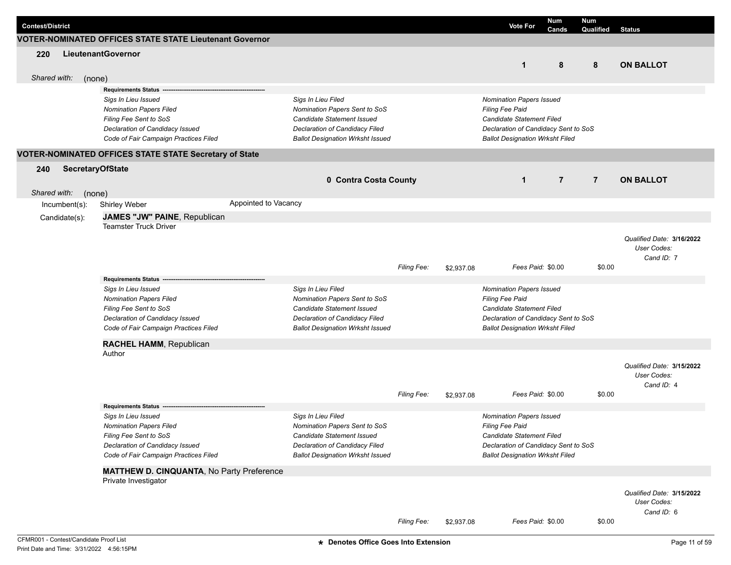| Contest/District | Vote For | Num Cands | Num Qualified | Status |
|---|---|---|---|---|

## VOTER-NOMINATED OFFICES STATE STATE Lieutenant Governor

**220 LieutenantGovernor**

| | Vote For | Num Cands | Num Qualified | Status |
|---|---|---|---|---|
| | 1 | 8 | 8 | **ON BALLOT** |

*Shared with:* (none)

**Requirements Status** -----------------------------------------------------

| | | |
|---|---|---|
| *Sigs In Lieu Issued* | *Sigs In Lieu Filed* | *Nomination Papers Issued* |
| *Nomination Papers Filed* | *Nomination Papers Sent to SoS* | *Filing Fee Paid* |
| *Filing Fee Sent to SoS* | *Candidate Statement Issued* | *Candidate Statement Filed* |
| *Declaration of Candidacy Issued* | *Declaration of Candidacy Filed* | *Declaration of Candidacy Sent to SoS* |
| *Code of Fair Campaign Practices Filed* | *Ballot Designation Wrksht Issued* | *Ballot Designation Wrksht Filed* |

## VOTER-NOMINATED OFFICES STATE STATE Secretary of State

**240 SecretaryOfState**

| | Vote For | Num Cands | Num Qualified | Status |
|---|---|---|---|---|
| **0 Contra Costa County** | 1 | 7 | 7 | **ON BALLOT** |

*Shared with:* (none)

Incumbent(s): Shirley Weber — Appointed to Vacancy

Candidate(s):

**JAMES "JW" PAINE**, Republican
Teamster Truck Driver

*Qualified Date:* **3/16/2022**
*User Codes:*
*Cand ID:* 7

*Filing Fee:* $2,937.08 — *Fees Paid:* $0.00 — $0.00

**Requirements Status** -----------------------------------------------------

| | | |
|---|---|---|
| *Sigs In Lieu Issued* | *Sigs In Lieu Filed* | *Nomination Papers Issued* |
| *Nomination Papers Filed* | *Nomination Papers Sent to SoS* | *Filing Fee Paid* |
| *Filing Fee Sent to SoS* | *Candidate Statement Issued* | *Candidate Statement Filed* |
| *Declaration of Candidacy Issued* | *Declaration of Candidacy Filed* | *Declaration of Candidacy Sent to SoS* |
| *Code of Fair Campaign Practices Filed* | *Ballot Designation Wrksht Issued* | *Ballot Designation Wrksht Filed* |

**RACHEL HAMM**, Republican
Author

*Qualified Date:* **3/15/2022**
*User Codes:*
*Cand ID:* 4

*Filing Fee:* $2,937.08 — *Fees Paid:* $0.00 — $0.00

**Requirements Status** -----------------------------------------------------

| | | |
|---|---|---|
| *Sigs In Lieu Issued* | *Sigs In Lieu Filed* | *Nomination Papers Issued* |
| *Nomination Papers Filed* | *Nomination Papers Sent to SoS* | *Filing Fee Paid* |
| *Filing Fee Sent to SoS* | *Candidate Statement Issued* | *Candidate Statement Filed* |
| *Declaration of Candidacy Issued* | *Declaration of Candidacy Filed* | *Declaration of Candidacy Sent to SoS* |
| *Code of Fair Campaign Practices Filed* | *Ballot Designation Wrksht Issued* | *Ballot Designation Wrksht Filed* |

**MATTHEW D. CINQUANTA**, No Party Preference
Private Investigator

*Qualified Date:* **3/15/2022**
*User Codes:*
*Cand ID:* 6

*Filing Fee:* $2,937.08 — *Fees Paid:* $0.00 — $0.00

**\* Denotes Office Goes Into Extension**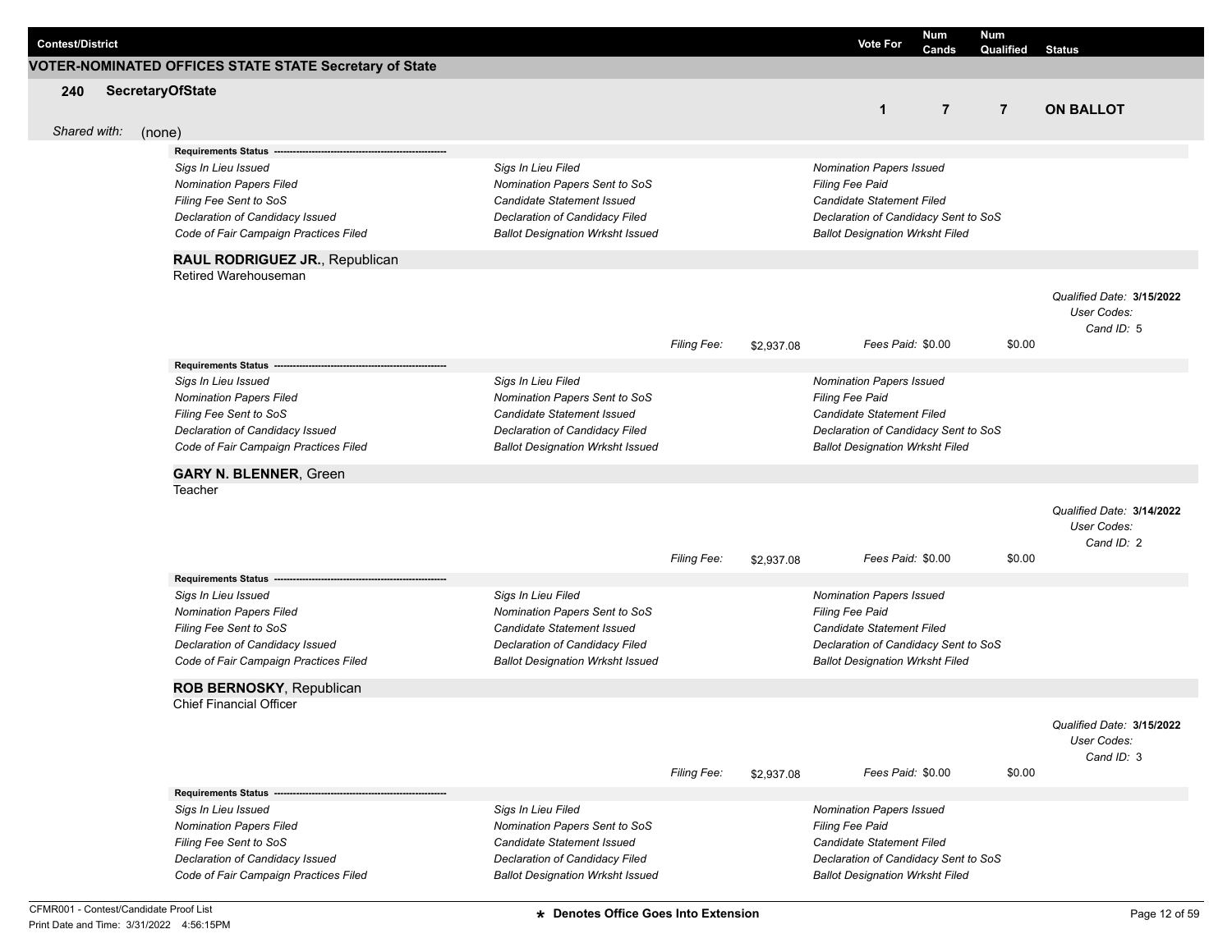| Contest/District | Vote For | Num Cands | Num Qualified | Status |
|---|---|---|---|---|

**VOTER-NOMINATED OFFICES STATE STATE Secretary of State**

**240 SecretaryOfState**

| Vote For | Num Cands | Num Qualified | Status |
|---|---|---|---|
| 1 | 7 | 7 | **ON BALLOT** |

*Shared with:* (none)

**Requirements Status** ----------------------------------------------------------

*Sigs In Lieu Issued* | *Sigs In Lieu Filed* | *Nomination Papers Issued*
*Nomination Papers Filed* | *Nomination Papers Sent to SoS* | *Filing Fee Paid*
*Filing Fee Sent to SoS* | *Candidate Statement Issued* | *Candidate Statement Filed*
*Declaration of Candidacy Issued* | *Declaration of Candidacy Filed* | *Declaration of Candidacy Sent to SoS*
*Code of Fair Campaign Practices Filed* | *Ballot Designation Wrksht Issued* | *Ballot Designation Wrksht Filed*

**RAUL RODRIGUEZ JR.**, Republican
Retired Warehouseman

*Qualified Date:* **3/15/2022**
*User Codes:*
*Cand ID:* 5

*Filing Fee:* $2,937.08 *Fees Paid:* $0.00 $0.00

**Requirements Status** ----------------------------------------------------------

*Sigs In Lieu Issued* | *Sigs In Lieu Filed* | *Nomination Papers Issued*
*Nomination Papers Filed* | *Nomination Papers Sent to SoS* | *Filing Fee Paid*
*Filing Fee Sent to SoS* | *Candidate Statement Issued* | *Candidate Statement Filed*
*Declaration of Candidacy Issued* | *Declaration of Candidacy Filed* | *Declaration of Candidacy Sent to SoS*
*Code of Fair Campaign Practices Filed* | *Ballot Designation Wrksht Issued* | *Ballot Designation Wrksht Filed*

**GARY N. BLENNER**, Green
Teacher

*Qualified Date:* **3/14/2022**
*User Codes:*
*Cand ID:* 2

*Filing Fee:* $2,937.08 *Fees Paid:* $0.00 $0.00

**Requirements Status** ----------------------------------------------------------

*Sigs In Lieu Issued* | *Sigs In Lieu Filed* | *Nomination Papers Issued*
*Nomination Papers Filed* | *Nomination Papers Sent to SoS* | *Filing Fee Paid*
*Filing Fee Sent to SoS* | *Candidate Statement Issued* | *Candidate Statement Filed*
*Declaration of Candidacy Issued* | *Declaration of Candidacy Filed* | *Declaration of Candidacy Sent to SoS*
*Code of Fair Campaign Practices Filed* | *Ballot Designation Wrksht Issued* | *Ballot Designation Wrksht Filed*

**ROB BERNOSKY**, Republican
Chief Financial Officer

*Qualified Date:* **3/15/2022**
*User Codes:*
*Cand ID:* 3

*Filing Fee:* $2,937.08 *Fees Paid:* $0.00 $0.00

**Requirements Status** ----------------------------------------------------------

*Sigs In Lieu Issued* | *Sigs In Lieu Filed* | *Nomination Papers Issued*
*Nomination Papers Filed* | *Nomination Papers Sent to SoS* | *Filing Fee Paid*
*Filing Fee Sent to SoS* | *Candidate Statement Issued* | *Candidate Statement Filed*
*Declaration of Candidacy Issued* | *Declaration of Candidacy Filed* | *Declaration of Candidacy Sent to SoS*
*Code of Fair Campaign Practices Filed* | *Ballot Designation Wrksht Issued* | *Ballot Designation Wrksht Filed*

CFMR001 - Contest/Candidate Proof List
Print Date and Time: 3/31/2022 4:56:15PM

**\* Denotes Office Goes Into Extension**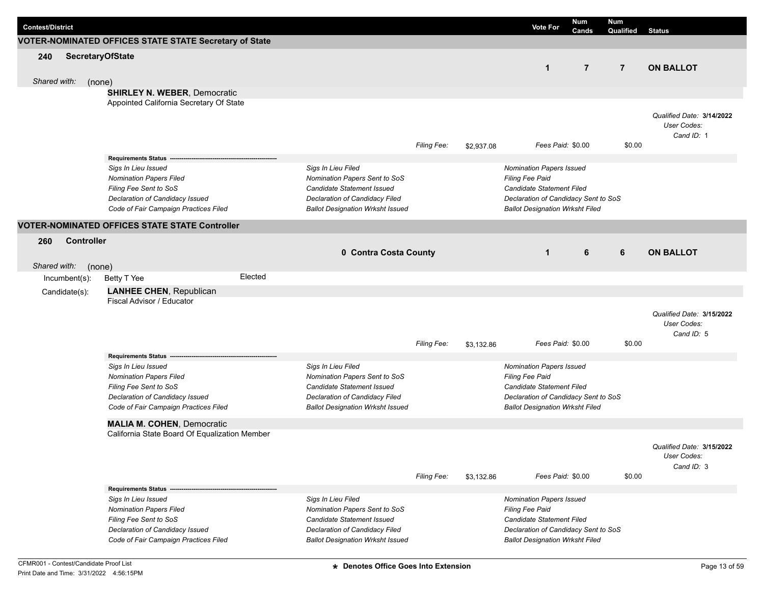| Contest/District | Vote For | Num Cands | Num Qualified | Status |
|---|---|---|---|---|

## VOTER-NOMINATED OFFICES STATE STATE Secretary of State

**240 SecretaryOfState**

| | Vote For | Num Cands | Num Qualified | Status |
|---|---|---|---|---|
| | 1 | 7 | 7 | **ON BALLOT** |

*Shared with:* (none)

**SHIRLEY N. WEBER**, Democratic
Appointed California Secretary Of State

*Qualified Date:* **3/14/2022**
*User Codes:*
*Cand ID:* 1

*Filing Fee:* $2,937.08 *Fees Paid:* $0.00 $0.00

**Requirements Status**

| | | |
|---|---|---|
| *Sigs In Lieu Issued* | *Sigs In Lieu Filed* | *Nomination Papers Issued* |
| *Nomination Papers Filed* | *Nomination Papers Sent to SoS* | *Filing Fee Paid* |
| *Filing Fee Sent to SoS* | *Candidate Statement Issued* | *Candidate Statement Filed* |
| *Declaration of Candidacy Issued* | *Declaration of Candidacy Filed* | *Declaration of Candidacy Sent to SoS* |
| *Code of Fair Campaign Practices Filed* | *Ballot Designation Wrksht Issued* | *Ballot Designation Wrksht Filed* |

## VOTER-NOMINATED OFFICES STATE STATE Controller

**260 Controller**

| | Vote For | Num Cands | Num Qualified | Status |
|---|---|---|---|---|
| 0 Contra Costa County | 1 | 6 | 6 | **ON BALLOT** |

*Shared with:* (none)

Incumbent(s): Betty T Yee — Elected

Candidate(s):

**LANHEE CHEN**, Republican
Fiscal Advisor / Educator

*Qualified Date:* **3/15/2022**
*User Codes:*
*Cand ID:* 5

*Filing Fee:* $3,132.86 *Fees Paid:* $0.00 $0.00

**Requirements Status**

| | | |
|---|---|---|
| *Sigs In Lieu Issued* | *Sigs In Lieu Filed* | *Nomination Papers Issued* |
| *Nomination Papers Filed* | *Nomination Papers Sent to SoS* | *Filing Fee Paid* |
| *Filing Fee Sent to SoS* | *Candidate Statement Issued* | *Candidate Statement Filed* |
| *Declaration of Candidacy Issued* | *Declaration of Candidacy Filed* | *Declaration of Candidacy Sent to SoS* |
| *Code of Fair Campaign Practices Filed* | *Ballot Designation Wrksht Issued* | *Ballot Designation Wrksht Filed* |

**MALIA M. COHEN**, Democratic
California State Board Of Equalization Member

*Qualified Date:* **3/15/2022**
*User Codes:*
*Cand ID:* 3

*Filing Fee:* $3,132.86 *Fees Paid:* $0.00 $0.00

**Requirements Status**

| | | |
|---|---|---|
| *Sigs In Lieu Issued* | *Sigs In Lieu Filed* | *Nomination Papers Issued* |
| *Nomination Papers Filed* | *Nomination Papers Sent to SoS* | *Filing Fee Paid* |
| *Filing Fee Sent to SoS* | *Candidate Statement Issued* | *Candidate Statement Filed* |
| *Declaration of Candidacy Issued* | *Declaration of Candidacy Filed* | *Declaration of Candidacy Sent to SoS* |
| *Code of Fair Campaign Practices Filed* | *Ballot Designation Wrksht Issued* | *Ballot Designation Wrksht Filed* |

CFMR001 - Contest/Candidate Proof List
Print Date and Time: 3/31/2022 4:56:15PM

* Denotes Office Goes Into Extension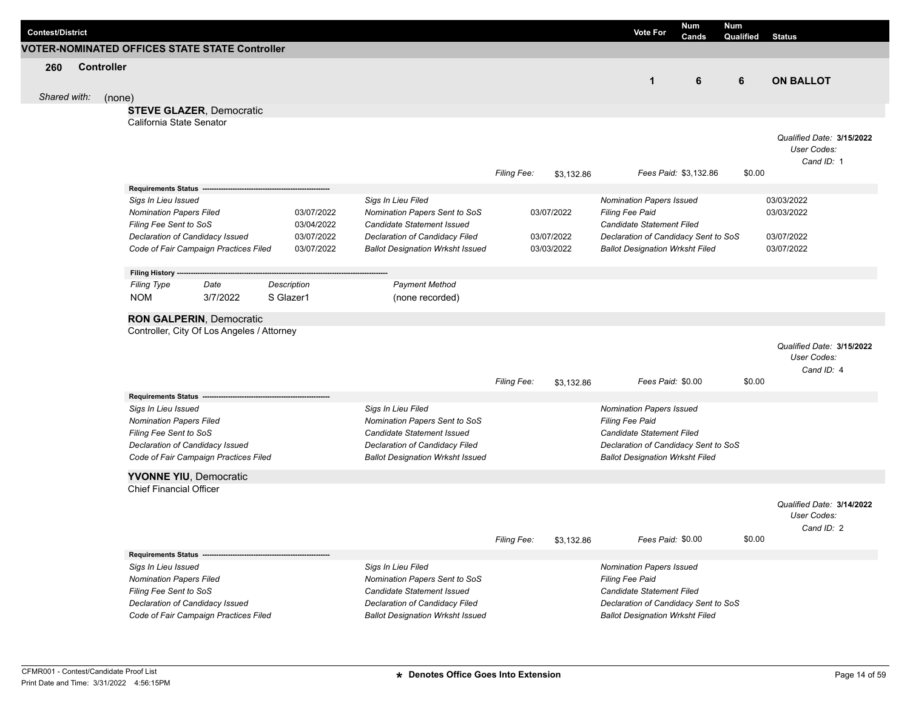| Contest/District | Vote For | Num Cands | Num Qualified | Status |
|---|---|---|---|---|

## VOTER-NOMINATED OFFICES STATE STATE Controller

| | Vote For | Num Cands | Num Qualified | Status |
|---|---|---|---|---|
| **260 Controller** | 1 | 6 | 6 | **ON BALLOT** |

*Shared with:* (none)

### STEVE GLAZER, Democratic

California State Senator

*Qualified Date:* **3/15/2022**
*User Codes:*
*Cand ID:* 1

*Filing Fee:* $3,132.86 *Fees Paid:* $3,132.86 $0.00

**Requirements Status**

| | | | | | |
|---|---|---|---|---|---|
| *Sigs In Lieu Issued* | | *Sigs In Lieu Filed* | | *Nomination Papers Issued* | 03/03/2022 |
| *Nomination Papers Filed* | 03/07/2022 | *Nomination Papers Sent to SoS* | 03/07/2022 | *Filing Fee Paid* | 03/03/2022 |
| *Filing Fee Sent to SoS* | 03/04/2022 | *Candidate Statement Issued* | | *Candidate Statement Filed* | |
| *Declaration of Candidacy Issued* | 03/07/2022 | *Declaration of Candidacy Filed* | 03/07/2022 | *Declaration of Candidacy Sent to SoS* | 03/07/2022 |
| *Code of Fair Campaign Practices Filed* | 03/07/2022 | *Ballot Designation Wrksht Issued* | 03/03/2022 | *Ballot Designation Wrksht Filed* | 03/07/2022 |

**Filing History**

| *Filing Type* | *Date* | *Description* | *Payment Method* |
|---|---|---|---|
| NOM | 3/7/2022 | S Glazer1 | (none recorded) |

### RON GALPERIN, Democratic

Controller, City Of Los Angeles / Attorney

*Qualified Date:* **3/15/2022**
*User Codes:*
*Cand ID:* 4

*Filing Fee:* $3,132.86 *Fees Paid:* $0.00 $0.00

**Requirements Status**

| | | | | | |
|---|---|---|---|---|---|
| *Sigs In Lieu Issued* | | *Sigs In Lieu Filed* | | *Nomination Papers Issued* | |
| *Nomination Papers Filed* | | *Nomination Papers Sent to SoS* | | *Filing Fee Paid* | |
| *Filing Fee Sent to SoS* | | *Candidate Statement Issued* | | *Candidate Statement Filed* | |
| *Declaration of Candidacy Issued* | | *Declaration of Candidacy Filed* | | *Declaration of Candidacy Sent to SoS* | |
| *Code of Fair Campaign Practices Filed* | | *Ballot Designation Wrksht Issued* | | *Ballot Designation Wrksht Filed* | |

### YVONNE YIU, Democratic

Chief Financial Officer

*Qualified Date:* **3/14/2022**
*User Codes:*
*Cand ID:* 2

*Filing Fee:* $3,132.86 *Fees Paid:* $0.00 $0.00

**Requirements Status**

| | | | | | |
|---|---|---|---|---|---|
| *Sigs In Lieu Issued* | | *Sigs In Lieu Filed* | | *Nomination Papers Issued* | |
| *Nomination Papers Filed* | | *Nomination Papers Sent to SoS* | | *Filing Fee Paid* | |
| *Filing Fee Sent to SoS* | | *Candidate Statement Issued* | | *Candidate Statement Filed* | |
| *Declaration of Candidacy Issued* | | *Declaration of Candidacy Filed* | | *Declaration of Candidacy Sent to SoS* | |
| *Code of Fair Campaign Practices Filed* | | *Ballot Designation Wrksht Issued* | | *Ballot Designation Wrksht Filed* | |

CFMR001 - Contest/Candidate Proof List
Print Date and Time: 3/31/2022 4:56:15PM

**\* Denotes Office Goes Into Extension**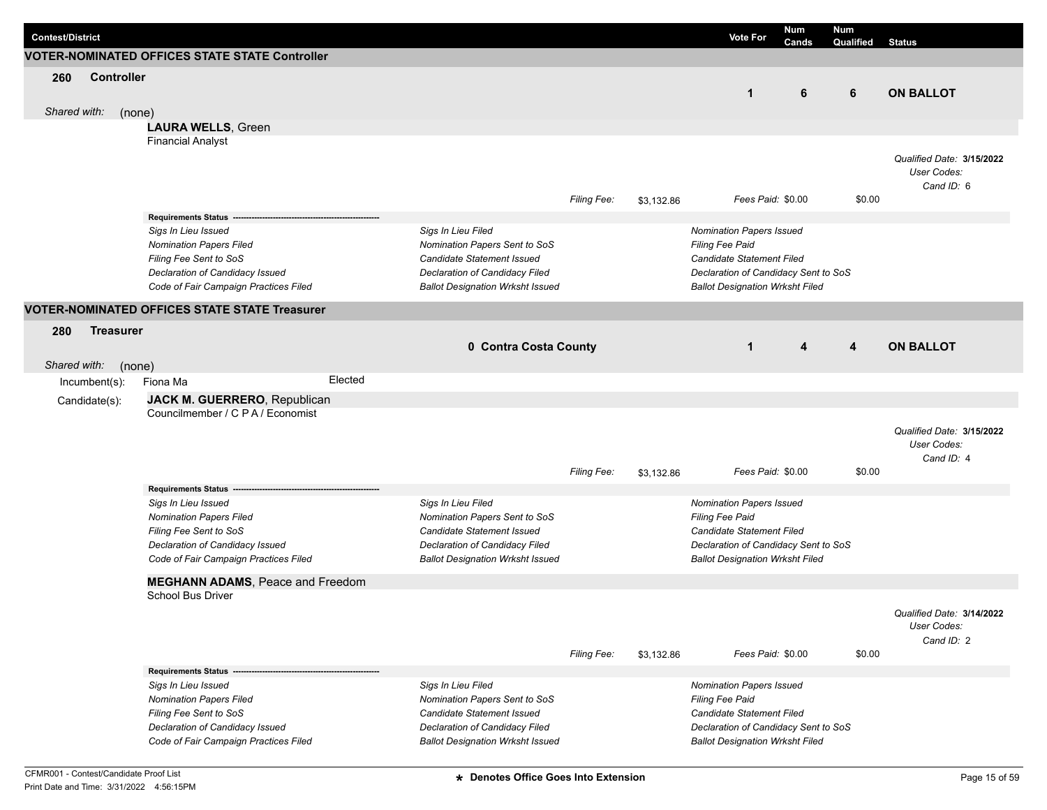| Contest/District | Vote For | Num Cands | Num Qualified | Status |
|---|---|---|---|---|

## VOTER-NOMINATED OFFICES STATE STATE Controller

**260 Controller**

| | Vote For | Num Cands | Num Qualified | Status |
|---|---|---|---|---|
| Controller | 1 | 6 | 6 | **ON BALLOT** |

*Shared with:* (none)

**LAURA WELLS**, Green
Financial Analyst

*Qualified Date:* **3/15/2022**
*User Codes:*
*Cand ID:* 6

*Filing Fee:* $3,132.86 *Fees Paid:* $0.00 $0.00

**Requirements Status**

| | | |
|---|---|---|
| *Sigs In Lieu Issued* | *Sigs In Lieu Filed* | *Nomination Papers Issued* |
| *Nomination Papers Filed* | *Nomination Papers Sent to SoS* | *Filing Fee Paid* |
| *Filing Fee Sent to SoS* | *Candidate Statement Issued* | *Candidate Statement Filed* |
| *Declaration of Candidacy Issued* | *Declaration of Candidacy Filed* | *Declaration of Candidacy Sent to SoS* |
| *Code of Fair Campaign Practices Filed* | *Ballot Designation Wrksht Issued* | *Ballot Designation Wrksht Filed* |

## VOTER-NOMINATED OFFICES STATE STATE Treasurer

**280 Treasurer**

| | District | Vote For | Num Cands | Num Qualified | Status |
|---|---|---|---|---|---|
| Treasurer | 0 Contra Costa County | 1 | 4 | 4 | **ON BALLOT** |

*Shared with:* (none)

Incumbent(s): Fiona Ma — Elected

Candidate(s):

**JACK M. GUERRERO**, Republican
Councilmember / C P A / Economist

*Qualified Date:* **3/15/2022**
*User Codes:*
*Cand ID:* 4

*Filing Fee:* $3,132.86 *Fees Paid:* $0.00 $0.00

**Requirements Status**

| | | |
|---|---|---|
| *Sigs In Lieu Issued* | *Sigs In Lieu Filed* | *Nomination Papers Issued* |
| *Nomination Papers Filed* | *Nomination Papers Sent to SoS* | *Filing Fee Paid* |
| *Filing Fee Sent to SoS* | *Candidate Statement Issued* | *Candidate Statement Filed* |
| *Declaration of Candidacy Issued* | *Declaration of Candidacy Filed* | *Declaration of Candidacy Sent to SoS* |
| *Code of Fair Campaign Practices Filed* | *Ballot Designation Wrksht Issued* | *Ballot Designation Wrksht Filed* |

**MEGHANN ADAMS**, Peace and Freedom
School Bus Driver

*Qualified Date:* **3/14/2022**
*User Codes:*
*Cand ID:* 2

*Filing Fee:* $3,132.86 *Fees Paid:* $0.00 $0.00

**Requirements Status**

| | | |
|---|---|---|
| *Sigs In Lieu Issued* | *Sigs In Lieu Filed* | *Nomination Papers Issued* |
| *Nomination Papers Filed* | *Nomination Papers Sent to SoS* | *Filing Fee Paid* |
| *Filing Fee Sent to SoS* | *Candidate Statement Issued* | *Candidate Statement Filed* |
| *Declaration of Candidacy Issued* | *Declaration of Candidacy Filed* | *Declaration of Candidacy Sent to SoS* |
| *Code of Fair Campaign Practices Filed* | *Ballot Designation Wrksht Issued* | *Ballot Designation Wrksht Filed* |

CFMR001 - Contest/Candidate Proof List
Print Date and Time: 3/31/2022 4:56:15PM

**★ Denotes Office Goes Into Extension**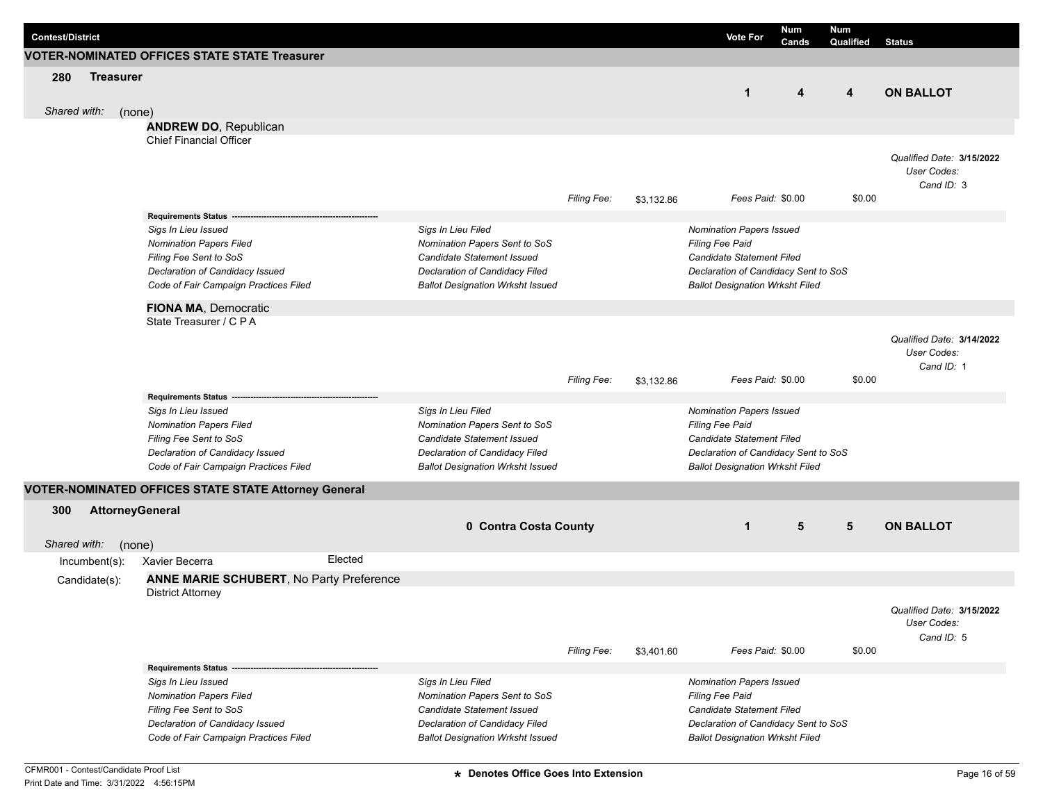| Contest/District | Vote For | Num Cands | Num Qualified | Status |
|---|---|---|---|---|

## VOTER-NOMINATED OFFICES STATE STATE Treasurer

| Contest/District | Vote For | Num Cands | Num Qualified | Status |
|---|---|---|---|---|
| **280 Treasurer** | 1 | 4 | 4 | **ON BALLOT** |

*Shared with:* (none)

**ANDREW DO**, Republican
Chief Financial Officer

*Qualified Date:* **3/15/2022**
*User Codes:*
*Cand ID:* 3

*Filing Fee:* $3,132.86 *Fees Paid:* $0.00 $0.00

**Requirements Status** ----------------------------------------------------------

| | | |
|---|---|---|
| *Sigs In Lieu Issued* | *Sigs In Lieu Filed* | *Nomination Papers Issued* |
| *Nomination Papers Filed* | *Nomination Papers Sent to SoS* | *Filing Fee Paid* |
| *Filing Fee Sent to SoS* | *Candidate Statement Issued* | *Candidate Statement Filed* |
| *Declaration of Candidacy Issued* | *Declaration of Candidacy Filed* | *Declaration of Candidacy Sent to SoS* |
| *Code of Fair Campaign Practices Filed* | *Ballot Designation Wrksht Issued* | *Ballot Designation Wrksht Filed* |

**FIONA MA**, Democratic
State Treasurer / C P A

*Qualified Date:* **3/14/2022**
*User Codes:*
*Cand ID:* 1

*Filing Fee:* $3,132.86 *Fees Paid:* $0.00 $0.00

**Requirements Status** ----------------------------------------------------------

| | | |
|---|---|---|
| *Sigs In Lieu Issued* | *Sigs In Lieu Filed* | *Nomination Papers Issued* |
| *Nomination Papers Filed* | *Nomination Papers Sent to SoS* | *Filing Fee Paid* |
| *Filing Fee Sent to SoS* | *Candidate Statement Issued* | *Candidate Statement Filed* |
| *Declaration of Candidacy Issued* | *Declaration of Candidacy Filed* | *Declaration of Candidacy Sent to SoS* |
| *Code of Fair Campaign Practices Filed* | *Ballot Designation Wrksht Issued* | *Ballot Designation Wrksht Filed* |

## VOTER-NOMINATED OFFICES STATE STATE Attorney General

| Contest/District | | Vote For | Num Cands | Num Qualified | Status |
|---|---|---|---|---|---|
| **300 AttorneyGeneral** | **0 Contra Costa County** | 1 | 5 | 5 | **ON BALLOT** |

*Shared with:* (none)

Incumbent(s): Xavier Becerra Elected

Candidate(s): **ANNE MARIE SCHUBERT**, No Party Preference
District Attorney

*Qualified Date:* **3/15/2022**
*User Codes:*
*Cand ID:* 5

*Filing Fee:* $3,401.60 *Fees Paid:* $0.00 $0.00

**Requirements Status** ----------------------------------------------------------

| | | |
|---|---|---|
| *Sigs In Lieu Issued* | *Sigs In Lieu Filed* | *Nomination Papers Issued* |
| *Nomination Papers Filed* | *Nomination Papers Sent to SoS* | *Filing Fee Paid* |
| *Filing Fee Sent to SoS* | *Candidate Statement Issued* | *Candidate Statement Filed* |
| *Declaration of Candidacy Issued* | *Declaration of Candidacy Filed* | *Declaration of Candidacy Sent to SoS* |
| *Code of Fair Campaign Practices Filed* | *Ballot Designation Wrksht Issued* | *Ballot Designation Wrksht Filed* |

CFMR001 - Contest/Candidate Proof List
Print Date and Time: 3/31/2022 4:56:15PM

**★ Denotes Office Goes Into Extension**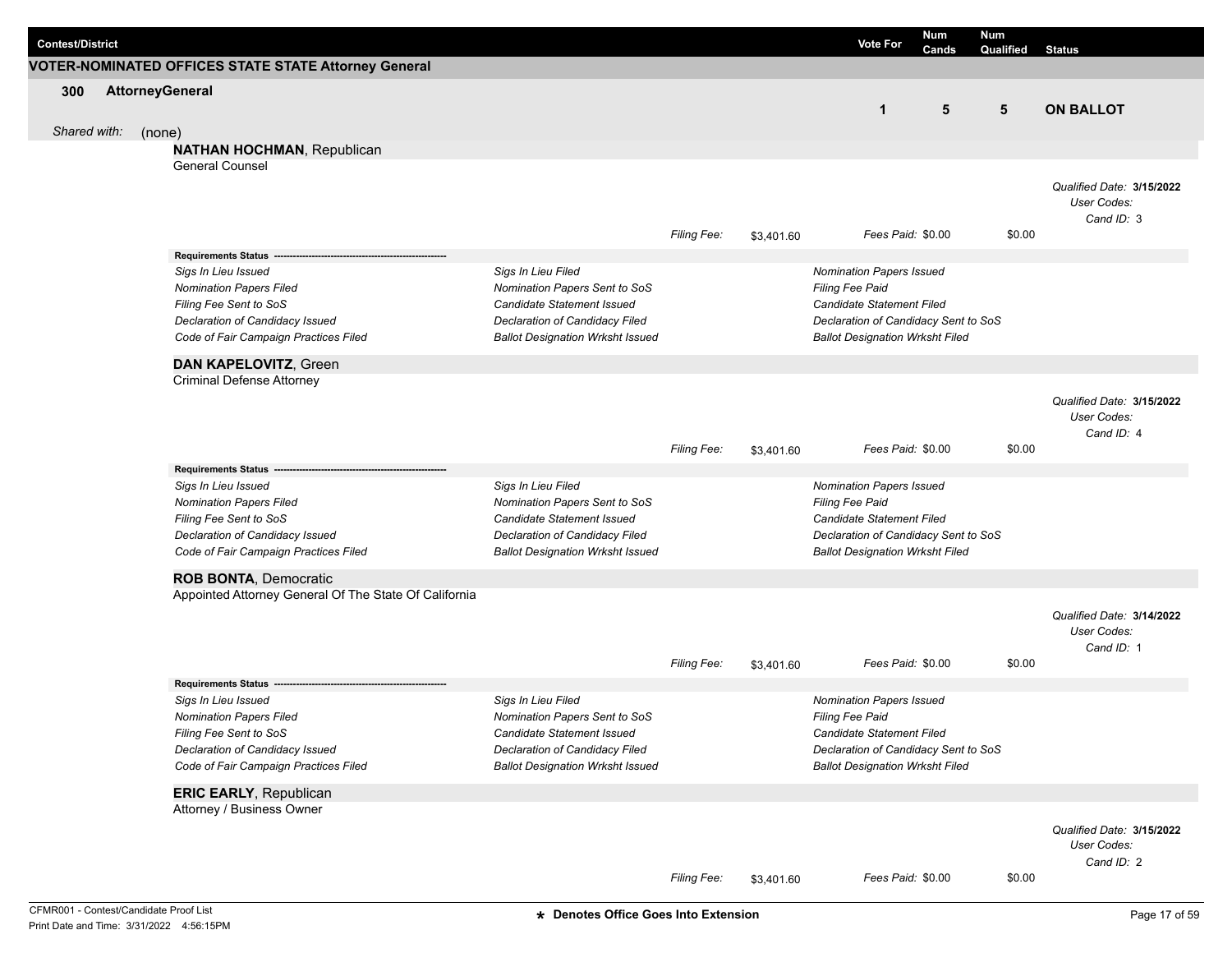| Contest/District | Vote For | Num Cands | Num Qualified | Status |
|---|---|---|---|---|

## VOTER-NOMINATED OFFICES STATE STATE Attorney General

| 300 AttorneyGeneral | Vote For | Num Cands | Num Qualified | Status |
|---|---|---|---|---|
| | 1 | 5 | 5 | ON BALLOT |

*Shared with:* (none)

**NATHAN HOCHMAN**, Republican
General Counsel

*Qualified Date:* **3/15/2022**
*User Codes:*
*Cand ID:* 3

*Filing Fee:* $3,401.60 *Fees Paid:* $0.00 $0.00

**Requirements Status** ---------------------------------------------------------

| | | |
|---|---|---|
| *Sigs In Lieu Issued* | *Sigs In Lieu Filed* | *Nomination Papers Issued* |
| *Nomination Papers Filed* | *Nomination Papers Sent to SoS* | *Filing Fee Paid* |
| *Filing Fee Sent to SoS* | *Candidate Statement Issued* | *Candidate Statement Filed* |
| *Declaration of Candidacy Issued* | *Declaration of Candidacy Filed* | *Declaration of Candidacy Sent to SoS* |
| *Code of Fair Campaign Practices Filed* | *Ballot Designation Wrksht Issued* | *Ballot Designation Wrksht Filed* |

**DAN KAPELOVITZ**, Green
Criminal Defense Attorney

*Qualified Date:* **3/15/2022**
*User Codes:*
*Cand ID:* 4

*Filing Fee:* $3,401.60 *Fees Paid:* $0.00 $0.00

**Requirements Status** ---------------------------------------------------------

| | | |
|---|---|---|
| *Sigs In Lieu Issued* | *Sigs In Lieu Filed* | *Nomination Papers Issued* |
| *Nomination Papers Filed* | *Nomination Papers Sent to SoS* | *Filing Fee Paid* |
| *Filing Fee Sent to SoS* | *Candidate Statement Issued* | *Candidate Statement Filed* |
| *Declaration of Candidacy Issued* | *Declaration of Candidacy Filed* | *Declaration of Candidacy Sent to SoS* |
| *Code of Fair Campaign Practices Filed* | *Ballot Designation Wrksht Issued* | *Ballot Designation Wrksht Filed* |

**ROB BONTA**, Democratic
Appointed Attorney General Of The State Of California

*Qualified Date:* **3/14/2022**
*User Codes:*
*Cand ID:* 1

*Filing Fee:* $3,401.60 *Fees Paid:* $0.00 $0.00

**Requirements Status** ---------------------------------------------------------

| | | |
|---|---|---|
| *Sigs In Lieu Issued* | *Sigs In Lieu Filed* | *Nomination Papers Issued* |
| *Nomination Papers Filed* | *Nomination Papers Sent to SoS* | *Filing Fee Paid* |
| *Filing Fee Sent to SoS* | *Candidate Statement Issued* | *Candidate Statement Filed* |
| *Declaration of Candidacy Issued* | *Declaration of Candidacy Filed* | *Declaration of Candidacy Sent to SoS* |
| *Code of Fair Campaign Practices Filed* | *Ballot Designation Wrksht Issued* | *Ballot Designation Wrksht Filed* |

**ERIC EARLY**, Republican
Attorney / Business Owner

*Qualified Date:* **3/15/2022**
*User Codes:*
*Cand ID:* 2

*Filing Fee:* $3,401.60 *Fees Paid:* $0.00 $0.00

CFMR001 - Contest/Candidate Proof List
Print Date and Time: 3/31/2022 4:56:15PM

**\* Denotes Office Goes Into Extension**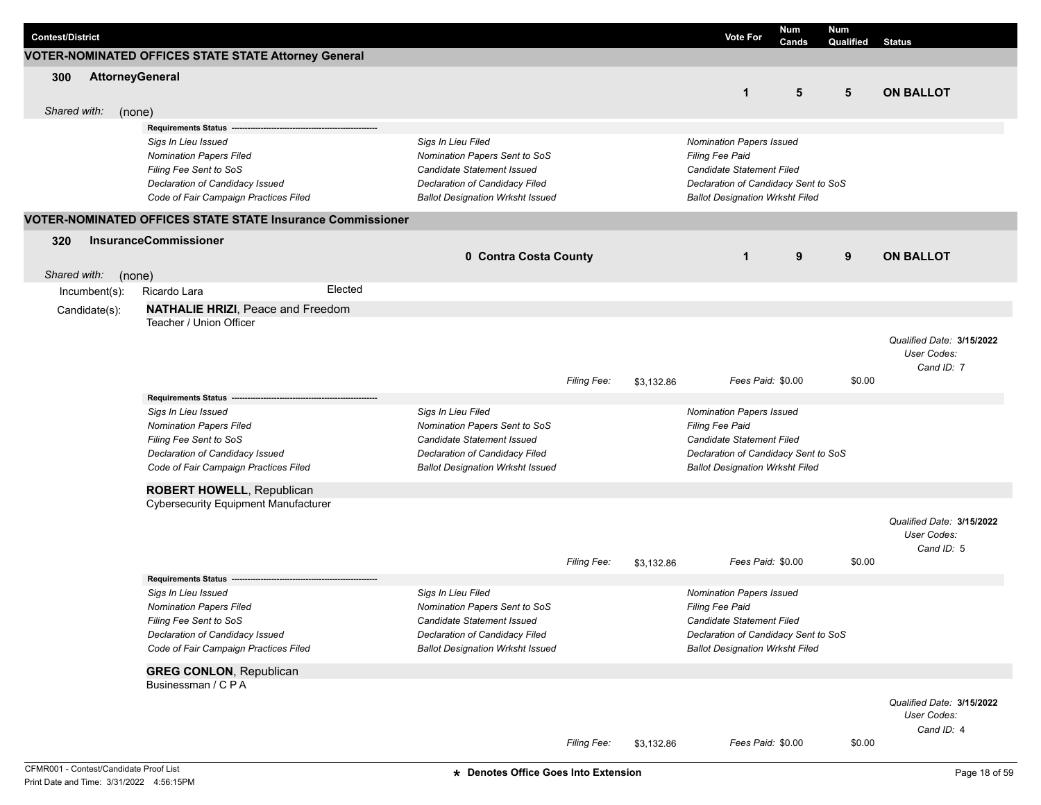| Contest/District | Vote For | Num Cands | Num Qualified | Status |
|---|---|---|---|---|

## VOTER-NOMINATED OFFICES STATE STATE Attorney General

**300 AttorneyGeneral**

| Vote For | Num Cands | Num Qualified | Status |
|---|---|---|---|
| 1 | 5 | 5 | **ON BALLOT** |

*Shared with:* (none)

**Requirements Status**

| | | |
|---|---|---|
| *Sigs In Lieu Issued* | *Sigs In Lieu Filed* | *Nomination Papers Issued* |
| *Nomination Papers Filed* | *Nomination Papers Sent to SoS* | *Filing Fee Paid* |
| *Filing Fee Sent to SoS* | *Candidate Statement Issued* | *Candidate Statement Filed* |
| *Declaration of Candidacy Issued* | *Declaration of Candidacy Filed* | *Declaration of Candidacy Sent to SoS* |
| *Code of Fair Campaign Practices Filed* | *Ballot Designation Wrksht Issued* | *Ballot Designation Wrksht Filed* |

## VOTER-NOMINATED OFFICES STATE STATE Insurance Commissioner

**320 InsuranceCommissioner** — **0 Contra Costa County**

| Vote For | Num Cands | Num Qualified | Status |
|---|---|---|---|
| 1 | 9 | 9 | **ON BALLOT** |

*Shared with:* (none)

Incumbent(s): Ricardo Lara — Elected

Candidate(s):

**NATHALIE HRIZI**, Peace and Freedom
Teacher / Union Officer

*Qualified Date:* **3/15/2022**
*User Codes:*
*Cand ID:* 7

*Filing Fee:* $3,132.86 — *Fees Paid:* $0.00 — $0.00

**Requirements Status**

| | | |
|---|---|---|
| *Sigs In Lieu Issued* | *Sigs In Lieu Filed* | *Nomination Papers Issued* |
| *Nomination Papers Filed* | *Nomination Papers Sent to SoS* | *Filing Fee Paid* |
| *Filing Fee Sent to SoS* | *Candidate Statement Issued* | *Candidate Statement Filed* |
| *Declaration of Candidacy Issued* | *Declaration of Candidacy Filed* | *Declaration of Candidacy Sent to SoS* |
| *Code of Fair Campaign Practices Filed* | *Ballot Designation Wrksht Issued* | *Ballot Designation Wrksht Filed* |

**ROBERT HOWELL**, Republican
Cybersecurity Equipment Manufacturer

*Qualified Date:* **3/15/2022**
*User Codes:*
*Cand ID:* 5

*Filing Fee:* $3,132.86 — *Fees Paid:* $0.00 — $0.00

**Requirements Status**

| | | |
|---|---|---|
| *Sigs In Lieu Issued* | *Sigs In Lieu Filed* | *Nomination Papers Issued* |
| *Nomination Papers Filed* | *Nomination Papers Sent to SoS* | *Filing Fee Paid* |
| *Filing Fee Sent to SoS* | *Candidate Statement Issued* | *Candidate Statement Filed* |
| *Declaration of Candidacy Issued* | *Declaration of Candidacy Filed* | *Declaration of Candidacy Sent to SoS* |
| *Code of Fair Campaign Practices Filed* | *Ballot Designation Wrksht Issued* | *Ballot Designation Wrksht Filed* |

**GREG CONLON**, Republican
Businessman / C P A

*Qualified Date:* **3/15/2022**
*User Codes:*
*Cand ID:* 4

*Filing Fee:* $3,132.86 — *Fees Paid:* $0.00 — $0.00

CFMR001 - Contest/Candidate Proof List
Print Date and Time: 3/31/2022 4:56:15PM

**★ Denotes Office Goes Into Extension**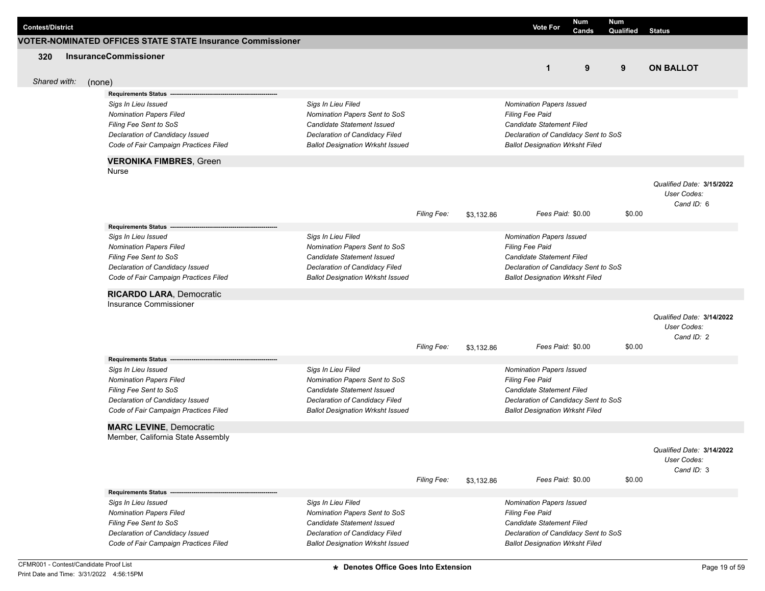| Contest/District | Vote For | Num Cands | Num Qualified | Status |
|---|---|---|---|---|

## VOTER-NOMINATED OFFICES STATE STATE Insurance Commissioner

| 320 InsuranceCommissioner | Vote For | Num Cands | Num Qualified | Status |
|---|---|---|---|---|
| | 1 | 9 | 9 | **ON BALLOT** |

*Shared with:* (none)

**Requirements Status** ----------------------------------------------------

| | | |
|---|---|---|
| *Sigs In Lieu Issued* | *Sigs In Lieu Filed* | *Nomination Papers Issued* |
| *Nomination Papers Filed* | *Nomination Papers Sent to SoS* | *Filing Fee Paid* |
| *Filing Fee Sent to SoS* | *Candidate Statement Issued* | *Candidate Statement Filed* |
| *Declaration of Candidacy Issued* | *Declaration of Candidacy Filed* | *Declaration of Candidacy Sent to SoS* |
| *Code of Fair Campaign Practices Filed* | *Ballot Designation Wrksht Issued* | *Ballot Designation Wrksht Filed* |

### VERONIKA FIMBRES, Green

Nurse

*Qualified Date:* **3/15/2022**
*User Codes:*
*Cand ID:* 6

*Filing Fee:* $3,132.86 *Fees Paid:* $0.00 $0.00

**Requirements Status** ----------------------------------------------------

| | | |
|---|---|---|
| *Sigs In Lieu Issued* | *Sigs In Lieu Filed* | *Nomination Papers Issued* |
| *Nomination Papers Filed* | *Nomination Papers Sent to SoS* | *Filing Fee Paid* |
| *Filing Fee Sent to SoS* | *Candidate Statement Issued* | *Candidate Statement Filed* |
| *Declaration of Candidacy Issued* | *Declaration of Candidacy Filed* | *Declaration of Candidacy Sent to SoS* |
| *Code of Fair Campaign Practices Filed* | *Ballot Designation Wrksht Issued* | *Ballot Designation Wrksht Filed* |

### RICARDO LARA, Democratic

Insurance Commissioner

*Qualified Date:* **3/14/2022**
*User Codes:*
*Cand ID:* 2

*Filing Fee:* $3,132.86 *Fees Paid:* $0.00 $0.00

**Requirements Status** ----------------------------------------------------

| | | |
|---|---|---|
| *Sigs In Lieu Issued* | *Sigs In Lieu Filed* | *Nomination Papers Issued* |
| *Nomination Papers Filed* | *Nomination Papers Sent to SoS* | *Filing Fee Paid* |
| *Filing Fee Sent to SoS* | *Candidate Statement Issued* | *Candidate Statement Filed* |
| *Declaration of Candidacy Issued* | *Declaration of Candidacy Filed* | *Declaration of Candidacy Sent to SoS* |
| *Code of Fair Campaign Practices Filed* | *Ballot Designation Wrksht Issued* | *Ballot Designation Wrksht Filed* |

### MARC LEVINE, Democratic

Member, California State Assembly

*Qualified Date:* **3/14/2022**
*User Codes:*
*Cand ID:* 3

*Filing Fee:* $3,132.86 *Fees Paid:* $0.00 $0.00

**Requirements Status** ----------------------------------------------------

| | | |
|---|---|---|
| *Sigs In Lieu Issued* | *Sigs In Lieu Filed* | *Nomination Papers Issued* |
| *Nomination Papers Filed* | *Nomination Papers Sent to SoS* | *Filing Fee Paid* |
| *Filing Fee Sent to SoS* | *Candidate Statement Issued* | *Candidate Statement Filed* |
| *Declaration of Candidacy Issued* | *Declaration of Candidacy Filed* | *Declaration of Candidacy Sent to SoS* |
| *Code of Fair Campaign Practices Filed* | *Ballot Designation Wrksht Issued* | *Ballot Designation Wrksht Filed* |

CFMR001 - Contest/Candidate Proof List
Print Date and Time: 3/31/2022 4:56:15PM

**\* Denotes Office Goes Into Extension**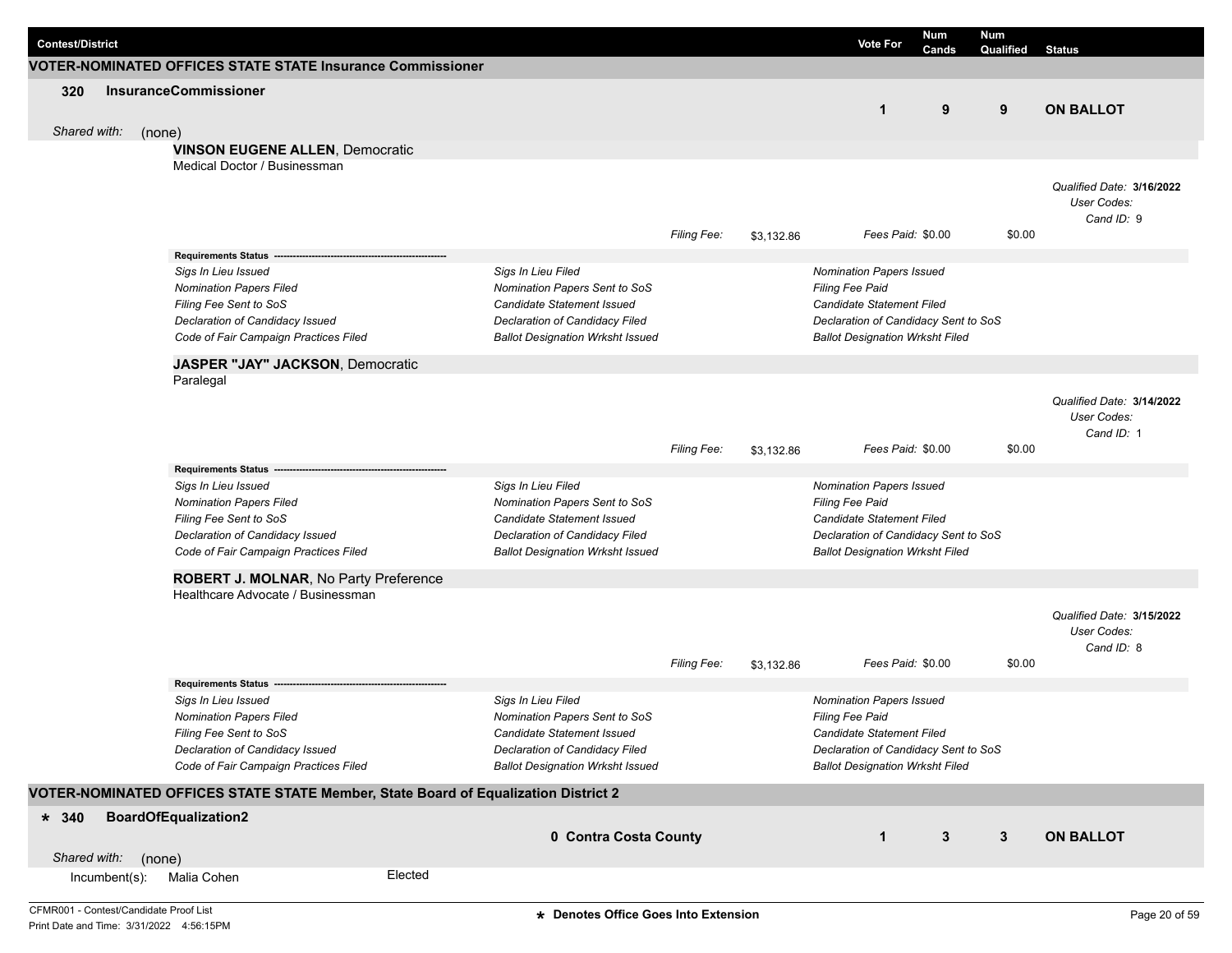| Contest/District | Vote For | Num Cands | Num Qualified | Status |
|---|---|---|---|---|

## VOTER-NOMINATED OFFICES STATE STATE Insurance Commissioner

| 320 InsuranceCommissioner | Vote For | Num Cands | Num Qualified | Status |
|---|---|---|---|---|
| | 1 | 9 | 9 | ON BALLOT |

*Shared with:* (none)

**VINSON EUGENE ALLEN**, Democratic
Medical Doctor / Businessman

*Qualified Date:* **3/16/2022**
*User Codes:*
*Cand ID:* 9

*Filing Fee:* $3,132.86 *Fees Paid:* $0.00 $0.00

**Requirements Status**

| | | |
|---|---|---|
| *Sigs In Lieu Issued* | *Sigs In Lieu Filed* | *Nomination Papers Issued* |
| *Nomination Papers Filed* | *Nomination Papers Sent to SoS* | *Filing Fee Paid* |
| *Filing Fee Sent to SoS* | *Candidate Statement Issued* | *Candidate Statement Filed* |
| *Declaration of Candidacy Issued* | *Declaration of Candidacy Filed* | *Declaration of Candidacy Sent to SoS* |
| *Code of Fair Campaign Practices Filed* | *Ballot Designation Wrksht Issued* | *Ballot Designation Wrksht Filed* |

**JASPER "JAY" JACKSON**, Democratic
Paralegal

*Qualified Date:* **3/14/2022**
*User Codes:*
*Cand ID:* 1

*Filing Fee:* $3,132.86 *Fees Paid:* $0.00 $0.00

**Requirements Status**

| | | |
|---|---|---|
| *Sigs In Lieu Issued* | *Sigs In Lieu Filed* | *Nomination Papers Issued* |
| *Nomination Papers Filed* | *Nomination Papers Sent to SoS* | *Filing Fee Paid* |
| *Filing Fee Sent to SoS* | *Candidate Statement Issued* | *Candidate Statement Filed* |
| *Declaration of Candidacy Issued* | *Declaration of Candidacy Filed* | *Declaration of Candidacy Sent to SoS* |
| *Code of Fair Campaign Practices Filed* | *Ballot Designation Wrksht Issued* | *Ballot Designation Wrksht Filed* |

**ROBERT J. MOLNAR**, No Party Preference
Healthcare Advocate / Businessman

*Qualified Date:* **3/15/2022**
*User Codes:*
*Cand ID:* 8

*Filing Fee:* $3,132.86 *Fees Paid:* $0.00 $0.00

**Requirements Status**

| | | |
|---|---|---|
| *Sigs In Lieu Issued* | *Sigs In Lieu Filed* | *Nomination Papers Issued* |
| *Nomination Papers Filed* | *Nomination Papers Sent to SoS* | *Filing Fee Paid* |
| *Filing Fee Sent to SoS* | *Candidate Statement Issued* | *Candidate Statement Filed* |
| *Declaration of Candidacy Issued* | *Declaration of Candidacy Filed* | *Declaration of Candidacy Sent to SoS* |
| *Code of Fair Campaign Practices Filed* | *Ballot Designation Wrksht Issued* | *Ballot Designation Wrksht Filed* |

## VOTER-NOMINATED OFFICES STATE STATE Member, State Board of Equalization District 2

| * 340 BoardOfEqualization2 | | Vote For | Num Cands | Num Qualified | Status |
|---|---|---|---|---|---|
| | 0 Contra Costa County | 1 | 3 | 3 | ON BALLOT |

*Shared with:* (none)

Incumbent(s): Malia Cohen — Elected

CFMR001 - Contest/Candidate Proof List
Print Date and Time: 3/31/2022 4:56:15PM

**\* Denotes Office Goes Into Extension**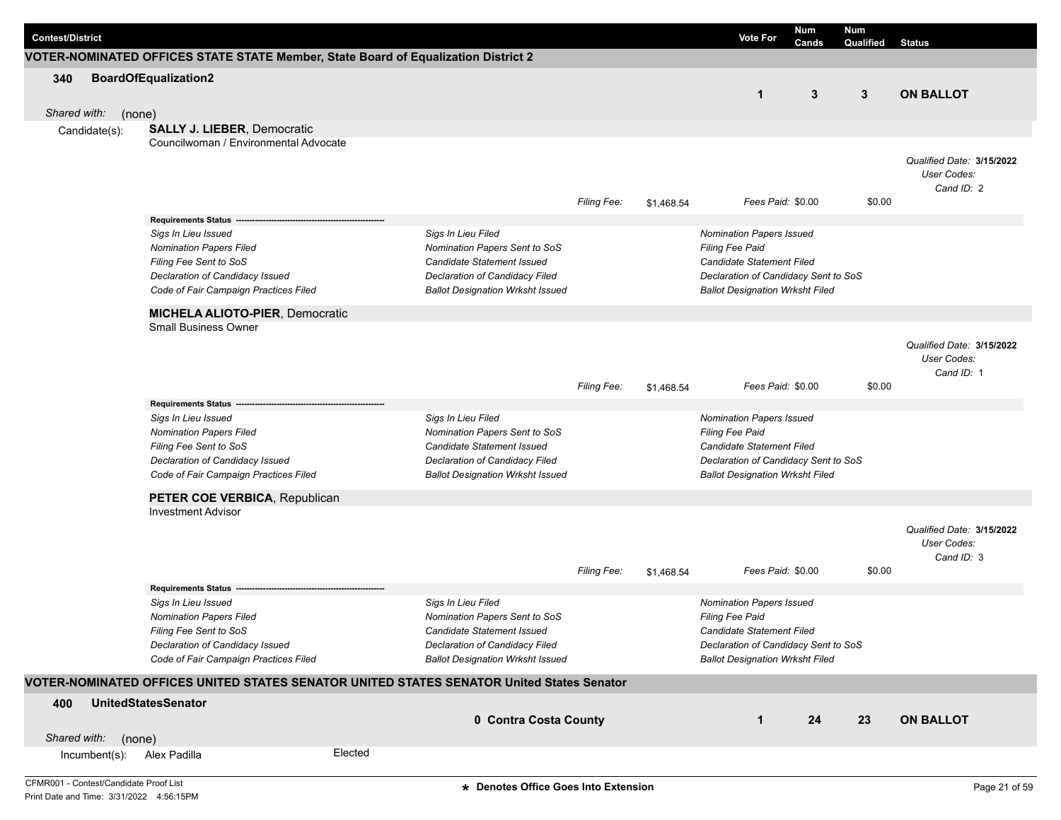| Contest/District | | Vote For | Num Cands | Num Qualified | Status |
|---|---|---|---|---|---|

## VOTER-NOMINATED OFFICES STATE STATE Member, State Board of Equalization District 2

**340 BoardOfEqualization2**

| Vote For | Num Cands | Num Qualified | Status |
|---|---|---|---|
| 1 | 3 | 3 | **ON BALLOT** |

*Shared with:* (none)

Candidate(s):

**SALLY J. LIEBER**, Democratic
Councilwoman / Environmental Advocate

*Qualified Date:* **3/15/2022**
*User Codes:*
*Cand ID:* 2

*Filing Fee:* $1,468.54 *Fees Paid:* $0.00 $0.00

**Requirements Status** ----------------------------------------------------------

| | | |
|---|---|---|
| *Sigs In Lieu Issued* | *Sigs In Lieu Filed* | *Nomination Papers Issued* |
| *Nomination Papers Filed* | *Nomination Papers Sent to SoS* | *Filing Fee Paid* |
| *Filing Fee Sent to SoS* | *Candidate Statement Issued* | *Candidate Statement Filed* |
| *Declaration of Candidacy Issued* | *Declaration of Candidacy Filed* | *Declaration of Candidacy Sent to SoS* |
| *Code of Fair Campaign Practices Filed* | *Ballot Designation Wrksht Issued* | *Ballot Designation Wrksht Filed* |

**MICHELA ALIOTO-PIER**, Democratic
Small Business Owner

*Qualified Date:* **3/15/2022**
*User Codes:*
*Cand ID:* 1

*Filing Fee:* $1,468.54 *Fees Paid:* $0.00 $0.00

**Requirements Status** ----------------------------------------------------------

| | | |
|---|---|---|
| *Sigs In Lieu Issued* | *Sigs In Lieu Filed* | *Nomination Papers Issued* |
| *Nomination Papers Filed* | *Nomination Papers Sent to SoS* | *Filing Fee Paid* |
| *Filing Fee Sent to SoS* | *Candidate Statement Issued* | *Candidate Statement Filed* |
| *Declaration of Candidacy Issued* | *Declaration of Candidacy Filed* | *Declaration of Candidacy Sent to SoS* |
| *Code of Fair Campaign Practices Filed* | *Ballot Designation Wrksht Issued* | *Ballot Designation Wrksht Filed* |

**PETER COE VERBICA**, Republican
Investment Advisor

*Qualified Date:* **3/15/2022**
*User Codes:*
*Cand ID:* 3

*Filing Fee:* $1,468.54 *Fees Paid:* $0.00 $0.00

**Requirements Status** ----------------------------------------------------------

| | | |
|---|---|---|
| *Sigs In Lieu Issued* | *Sigs In Lieu Filed* | *Nomination Papers Issued* |
| *Nomination Papers Filed* | *Nomination Papers Sent to SoS* | *Filing Fee Paid* |
| *Filing Fee Sent to SoS* | *Candidate Statement Issued* | *Candidate Statement Filed* |
| *Declaration of Candidacy Issued* | *Declaration of Candidacy Filed* | *Declaration of Candidacy Sent to SoS* |
| *Code of Fair Campaign Practices Filed* | *Ballot Designation Wrksht Issued* | *Ballot Designation Wrksht Filed* |

## VOTER-NOMINATED OFFICES UNITED STATES SENATOR UNITED STATES SENATOR United States Senator

**400 UnitedStatesSenator**

**0 Contra Costa County**

| Vote For | Num Cands | Num Qualified | Status |
|---|---|---|---|
| 1 | 24 | 23 | **ON BALLOT** |

*Shared with:* (none)

Incumbent(s): Alex Padilla Elected

CFMR001 - Contest/Candidate Proof List
Print Date and Time: 3/31/2022 4:56:15PM

**\* Denotes Office Goes Into Extension**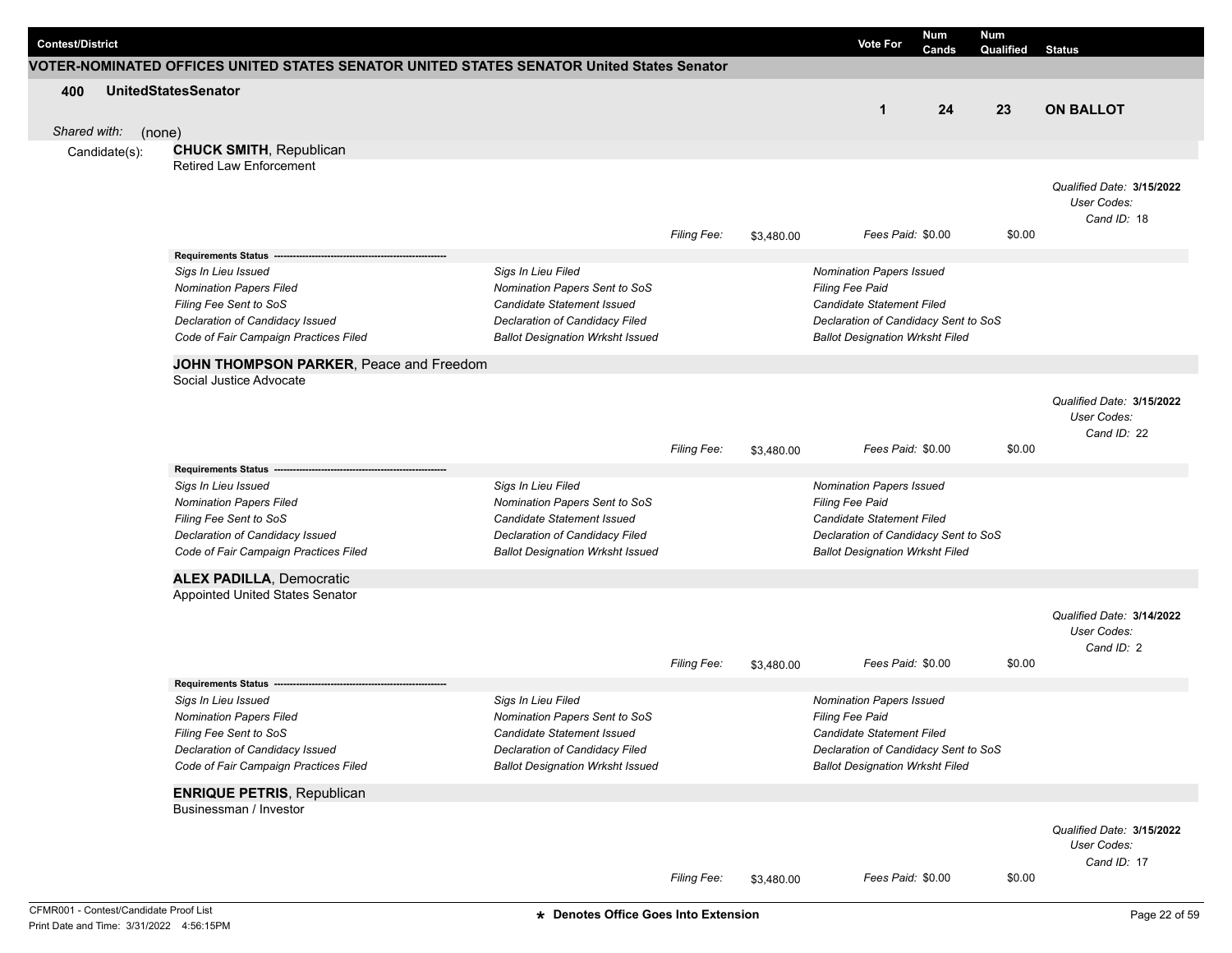| Contest/District | Vote For | Num Cands | Num Qualified | Status |
|---|---|---|---|---|

**VOTER-NOMINATED OFFICES UNITED STATES SENATOR UNITED STATES SENATOR United States Senator**

| 400 UnitedStatesSenator | Vote For | Num Cands | Num Qualified | Status |
|---|---|---|---|---|
| | 1 | 24 | 23 | **ON BALLOT** |

*Shared with:* (none)

Candidate(s):

**CHUCK SMITH**, Republican
Retired Law Enforcement

*Qualified Date:* **3/15/2022**
*User Codes:*
*Cand ID:* 18

*Filing Fee:* $3,480.00 *Fees Paid:* $0.00 $0.00

**Requirements Status** -----------------------------------------------------------

| | | |
|---|---|---|
| *Sigs In Lieu Issued* | *Sigs In Lieu Filed* | *Nomination Papers Issued* |
| *Nomination Papers Filed* | *Nomination Papers Sent to SoS* | *Filing Fee Paid* |
| *Filing Fee Sent to SoS* | *Candidate Statement Issued* | *Candidate Statement Filed* |
| *Declaration of Candidacy Issued* | *Declaration of Candidacy Filed* | *Declaration of Candidacy Sent to SoS* |
| *Code of Fair Campaign Practices Filed* | *Ballot Designation Wrksht Issued* | *Ballot Designation Wrksht Filed* |

**JOHN THOMPSON PARKER**, Peace and Freedom
Social Justice Advocate

*Qualified Date:* **3/15/2022**
*User Codes:*
*Cand ID:* 22

*Filing Fee:* $3,480.00 *Fees Paid:* $0.00 $0.00

**Requirements Status** -----------------------------------------------------------

| | | |
|---|---|---|
| *Sigs In Lieu Issued* | *Sigs In Lieu Filed* | *Nomination Papers Issued* |
| *Nomination Papers Filed* | *Nomination Papers Sent to SoS* | *Filing Fee Paid* |
| *Filing Fee Sent to SoS* | *Candidate Statement Issued* | *Candidate Statement Filed* |
| *Declaration of Candidacy Issued* | *Declaration of Candidacy Filed* | *Declaration of Candidacy Sent to SoS* |
| *Code of Fair Campaign Practices Filed* | *Ballot Designation Wrksht Issued* | *Ballot Designation Wrksht Filed* |

**ALEX PADILLA**, Democratic
Appointed United States Senator

*Qualified Date:* **3/14/2022**
*User Codes:*
*Cand ID:* 2

*Filing Fee:* $3,480.00 *Fees Paid:* $0.00 $0.00

**Requirements Status** -----------------------------------------------------------

| | | |
|---|---|---|
| *Sigs In Lieu Issued* | *Sigs In Lieu Filed* | *Nomination Papers Issued* |
| *Nomination Papers Filed* | *Nomination Papers Sent to SoS* | *Filing Fee Paid* |
| *Filing Fee Sent to SoS* | *Candidate Statement Issued* | *Candidate Statement Filed* |
| *Declaration of Candidacy Issued* | *Declaration of Candidacy Filed* | *Declaration of Candidacy Sent to SoS* |
| *Code of Fair Campaign Practices Filed* | *Ballot Designation Wrksht Issued* | *Ballot Designation Wrksht Filed* |

**ENRIQUE PETRIS**, Republican
Businessman / Investor

*Qualified Date:* **3/15/2022**
*User Codes:*
*Cand ID:* 17

*Filing Fee:* $3,480.00 *Fees Paid:* $0.00 $0.00

CFMR001 - Contest/Candidate Proof List
Print Date and Time: 3/31/2022 4:56:15PM

**\* Denotes Office Goes Into Extension**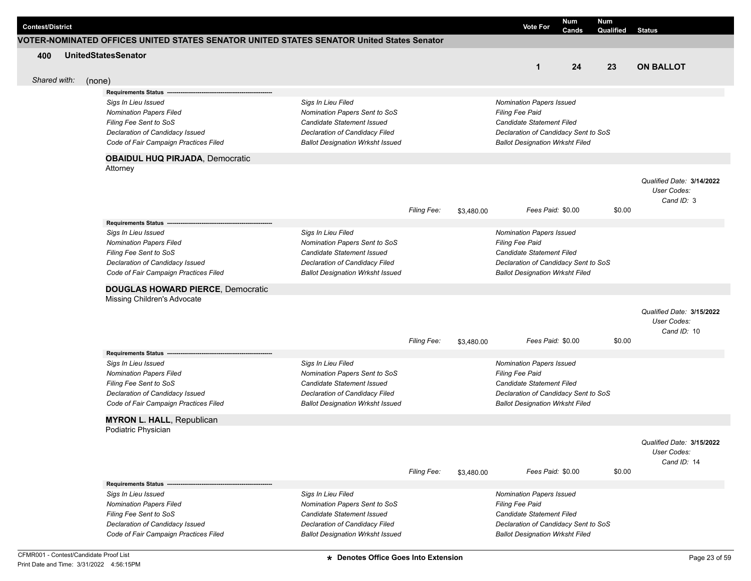| Contest/District | Vote For | Num Cands | Num Qualified | Status |
|---|---|---|---|---|

**VOTER-NOMINATED OFFICES UNITED STATES SENATOR UNITED STATES SENATOR United States Senator**

| 400 UnitedStatesSenator | 1 | 24 | 23 | **ON BALLOT** |
|---|---|---|---|---|

*Shared with:* (none)

**Requirements Status**

| | | |
|---|---|---|
| *Sigs In Lieu Issued* | *Sigs In Lieu Filed* | *Nomination Papers Issued* |
| *Nomination Papers Filed* | *Nomination Papers Sent to SoS* | *Filing Fee Paid* |
| *Filing Fee Sent to SoS* | *Candidate Statement Issued* | *Candidate Statement Filed* |
| *Declaration of Candidacy Issued* | *Declaration of Candidacy Filed* | *Declaration of Candidacy Sent to SoS* |
| *Code of Fair Campaign Practices Filed* | *Ballot Designation Wrksht Issued* | *Ballot Designation Wrksht Filed* |

**OBAIDUL HUQ PIRJADA**, Democratic
Attorney

*Qualified Date:* **3/14/2022**
*User Codes:*
*Cand ID:* 3

*Filing Fee:* $3,480.00 *Fees Paid:* $0.00 $0.00

**Requirements Status**

| | | |
|---|---|---|
| *Sigs In Lieu Issued* | *Sigs In Lieu Filed* | *Nomination Papers Issued* |
| *Nomination Papers Filed* | *Nomination Papers Sent to SoS* | *Filing Fee Paid* |
| *Filing Fee Sent to SoS* | *Candidate Statement Issued* | *Candidate Statement Filed* |
| *Declaration of Candidacy Issued* | *Declaration of Candidacy Filed* | *Declaration of Candidacy Sent to SoS* |
| *Code of Fair Campaign Practices Filed* | *Ballot Designation Wrksht Issued* | *Ballot Designation Wrksht Filed* |

**DOUGLAS HOWARD PIERCE**, Democratic
Missing Children's Advocate

*Qualified Date:* **3/15/2022**
*User Codes:*
*Cand ID:* 10

*Filing Fee:* $3,480.00 *Fees Paid:* $0.00 $0.00

**Requirements Status**

| | | |
|---|---|---|
| *Sigs In Lieu Issued* | *Sigs In Lieu Filed* | *Nomination Papers Issued* |
| *Nomination Papers Filed* | *Nomination Papers Sent to SoS* | *Filing Fee Paid* |
| *Filing Fee Sent to SoS* | *Candidate Statement Issued* | *Candidate Statement Filed* |
| *Declaration of Candidacy Issued* | *Declaration of Candidacy Filed* | *Declaration of Candidacy Sent to SoS* |
| *Code of Fair Campaign Practices Filed* | *Ballot Designation Wrksht Issued* | *Ballot Designation Wrksht Filed* |

**MYRON L. HALL**, Republican
Podiatric Physician

*Qualified Date:* **3/15/2022**
*User Codes:*
*Cand ID:* 14

*Filing Fee:* $3,480.00 *Fees Paid:* $0.00 $0.00

**Requirements Status**

| | | |
|---|---|---|
| *Sigs In Lieu Issued* | *Sigs In Lieu Filed* | *Nomination Papers Issued* |
| *Nomination Papers Filed* | *Nomination Papers Sent to SoS* | *Filing Fee Paid* |
| *Filing Fee Sent to SoS* | *Candidate Statement Issued* | *Candidate Statement Filed* |
| *Declaration of Candidacy Issued* | *Declaration of Candidacy Filed* | *Declaration of Candidacy Sent to SoS* |
| *Code of Fair Campaign Practices Filed* | *Ballot Designation Wrksht Issued* | *Ballot Designation Wrksht Filed* |

CFMR001 - Contest/Candidate Proof List
Print Date and Time: 3/31/2022 4:56:15PM

★ Denotes Office Goes Into Extension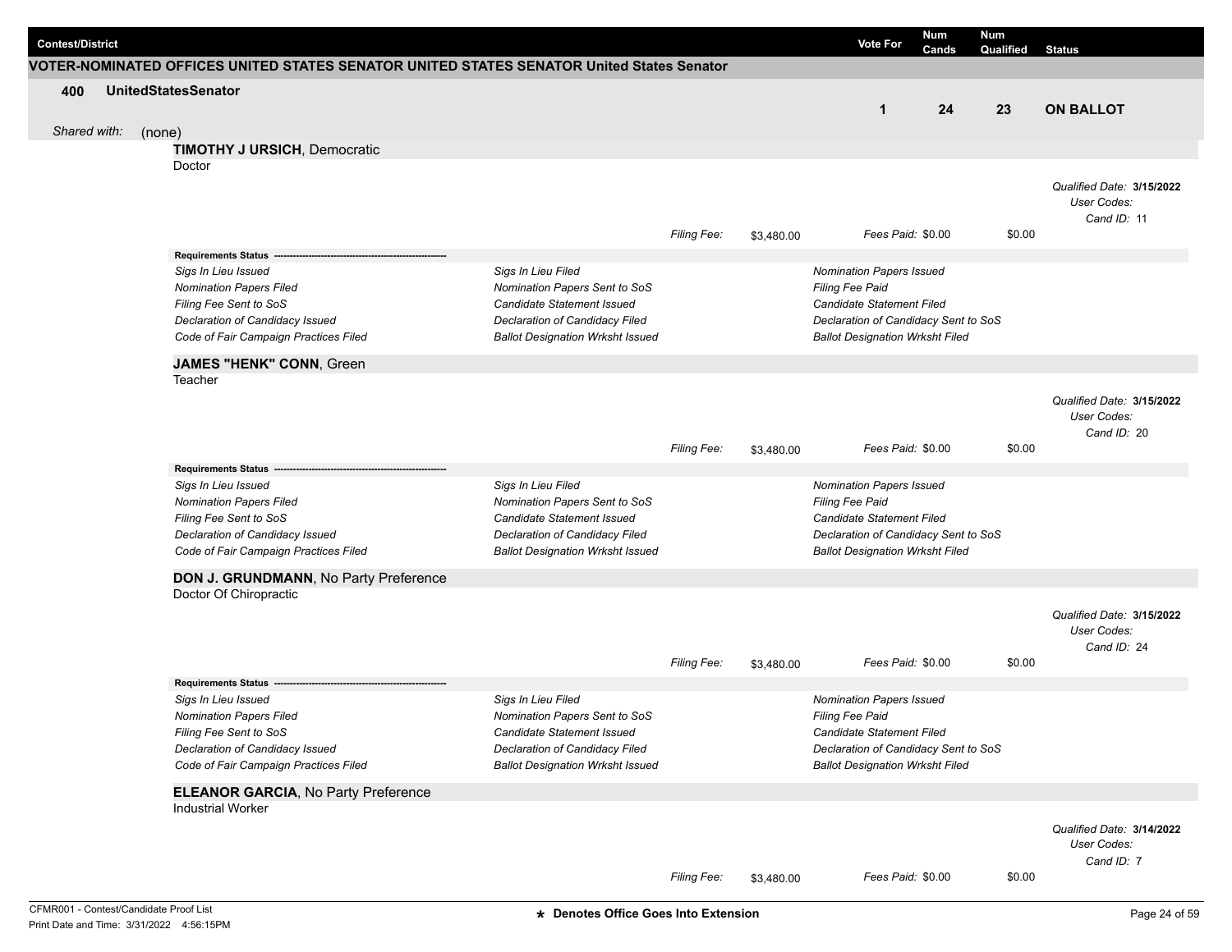| Contest/District | Vote For | Num Cands | Num Qualified | Status |
|---|---|---|---|---|

**VOTER-NOMINATED OFFICES UNITED STATES SENATOR UNITED STATES SENATOR United States Senator**

| 400 UnitedStatesSenator | Vote For | Num Cands | Num Qualified | Status |
|---|---|---|---|---|
| | 1 | 24 | 23 | **ON BALLOT** |

*Shared with:* (none)

**TIMOTHY J URSICH**, Democratic
Doctor

*Qualified Date:* **3/15/2022**
*User Codes:*
*Cand ID:* 11

*Filing Fee:* $3,480.00 *Fees Paid:* $0.00 $0.00

**Requirements Status** ----------------------------------------------------------

| | | |
|---|---|---|
| *Sigs In Lieu Issued* | *Sigs In Lieu Filed* | *Nomination Papers Issued* |
| *Nomination Papers Filed* | *Nomination Papers Sent to SoS* | *Filing Fee Paid* |
| *Filing Fee Sent to SoS* | *Candidate Statement Issued* | *Candidate Statement Filed* |
| *Declaration of Candidacy Issued* | *Declaration of Candidacy Filed* | *Declaration of Candidacy Sent to SoS* |
| *Code of Fair Campaign Practices Filed* | *Ballot Designation Wrksht Issued* | *Ballot Designation Wrksht Filed* |

**JAMES "HENK" CONN**, Green
Teacher

*Qualified Date:* **3/15/2022**
*User Codes:*
*Cand ID:* 20

*Filing Fee:* $3,480.00 *Fees Paid:* $0.00 $0.00

**Requirements Status** ----------------------------------------------------------

| | | |
|---|---|---|
| *Sigs In Lieu Issued* | *Sigs In Lieu Filed* | *Nomination Papers Issued* |
| *Nomination Papers Filed* | *Nomination Papers Sent to SoS* | *Filing Fee Paid* |
| *Filing Fee Sent to SoS* | *Candidate Statement Issued* | *Candidate Statement Filed* |
| *Declaration of Candidacy Issued* | *Declaration of Candidacy Filed* | *Declaration of Candidacy Sent to SoS* |
| *Code of Fair Campaign Practices Filed* | *Ballot Designation Wrksht Issued* | *Ballot Designation Wrksht Filed* |

**DON J. GRUNDMANN**, No Party Preference
Doctor Of Chiropractic

*Qualified Date:* **3/15/2022**
*User Codes:*
*Cand ID:* 24

*Filing Fee:* $3,480.00 *Fees Paid:* $0.00 $0.00

**Requirements Status** ----------------------------------------------------------

| | | |
|---|---|---|
| *Sigs In Lieu Issued* | *Sigs In Lieu Filed* | *Nomination Papers Issued* |
| *Nomination Papers Filed* | *Nomination Papers Sent to SoS* | *Filing Fee Paid* |
| *Filing Fee Sent to SoS* | *Candidate Statement Issued* | *Candidate Statement Filed* |
| *Declaration of Candidacy Issued* | *Declaration of Candidacy Filed* | *Declaration of Candidacy Sent to SoS* |
| *Code of Fair Campaign Practices Filed* | *Ballot Designation Wrksht Issued* | *Ballot Designation Wrksht Filed* |

**ELEANOR GARCIA**, No Party Preference
Industrial Worker

*Qualified Date:* **3/14/2022**
*User Codes:*
*Cand ID:* 7

*Filing Fee:* $3,480.00 *Fees Paid:* $0.00 $0.00

CFMR001 - Contest/Candidate Proof List
Print Date and Time: 3/31/2022 4:56:15PM

* Denotes Office Goes Into Extension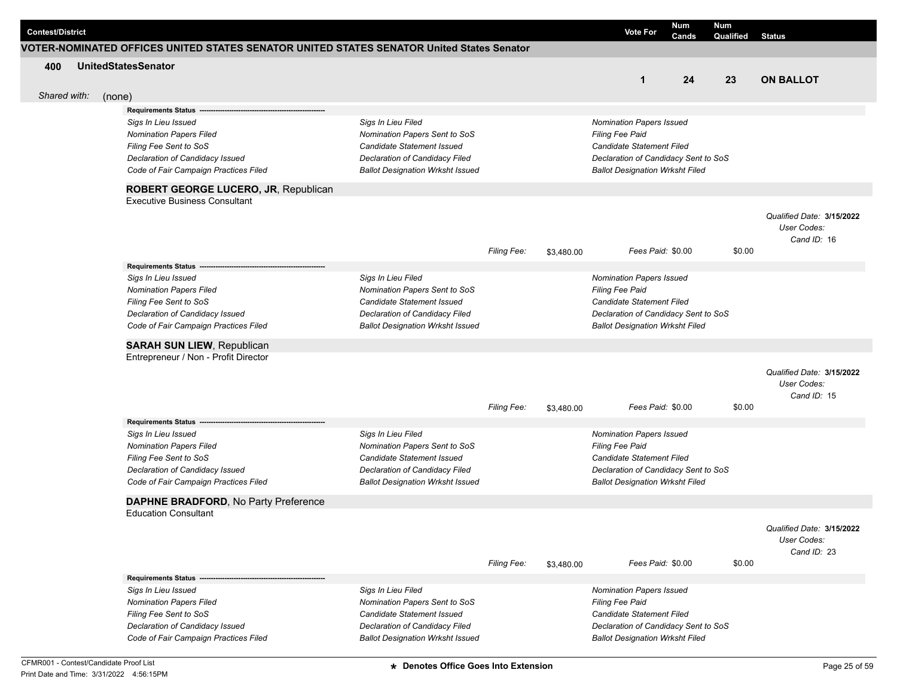| Contest/District | Vote For | Num Cands | Num Qualified | Status |
|---|---|---|---|---|

**VOTER-NOMINATED OFFICES UNITED STATES SENATOR UNITED STATES SENATOR United States Senator**

| 400 UnitedStatesSenator | 1 | 24 | 23 | **ON BALLOT** |
|---|---|---|---|---|

*Shared with:* (none)

**Requirements Status** ---------------------------------------------------------

| | | |
|---|---|---|
| *Sigs In Lieu Issued* | *Sigs In Lieu Filed* | *Nomination Papers Issued* |
| *Nomination Papers Filed* | *Nomination Papers Sent to SoS* | *Filing Fee Paid* |
| *Filing Fee Sent to SoS* | *Candidate Statement Issued* | *Candidate Statement Filed* |
| *Declaration of Candidacy Issued* | *Declaration of Candidacy Filed* | *Declaration of Candidacy Sent to SoS* |
| *Code of Fair Campaign Practices Filed* | *Ballot Designation Wrksht Issued* | *Ballot Designation Wrksht Filed* |

**ROBERT GEORGE LUCERO, JR**, Republican
Executive Business Consultant

*Qualified Date:* **3/15/2022**
*User Codes:*
*Cand ID:* 16

*Filing Fee:* $3,480.00 *Fees Paid:* $0.00 $0.00

**Requirements Status** ---------------------------------------------------------

| | | |
|---|---|---|
| *Sigs In Lieu Issued* | *Sigs In Lieu Filed* | *Nomination Papers Issued* |
| *Nomination Papers Filed* | *Nomination Papers Sent to SoS* | *Filing Fee Paid* |
| *Filing Fee Sent to SoS* | *Candidate Statement Issued* | *Candidate Statement Filed* |
| *Declaration of Candidacy Issued* | *Declaration of Candidacy Filed* | *Declaration of Candidacy Sent to SoS* |
| *Code of Fair Campaign Practices Filed* | *Ballot Designation Wrksht Issued* | *Ballot Designation Wrksht Filed* |

**SARAH SUN LIEW**, Republican
Entrepreneur / Non - Profit Director

*Qualified Date:* **3/15/2022**
*User Codes:*
*Cand ID:* 15

*Filing Fee:* $3,480.00 *Fees Paid:* $0.00 $0.00

**Requirements Status** ---------------------------------------------------------

| | | |
|---|---|---|
| *Sigs In Lieu Issued* | *Sigs In Lieu Filed* | *Nomination Papers Issued* |
| *Nomination Papers Filed* | *Nomination Papers Sent to SoS* | *Filing Fee Paid* |
| *Filing Fee Sent to SoS* | *Candidate Statement Issued* | *Candidate Statement Filed* |
| *Declaration of Candidacy Issued* | *Declaration of Candidacy Filed* | *Declaration of Candidacy Sent to SoS* |
| *Code of Fair Campaign Practices Filed* | *Ballot Designation Wrksht Issued* | *Ballot Designation Wrksht Filed* |

**DAPHNE BRADFORD**, No Party Preference
Education Consultant

*Qualified Date:* **3/15/2022**
*User Codes:*
*Cand ID:* 23

*Filing Fee:* $3,480.00 *Fees Paid:* $0.00 $0.00

**Requirements Status** ---------------------------------------------------------

| | | |
|---|---|---|
| *Sigs In Lieu Issued* | *Sigs In Lieu Filed* | *Nomination Papers Issued* |
| *Nomination Papers Filed* | *Nomination Papers Sent to SoS* | *Filing Fee Paid* |
| *Filing Fee Sent to SoS* | *Candidate Statement Issued* | *Candidate Statement Filed* |
| *Declaration of Candidacy Issued* | *Declaration of Candidacy Filed* | *Declaration of Candidacy Sent to SoS* |
| *Code of Fair Campaign Practices Filed* | *Ballot Designation Wrksht Issued* | *Ballot Designation Wrksht Filed* |

**★ Denotes Office Goes Into Extension**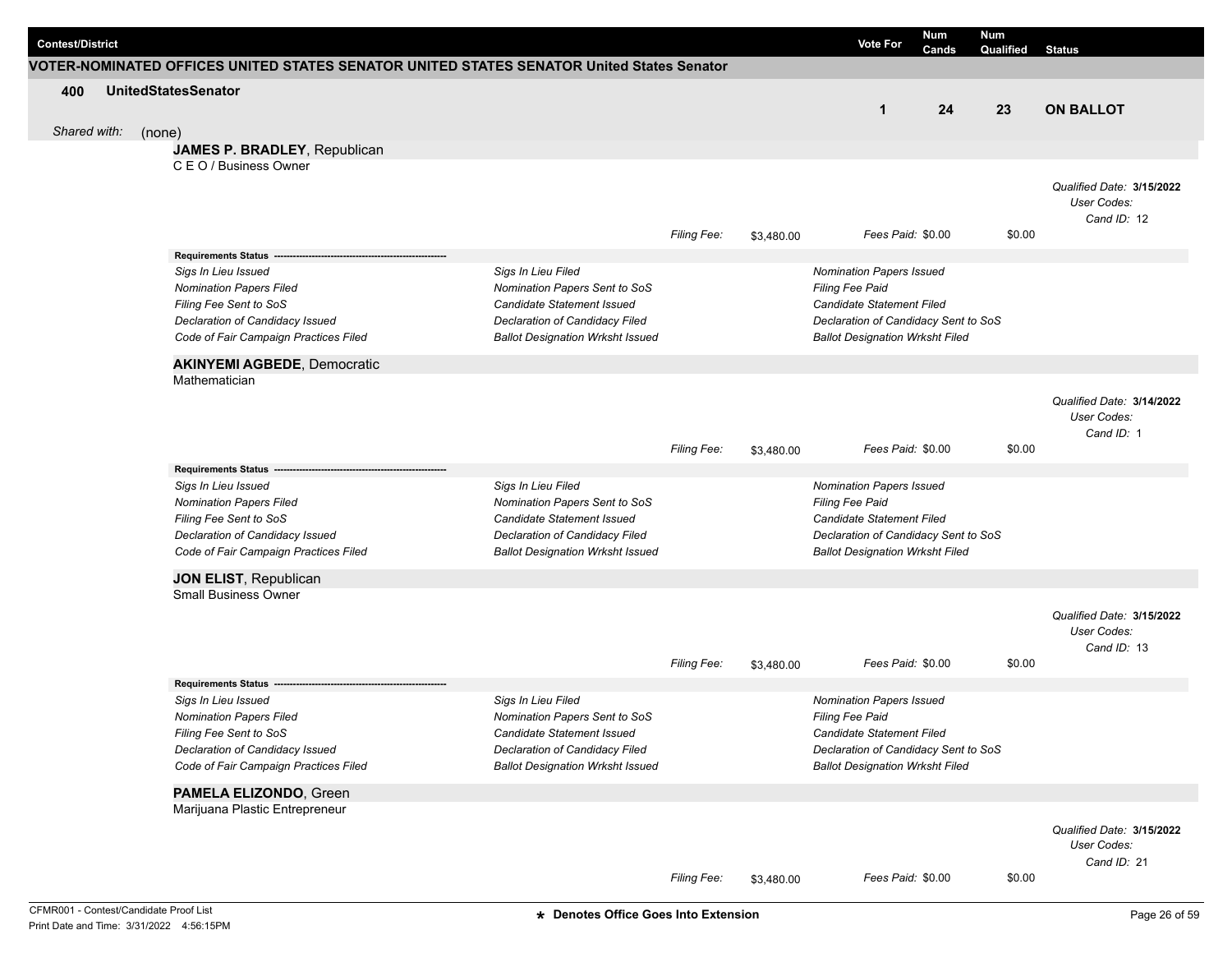| Contest/District | Vote For | Num Cands | Num Qualified | Status |
|---|---|---|---|---|

**VOTER-NOMINATED OFFICES UNITED STATES SENATOR UNITED STATES SENATOR United States Senator**

| **400** | **UnitedStatesSenator** | **1** | **24** | **23** | **ON BALLOT** |
|---|---|---|---|---|---|

*Shared with:* (none)

**JAMES P. BRADLEY**, Republican
C E O / Business Owner

*Qualified Date:* **3/15/2022**
*User Codes:*
*Cand ID:* 12

*Filing Fee:* $3,480.00 *Fees Paid:* $0.00 $0.00

**Requirements Status** ------------------------------------------------------------

| | | |
|---|---|---|
| *Sigs In Lieu Issued* | *Sigs In Lieu Filed* | *Nomination Papers Issued* |
| *Nomination Papers Filed* | *Nomination Papers Sent to SoS* | *Filing Fee Paid* |
| *Filing Fee Sent to SoS* | *Candidate Statement Issued* | *Candidate Statement Filed* |
| *Declaration of Candidacy Issued* | *Declaration of Candidacy Filed* | *Declaration of Candidacy Sent to SoS* |
| *Code of Fair Campaign Practices Filed* | *Ballot Designation Wrksht Issued* | *Ballot Designation Wrksht Filed* |

**AKINYEMI AGBEDE**, Democratic
Mathematician

*Qualified Date:* **3/14/2022**
*User Codes:*
*Cand ID:* 1

*Filing Fee:* $3,480.00 *Fees Paid:* $0.00 $0.00

**Requirements Status** ------------------------------------------------------------

| | | |
|---|---|---|
| *Sigs In Lieu Issued* | *Sigs In Lieu Filed* | *Nomination Papers Issued* |
| *Nomination Papers Filed* | *Nomination Papers Sent to SoS* | *Filing Fee Paid* |
| *Filing Fee Sent to SoS* | *Candidate Statement Issued* | *Candidate Statement Filed* |
| *Declaration of Candidacy Issued* | *Declaration of Candidacy Filed* | *Declaration of Candidacy Sent to SoS* |
| *Code of Fair Campaign Practices Filed* | *Ballot Designation Wrksht Issued* | *Ballot Designation Wrksht Filed* |

**JON ELIST**, Republican
Small Business Owner

*Qualified Date:* **3/15/2022**
*User Codes:*
*Cand ID:* 13

*Filing Fee:* $3,480.00 *Fees Paid:* $0.00 $0.00

**Requirements Status** ------------------------------------------------------------

| | | |
|---|---|---|
| *Sigs In Lieu Issued* | *Sigs In Lieu Filed* | *Nomination Papers Issued* |
| *Nomination Papers Filed* | *Nomination Papers Sent to SoS* | *Filing Fee Paid* |
| *Filing Fee Sent to SoS* | *Candidate Statement Issued* | *Candidate Statement Filed* |
| *Declaration of Candidacy Issued* | *Declaration of Candidacy Filed* | *Declaration of Candidacy Sent to SoS* |
| *Code of Fair Campaign Practices Filed* | *Ballot Designation Wrksht Issued* | *Ballot Designation Wrksht Filed* |

**PAMELA ELIZONDO**, Green
Marijuana Plastic Entrepreneur

*Qualified Date:* **3/15/2022**
*User Codes:*
*Cand ID:* 21

*Filing Fee:* $3,480.00 *Fees Paid:* $0.00 $0.00

CFMR001 - Contest/Candidate Proof List
Print Date and Time: 3/31/2022 4:56:15PM

**★ Denotes Office Goes Into Extension**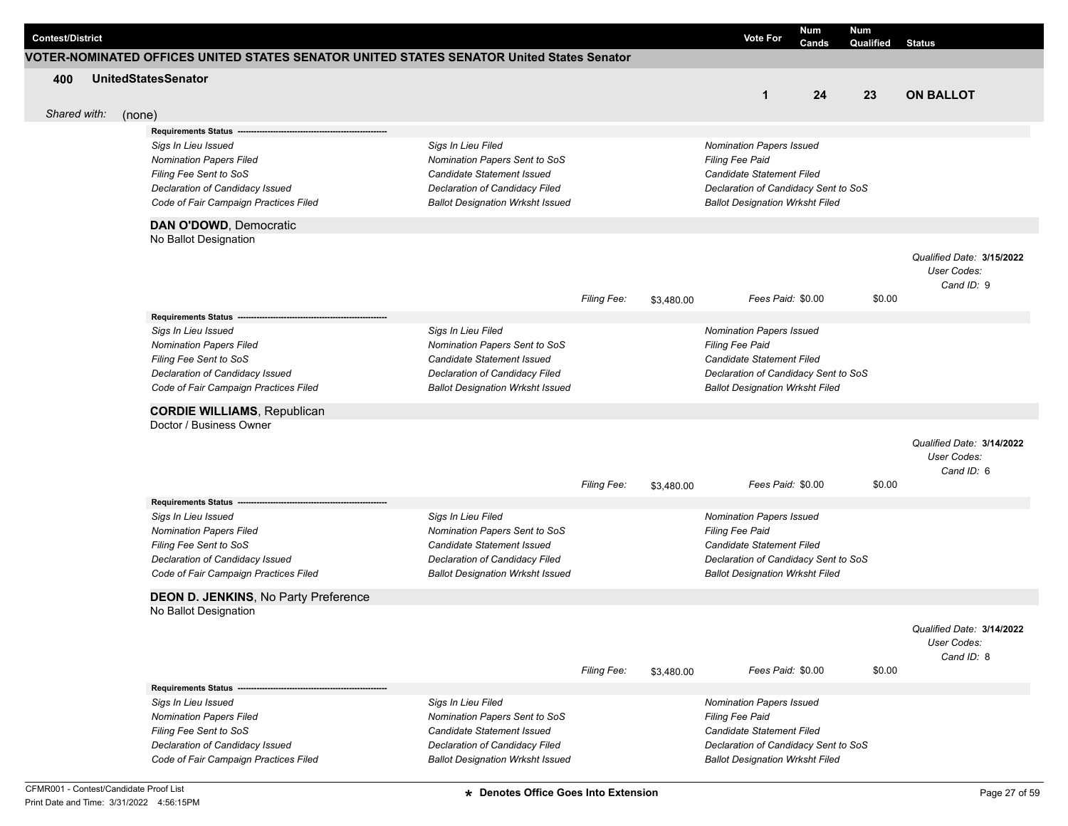| Contest/District | Vote For | Num Cands | Num Qualified | Status |
|---|---|---|---|---|

## VOTER-NOMINATED OFFICES UNITED STATES SENATOR UNITED STATES SENATOR United States Senator

| 400 UnitedStatesSenator | Vote For | Num Cands | Num Qualified | Status |
|---|---|---|---|---|
| | 1 | 24 | 23 | **ON BALLOT** |

*Shared with:* (none)

**Requirements Status**

| | | |
|---|---|---|
| *Sigs In Lieu Issued* | *Sigs In Lieu Filed* | *Nomination Papers Issued* |
| *Nomination Papers Filed* | *Nomination Papers Sent to SoS* | *Filing Fee Paid* |
| *Filing Fee Sent to SoS* | *Candidate Statement Issued* | *Candidate Statement Filed* |
| *Declaration of Candidacy Issued* | *Declaration of Candidacy Filed* | *Declaration of Candidacy Sent to SoS* |
| *Code of Fair Campaign Practices Filed* | *Ballot Designation Wrksht Issued* | *Ballot Designation Wrksht Filed* |

**DAN O'DOWD**, Democratic
No Ballot Designation

*Qualified Date:* **3/15/2022**
*User Codes:*
*Cand ID:* 9

*Filing Fee:* $3,480.00 *Fees Paid:* $0.00 $0.00

**Requirements Status**

| | | |
|---|---|---|
| *Sigs In Lieu Issued* | *Sigs In Lieu Filed* | *Nomination Papers Issued* |
| *Nomination Papers Filed* | *Nomination Papers Sent to SoS* | *Filing Fee Paid* |
| *Filing Fee Sent to SoS* | *Candidate Statement Issued* | *Candidate Statement Filed* |
| *Declaration of Candidacy Issued* | *Declaration of Candidacy Filed* | *Declaration of Candidacy Sent to SoS* |
| *Code of Fair Campaign Practices Filed* | *Ballot Designation Wrksht Issued* | *Ballot Designation Wrksht Filed* |

**CORDIE WILLIAMS**, Republican
Doctor / Business Owner

*Qualified Date:* **3/14/2022**
*User Codes:*
*Cand ID:* 6

*Filing Fee:* $3,480.00 *Fees Paid:* $0.00 $0.00

**Requirements Status**

| | | |
|---|---|---|
| *Sigs In Lieu Issued* | *Sigs In Lieu Filed* | *Nomination Papers Issued* |
| *Nomination Papers Filed* | *Nomination Papers Sent to SoS* | *Filing Fee Paid* |
| *Filing Fee Sent to SoS* | *Candidate Statement Issued* | *Candidate Statement Filed* |
| *Declaration of Candidacy Issued* | *Declaration of Candidacy Filed* | *Declaration of Candidacy Sent to SoS* |
| *Code of Fair Campaign Practices Filed* | *Ballot Designation Wrksht Issued* | *Ballot Designation Wrksht Filed* |

**DEON D. JENKINS**, No Party Preference
No Ballot Designation

*Qualified Date:* **3/14/2022**
*User Codes:*
*Cand ID:* 8

*Filing Fee:* $3,480.00 *Fees Paid:* $0.00 $0.00

**Requirements Status**

| | | |
|---|---|---|
| *Sigs In Lieu Issued* | *Sigs In Lieu Filed* | *Nomination Papers Issued* |
| *Nomination Papers Filed* | *Nomination Papers Sent to SoS* | *Filing Fee Paid* |
| *Filing Fee Sent to SoS* | *Candidate Statement Issued* | *Candidate Statement Filed* |
| *Declaration of Candidacy Issued* | *Declaration of Candidacy Filed* | *Declaration of Candidacy Sent to SoS* |
| *Code of Fair Campaign Practices Filed* | *Ballot Designation Wrksht Issued* | *Ballot Designation Wrksht Filed* |

CFMR001 - Contest/Candidate Proof List
Print Date and Time: 3/31/2022 4:56:15PM

**\* Denotes Office Goes Into Extension**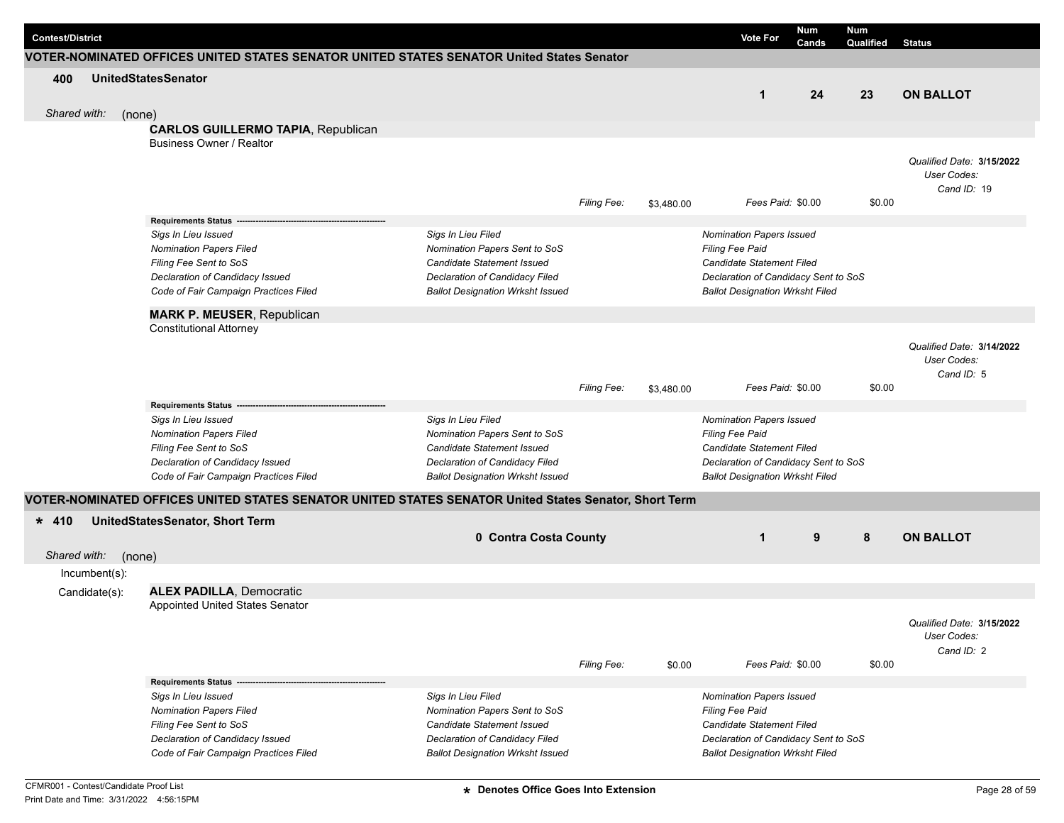| Contest/District | Vote For | Num Cands | Num Qualified | Status |
|---|---|---|---|---|

## VOTER-NOMINATED OFFICES UNITED STATES SENATOR UNITED STATES SENATOR United States Senator

**400 UnitedStatesSenator**

| | Vote For | Num Cands | Num Qualified | Status |
|---|---|---|---|---|
| | 1 | 24 | 23 | **ON BALLOT** |

*Shared with:* (none)

**CARLOS GUILLERMO TAPIA**, Republican
Business Owner / Realtor

*Qualified Date:* **3/15/2022**
*User Codes:*
*Cand ID:* 19

*Filing Fee:* $3,480.00 *Fees Paid:* $0.00 $0.00

**Requirements Status** ------------------------------------------------------------

| | | |
|---|---|---|
| *Sigs In Lieu Issued* | *Sigs In Lieu Filed* | *Nomination Papers Issued* |
| *Nomination Papers Filed* | *Nomination Papers Sent to SoS* | *Filing Fee Paid* |
| *Filing Fee Sent to SoS* | *Candidate Statement Issued* | *Candidate Statement Filed* |
| *Declaration of Candidacy Issued* | *Declaration of Candidacy Filed* | *Declaration of Candidacy Sent to SoS* |
| *Code of Fair Campaign Practices Filed* | *Ballot Designation Wrksht Issued* | *Ballot Designation Wrksht Filed* |

**MARK P. MEUSER**, Republican
Constitutional Attorney

*Qualified Date:* **3/14/2022**
*User Codes:*
*Cand ID:* 5

*Filing Fee:* $3,480.00 *Fees Paid:* $0.00 $0.00

**Requirements Status** ------------------------------------------------------------

| | | |
|---|---|---|
| *Sigs In Lieu Issued* | *Sigs In Lieu Filed* | *Nomination Papers Issued* |
| *Nomination Papers Filed* | *Nomination Papers Sent to SoS* | *Filing Fee Paid* |
| *Filing Fee Sent to SoS* | *Candidate Statement Issued* | *Candidate Statement Filed* |
| *Declaration of Candidacy Issued* | *Declaration of Candidacy Filed* | *Declaration of Candidacy Sent to SoS* |
| *Code of Fair Campaign Practices Filed* | *Ballot Designation Wrksht Issued* | *Ballot Designation Wrksht Filed* |

## VOTER-NOMINATED OFFICES UNITED STATES SENATOR UNITED STATES SENATOR United States Senator, Short Term

**\* 410 UnitedStatesSenator, Short Term**

| | Vote For | Num Cands | Num Qualified | Status |
|---|---|---|---|---|
| 0 Contra Costa County | 1 | 9 | 8 | **ON BALLOT** |

*Shared with:* (none)

Incumbent(s):

Candidate(s): **ALEX PADILLA**, Democratic
Appointed United States Senator

*Qualified Date:* **3/15/2022**
*User Codes:*
*Cand ID:* 2

*Filing Fee:* $0.00 *Fees Paid:* $0.00 $0.00

**Requirements Status** ------------------------------------------------------------

| | | |
|---|---|---|
| *Sigs In Lieu Issued* | *Sigs In Lieu Filed* | *Nomination Papers Issued* |
| *Nomination Papers Filed* | *Nomination Papers Sent to SoS* | *Filing Fee Paid* |
| *Filing Fee Sent to SoS* | *Candidate Statement Issued* | *Candidate Statement Filed* |
| *Declaration of Candidacy Issued* | *Declaration of Candidacy Filed* | *Declaration of Candidacy Sent to SoS* |
| *Code of Fair Campaign Practices Filed* | *Ballot Designation Wrksht Issued* | *Ballot Designation Wrksht Filed* |

CFMR001 - Contest/Candidate Proof List
Print Date and Time: 3/31/2022 4:56:15PM

**\* Denotes Office Goes Into Extension**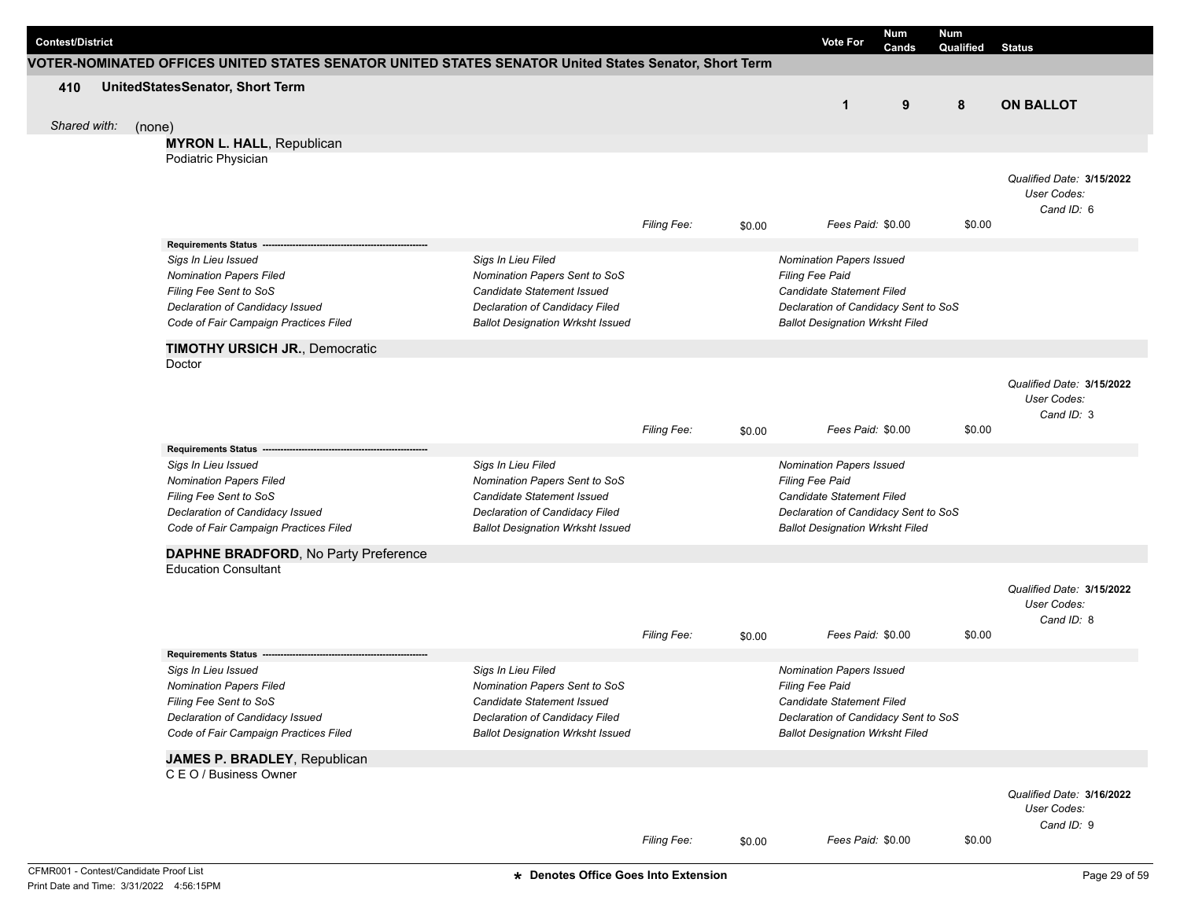| Contest/District | Vote For | Num Cands | Num Qualified | Status |
|---|---|---|---|---|

## VOTER-NOMINATED OFFICES UNITED STATES SENATOR UNITED STATES SENATOR United States Senator, Short Term

### 410 UnitedStatesSenator, Short Term

| Vote For | Num Cands | Num Qualified | Status |
|---|---|---|---|
| 1 | 9 | 8 | ON BALLOT |

*Shared with:* (none)

**MYRON L. HALL**, Republican
Podiatric Physician

*Qualified Date:* **3/15/2022**
*User Codes:*
*Cand ID:* 6

*Filing Fee:* $0.00 *Fees Paid:* $0.00 $0.00

**Requirements Status** -------------------------------------------------------

| | | |
|---|---|---|
| *Sigs In Lieu Issued* | *Sigs In Lieu Filed* | *Nomination Papers Issued* |
| *Nomination Papers Filed* | *Nomination Papers Sent to SoS* | *Filing Fee Paid* |
| *Filing Fee Sent to SoS* | *Candidate Statement Issued* | *Candidate Statement Filed* |
| *Declaration of Candidacy Issued* | *Declaration of Candidacy Filed* | *Declaration of Candidacy Sent to SoS* |
| *Code of Fair Campaign Practices Filed* | *Ballot Designation Wrksht Issued* | *Ballot Designation Wrksht Filed* |

**TIMOTHY URSICH JR.**, Democratic
Doctor

*Qualified Date:* **3/15/2022**
*User Codes:*
*Cand ID:* 3

*Filing Fee:* $0.00 *Fees Paid:* $0.00 $0.00

**Requirements Status** -------------------------------------------------------

| | | |
|---|---|---|
| *Sigs In Lieu Issued* | *Sigs In Lieu Filed* | *Nomination Papers Issued* |
| *Nomination Papers Filed* | *Nomination Papers Sent to SoS* | *Filing Fee Paid* |
| *Filing Fee Sent to SoS* | *Candidate Statement Issued* | *Candidate Statement Filed* |
| *Declaration of Candidacy Issued* | *Declaration of Candidacy Filed* | *Declaration of Candidacy Sent to SoS* |
| *Code of Fair Campaign Practices Filed* | *Ballot Designation Wrksht Issued* | *Ballot Designation Wrksht Filed* |

**DAPHNE BRADFORD**, No Party Preference
Education Consultant

*Qualified Date:* **3/15/2022**
*User Codes:*
*Cand ID:* 8

*Filing Fee:* $0.00 *Fees Paid:* $0.00 $0.00

**Requirements Status** -------------------------------------------------------

| | | |
|---|---|---|
| *Sigs In Lieu Issued* | *Sigs In Lieu Filed* | *Nomination Papers Issued* |
| *Nomination Papers Filed* | *Nomination Papers Sent to SoS* | *Filing Fee Paid* |
| *Filing Fee Sent to SoS* | *Candidate Statement Issued* | *Candidate Statement Filed* |
| *Declaration of Candidacy Issued* | *Declaration of Candidacy Filed* | *Declaration of Candidacy Sent to SoS* |
| *Code of Fair Campaign Practices Filed* | *Ballot Designation Wrksht Issued* | *Ballot Designation Wrksht Filed* |

**JAMES P. BRADLEY**, Republican
C E O / Business Owner

*Qualified Date:* **3/16/2022**
*User Codes:*
*Cand ID:* 9

*Filing Fee:* $0.00 *Fees Paid:* $0.00 $0.00

CFMR001 - Contest/Candidate Proof List
Print Date and Time: 3/31/2022 4:56:15PM

★ Denotes Office Goes Into Extension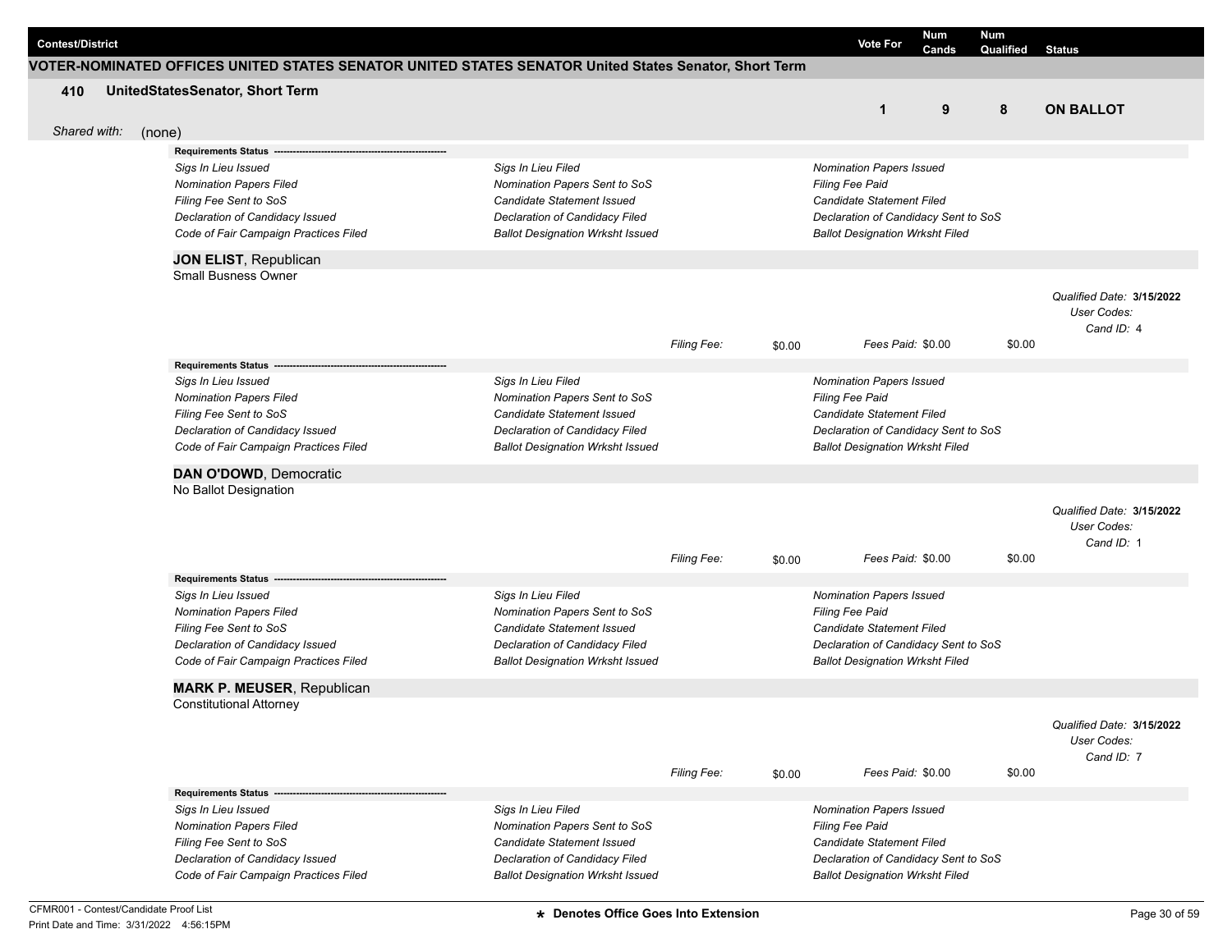| Contest/District | Vote For | Num Cands | Num Qualified | Status |
|---|---|---|---|---|

**VOTER-NOMINATED OFFICES UNITED STATES SENATOR UNITED STATES SENATOR United States Senator, Short Term**

| **410** | **UnitedStatesSenator, Short Term** | **1** | **9** | **8** | **ON BALLOT** |
|---|---|---|---|---|---|

*Shared with:* (none)

**Requirements Status** -------------------------------------------------------

| | | |
|---|---|---|
| *Sigs In Lieu Issued* | *Sigs In Lieu Filed* | *Nomination Papers Issued* |
| *Nomination Papers Filed* | *Nomination Papers Sent to SoS* | *Filing Fee Paid* |
| *Filing Fee Sent to SoS* | *Candidate Statement Issued* | *Candidate Statement Filed* |
| *Declaration of Candidacy Issued* | *Declaration of Candidacy Filed* | *Declaration of Candidacy Sent to SoS* |
| *Code of Fair Campaign Practices Filed* | *Ballot Designation Wrksht Issued* | *Ballot Designation Wrksht Filed* |

**JON ELIST**, Republican
Small Busness Owner

*Qualified Date:* **3/15/2022**
*User Codes:*
*Cand ID:* 4

*Filing Fee:* $0.00 *Fees Paid:* $0.00 $0.00

**Requirements Status** -------------------------------------------------------

| | | |
|---|---|---|
| *Sigs In Lieu Issued* | *Sigs In Lieu Filed* | *Nomination Papers Issued* |
| *Nomination Papers Filed* | *Nomination Papers Sent to SoS* | *Filing Fee Paid* |
| *Filing Fee Sent to SoS* | *Candidate Statement Issued* | *Candidate Statement Filed* |
| *Declaration of Candidacy Issued* | *Declaration of Candidacy Filed* | *Declaration of Candidacy Sent to SoS* |
| *Code of Fair Campaign Practices Filed* | *Ballot Designation Wrksht Issued* | *Ballot Designation Wrksht Filed* |

**DAN O'DOWD**, Democratic
No Ballot Designation

*Qualified Date:* **3/15/2022**
*User Codes:*
*Cand ID:* 1

*Filing Fee:* $0.00 *Fees Paid:* $0.00 $0.00

**Requirements Status** -------------------------------------------------------

| | | |
|---|---|---|
| *Sigs In Lieu Issued* | *Sigs In Lieu Filed* | *Nomination Papers Issued* |
| *Nomination Papers Filed* | *Nomination Papers Sent to SoS* | *Filing Fee Paid* |
| *Filing Fee Sent to SoS* | *Candidate Statement Issued* | *Candidate Statement Filed* |
| *Declaration of Candidacy Issued* | *Declaration of Candidacy Filed* | *Declaration of Candidacy Sent to SoS* |
| *Code of Fair Campaign Practices Filed* | *Ballot Designation Wrksht Issued* | *Ballot Designation Wrksht Filed* |

**MARK P. MEUSER**, Republican
Constitutional Attorney

*Qualified Date:* **3/15/2022**
*User Codes:*
*Cand ID:* 7

*Filing Fee:* $0.00 *Fees Paid:* $0.00 $0.00

**Requirements Status** -------------------------------------------------------

| | | |
|---|---|---|
| *Sigs In Lieu Issued* | *Sigs In Lieu Filed* | *Nomination Papers Issued* |
| *Nomination Papers Filed* | *Nomination Papers Sent to SoS* | *Filing Fee Paid* |
| *Filing Fee Sent to SoS* | *Candidate Statement Issued* | *Candidate Statement Filed* |
| *Declaration of Candidacy Issued* | *Declaration of Candidacy Filed* | *Declaration of Candidacy Sent to SoS* |
| *Code of Fair Campaign Practices Filed* | *Ballot Designation Wrksht Issued* | *Ballot Designation Wrksht Filed* |

CFMR001 - Contest/Candidate Proof List
Print Date and Time: 3/31/2022 4:56:15PM

**\* Denotes Office Goes Into Extension**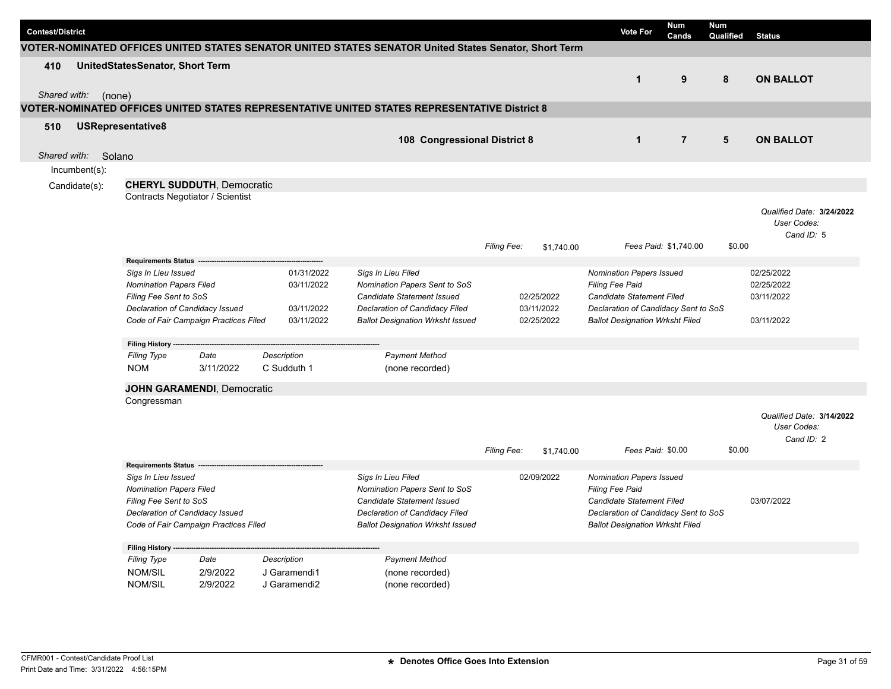| Contest/District | | Vote For | Num Cands | Num Qualified | Status |
|---|---|---|---|---|---|

**VOTER-NOMINATED OFFICES UNITED STATES SENATOR UNITED STATES SENATOR United States Senator, Short Term**

| 410 UnitedStatesSenator, Short Term | | Vote For | Num Cands | Num Qualified | Status |
|---|---|---|---|---|---|
| *Shared with:* (none) | | 1 | 9 | 8 | **ON BALLOT** |

**VOTER-NOMINATED OFFICES UNITED STATES REPRESENTATIVE UNITED STATES REPRESENTATIVE District 8**

| 510 USRepresentative8 | | Vote For | Num Cands | Num Qualified | Status |
|---|---|---|---|---|---|
| *Shared with:* Solano | **108 Congressional District 8** | 1 | 7 | 5 | **ON BALLOT** |

Incumbent(s):

Candidate(s):

**CHERYL SUDDUTH**, Democratic
Contracts Negotiator / Scientist

*Qualified Date:* **3/24/2022**
*User Codes:*
*Cand ID:* 5

*Filing Fee:* $1,740.00 *Fees Paid:* $1,740.00 $0.00

**Requirements Status**

| | | | | | |
|---|---|---|---|---|---|
| *Sigs In Lieu Issued* | 01/31/2022 | *Sigs In Lieu Filed* | | *Nomination Papers Issued* | 02/25/2022 |
| *Nomination Papers Filed* | 03/11/2022 | *Nomination Papers Sent to SoS* | | *Filing Fee Paid* | 02/25/2022 |
| *Filing Fee Sent to SoS* | | *Candidate Statement Issued* | 02/25/2022 | *Candidate Statement Filed* | 03/11/2022 |
| *Declaration of Candidacy Issued* | 03/11/2022 | *Declaration of Candidacy Filed* | 03/11/2022 | *Declaration of Candidacy Sent to SoS* | |
| *Code of Fair Campaign Practices Filed* | 03/11/2022 | *Ballot Designation Wrksht Issued* | 02/25/2022 | *Ballot Designation Wrksht Filed* | 03/11/2022 |

**Filing History**

| *Filing Type* | *Date* | *Description* | *Payment Method* |
|---|---|---|---|
| NOM | 3/11/2022 | C Sudduth 1 | (none recorded) |

**JOHN GARAMENDI**, Democratic
Congressman

*Qualified Date:* **3/14/2022**
*User Codes:*
*Cand ID:* 2

*Filing Fee:* $1,740.00 *Fees Paid:* $0.00 $0.00

**Requirements Status**

| | | | | | |
|---|---|---|---|---|---|
| *Sigs In Lieu Issued* | | *Sigs In Lieu Filed* | 02/09/2022 | *Nomination Papers Issued* | |
| *Nomination Papers Filed* | | *Nomination Papers Sent to SoS* | | *Filing Fee Paid* | |
| *Filing Fee Sent to SoS* | | *Candidate Statement Issued* | | *Candidate Statement Filed* | 03/07/2022 |
| *Declaration of Candidacy Issued* | | *Declaration of Candidacy Filed* | | *Declaration of Candidacy Sent to SoS* | |
| *Code of Fair Campaign Practices Filed* | | *Ballot Designation Wrksht Issued* | | *Ballot Designation Wrksht Filed* | |

**Filing History**

| *Filing Type* | *Date* | *Description* | *Payment Method* |
|---|---|---|---|
| NOM/SIL | 2/9/2022 | J Garamendi1 | (none recorded) |
| NOM/SIL | 2/9/2022 | J Garamendi2 | (none recorded) |

CFMR001 - Contest/Candidate Proof List
Print Date and Time: 3/31/2022 4:56:15PM

**\* Denotes Office Goes Into Extension**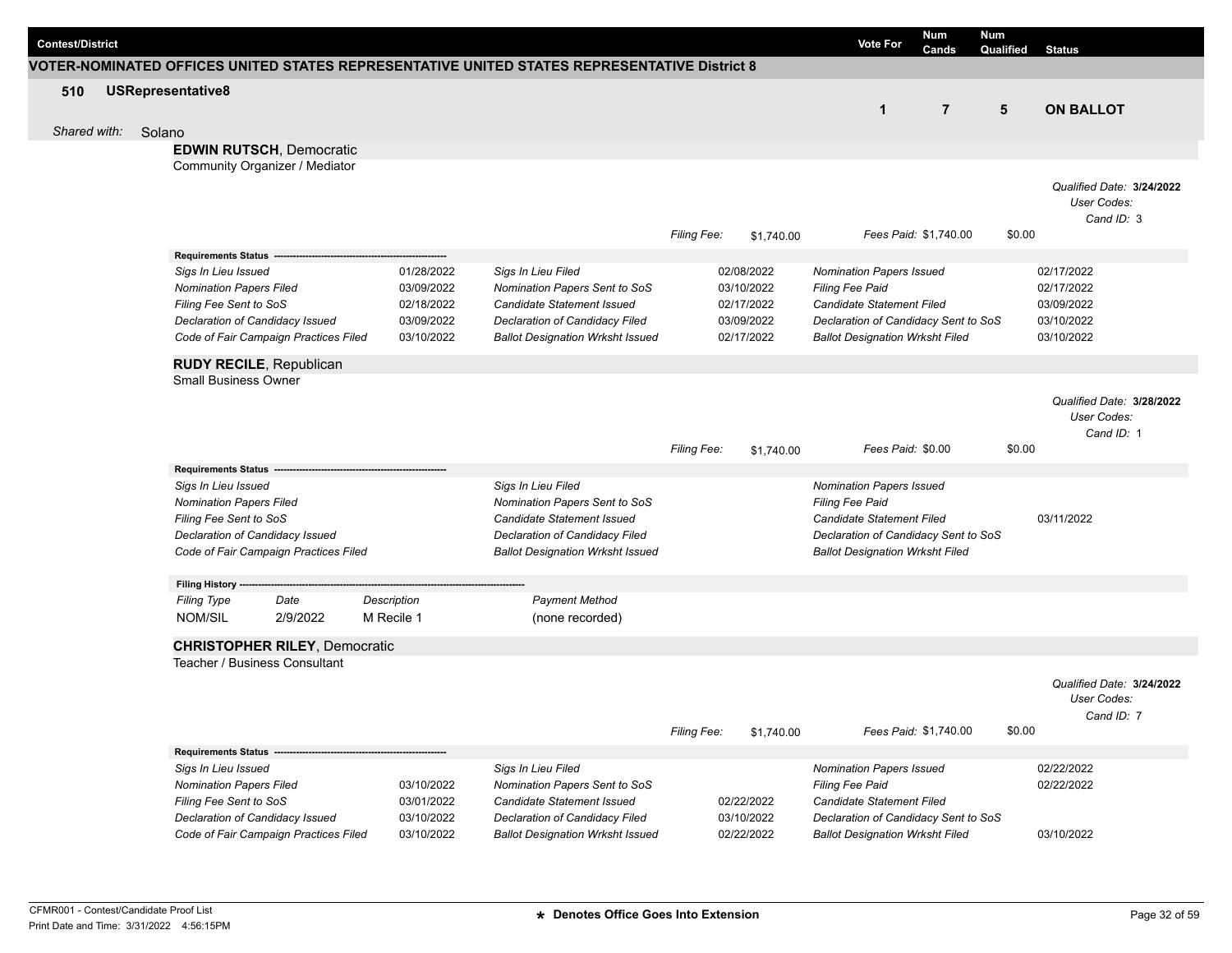| Contest/District | Vote For | Num Cands | Num Qualified | Status |
|---|---|---|---|---|

## VOTER-NOMINATED OFFICES UNITED STATES REPRESENTATIVE UNITED STATES REPRESENTATIVE District 8

| 510 USRepresentative8 | Vote For | Num Cands | Num Qualified | Status |
|---|---|---|---|---|
| | 1 | 7 | 5 | ON BALLOT |

*Shared with:* Solano

### EDWIN RUTSCH, Democratic

Community Organizer / Mediator

*Qualified Date:* **3/24/2022**
*User Codes:*
*Cand ID:* 3

*Filing Fee:* $1,740.00 *Fees Paid:* $1,740.00 $0.00

**Requirements Status**

| Requirement | Date | Requirement | Date | Requirement | Date |
|---|---|---|---|---|---|
| *Sigs In Lieu Issued* | 01/28/2022 | *Sigs In Lieu Filed* | 02/08/2022 | *Nomination Papers Issued* | 02/17/2022 |
| *Nomination Papers Filed* | 03/09/2022 | *Nomination Papers Sent to SoS* | 03/10/2022 | *Filing Fee Paid* | 02/17/2022 |
| *Filing Fee Sent to SoS* | 02/18/2022 | *Candidate Statement Issued* | 02/17/2022 | *Candidate Statement Filed* | 03/09/2022 |
| *Declaration of Candidacy Issued* | 03/09/2022 | *Declaration of Candidacy Filed* | 03/09/2022 | *Declaration of Candidacy Sent to SoS* | 03/10/2022 |
| *Code of Fair Campaign Practices Filed* | 03/10/2022 | *Ballot Designation Wrksht Issued* | 02/17/2022 | *Ballot Designation Wrksht Filed* | 03/10/2022 |

### RUDY RECILE, Republican

Small Business Owner

*Qualified Date:* **3/28/2022**
*User Codes:*
*Cand ID:* 1

*Filing Fee:* $1,740.00 *Fees Paid:* $0.00 $0.00

**Requirements Status**

| Requirement | Date | Requirement | Date | Requirement | Date |
|---|---|---|---|---|---|
| *Sigs In Lieu Issued* | | *Sigs In Lieu Filed* | | *Nomination Papers Issued* | |
| *Nomination Papers Filed* | | *Nomination Papers Sent to SoS* | | *Filing Fee Paid* | |
| *Filing Fee Sent to SoS* | | *Candidate Statement Issued* | | *Candidate Statement Filed* | 03/11/2022 |
| *Declaration of Candidacy Issued* | | *Declaration of Candidacy Filed* | | *Declaration of Candidacy Sent to SoS* | |
| *Code of Fair Campaign Practices Filed* | | *Ballot Designation Wrksht Issued* | | *Ballot Designation Wrksht Filed* | |

**Filing History**

| *Filing Type* | *Date* | *Description* | *Payment Method* |
|---|---|---|---|
| NOM/SIL | 2/9/2022 | M Recile 1 | (none recorded) |

### CHRISTOPHER RILEY, Democratic

Teacher / Business Consultant

*Qualified Date:* **3/24/2022**
*User Codes:*
*Cand ID:* 7

*Filing Fee:* $1,740.00 *Fees Paid:* $1,740.00 $0.00

**Requirements Status**

| Requirement | Date | Requirement | Date | Requirement | Date |
|---|---|---|---|---|---|
| *Sigs In Lieu Issued* | | *Sigs In Lieu Filed* | | *Nomination Papers Issued* | 02/22/2022 |
| *Nomination Papers Filed* | 03/10/2022 | *Nomination Papers Sent to SoS* | | *Filing Fee Paid* | 02/22/2022 |
| *Filing Fee Sent to SoS* | 03/01/2022 | *Candidate Statement Issued* | 02/22/2022 | *Candidate Statement Filed* | |
| *Declaration of Candidacy Issued* | 03/10/2022 | *Declaration of Candidacy Filed* | 03/10/2022 | *Declaration of Candidacy Sent to SoS* | |
| *Code of Fair Campaign Practices Filed* | 03/10/2022 | *Ballot Designation Wrksht Issued* | 02/22/2022 | *Ballot Designation Wrksht Filed* | 03/10/2022 |

CFMR001 - Contest/Candidate Proof List
Print Date and Time: 3/31/2022 4:56:15PM

* Denotes Office Goes Into Extension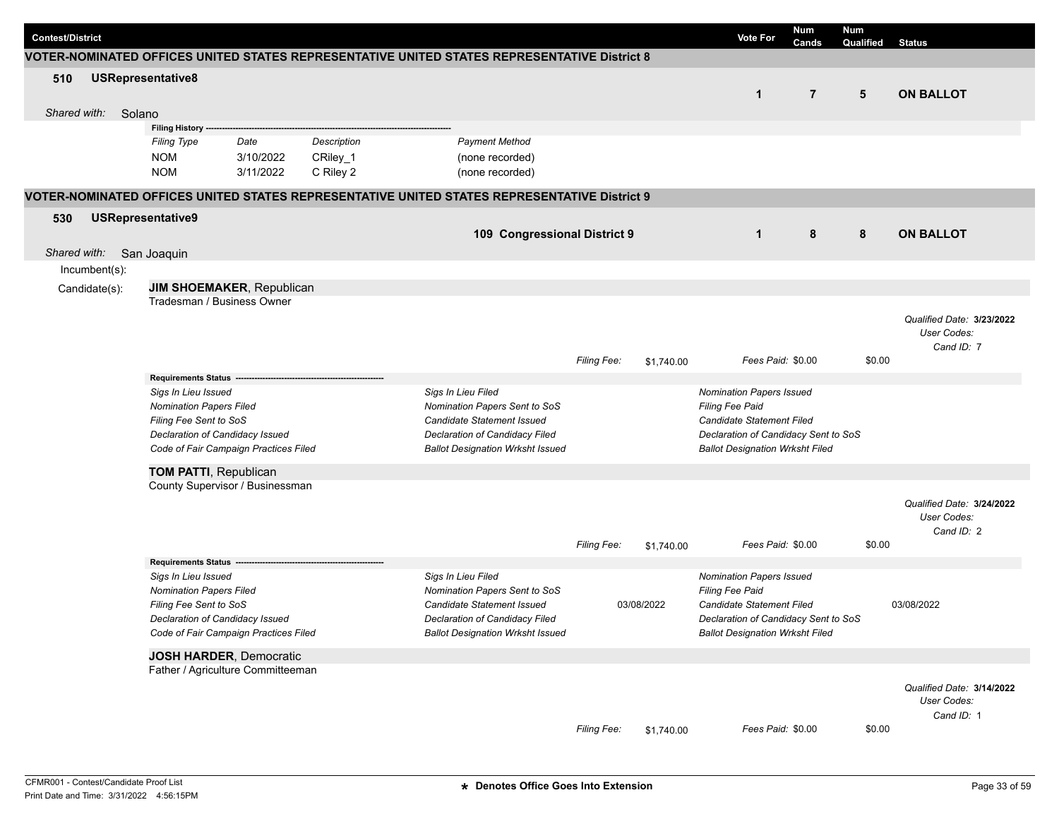| Contest/District | Vote For | Num Cands | Num Qualified | Status |
|---|---|---|---|---|

## VOTER-NOMINATED OFFICES UNITED STATES REPRESENTATIVE UNITED STATES REPRESENTATIVE District 8

**510 USRepresentative8**

| Vote For | Num Cands | Num Qualified | Status |
|---|---|---|---|
| 1 | 7 | 5 | **ON BALLOT** |

*Shared with:* Solano

**Filing History**

| *Filing Type* | *Date* | *Description* | *Payment Method* |
|---|---|---|---|
| NOM | 3/10/2022 | CRiley_1 | (none recorded) |
| NOM | 3/11/2022 | C Riley 2 | (none recorded) |

## VOTER-NOMINATED OFFICES UNITED STATES REPRESENTATIVE UNITED STATES REPRESENTATIVE District 9

**530 USRepresentative9**

**109 Congressional District 9**

| Vote For | Num Cands | Num Qualified | Status |
|---|---|---|---|
| 1 | 8 | 8 | **ON BALLOT** |

*Shared with:* San Joaquin

Incumbent(s):

Candidate(s):

**JIM SHOEMAKER**, Republican
Tradesman / Business Owner

*Qualified Date:* **3/23/2022**
*User Codes:*
*Cand ID:* 7

*Filing Fee:* $1,740.00 *Fees Paid:* $0.00 $0.00

**Requirements Status**

| | | |
|---|---|---|
| *Sigs In Lieu Issued* | *Sigs In Lieu Filed* | *Nomination Papers Issued* |
| *Nomination Papers Filed* | *Nomination Papers Sent to SoS* | *Filing Fee Paid* |
| *Filing Fee Sent to SoS* | *Candidate Statement Issued* | *Candidate Statement Filed* |
| *Declaration of Candidacy Issued* | *Declaration of Candidacy Filed* | *Declaration of Candidacy Sent to SoS* |
| *Code of Fair Campaign Practices Filed* | *Ballot Designation Wrksht Issued* | *Ballot Designation Wrksht Filed* |

**TOM PATTI**, Republican
County Supervisor / Businessman

*Qualified Date:* **3/24/2022**
*User Codes:*
*Cand ID:* 2

*Filing Fee:* $1,740.00 *Fees Paid:* $0.00 $0.00

**Requirements Status**

| | | | | |
|---|---|---|---|---|
| *Sigs In Lieu Issued* | *Sigs In Lieu Filed* | | *Nomination Papers Issued* | |
| *Nomination Papers Filed* | *Nomination Papers Sent to SoS* | | *Filing Fee Paid* | |
| *Filing Fee Sent to SoS* | *Candidate Statement Issued* | 03/08/2022 | *Candidate Statement Filed* | 03/08/2022 |
| *Declaration of Candidacy Issued* | *Declaration of Candidacy Filed* | | *Declaration of Candidacy Sent to SoS* | |
| *Code of Fair Campaign Practices Filed* | *Ballot Designation Wrksht Issued* | | *Ballot Designation Wrksht Filed* | |

**JOSH HARDER**, Democratic
Father / Agriculture Committeeman

*Qualified Date:* **3/14/2022**
*User Codes:*
*Cand ID:* 1

*Filing Fee:* $1,740.00 *Fees Paid:* $0.00 $0.00

CFMR001 - Contest/Candidate Proof List
Print Date and Time: 3/31/2022 4:56:15PM

**\* Denotes Office Goes Into Extension**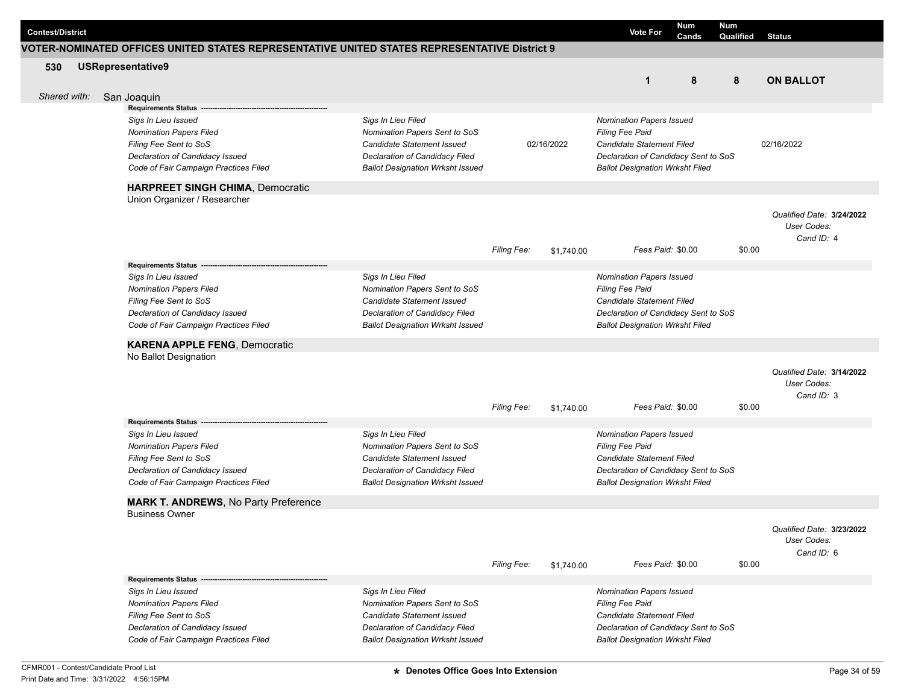| Contest/District | Vote For | Num Cands | Num Qualified | Status |
|---|---|---|---|---|

## VOTER-NOMINATED OFFICES UNITED STATES REPRESENTATIVE UNITED STATES REPRESENTATIVE District 9

**530 USRepresentative9**

| Vote For | Num Cands | Num Qualified | Status |
|---|---|---|---|
| 1 | 8 | 8 | ON BALLOT |

*Shared with:* San Joaquin

**Requirements Status** --------------------------------------------------------

| | | | | |
|---|---|---|---|---|
| *Sigs In Lieu Issued* | *Sigs In Lieu Filed* | | *Nomination Papers Issued* | |
| *Nomination Papers Filed* | *Nomination Papers Sent to SoS* | | *Filing Fee Paid* | |
| *Filing Fee Sent to SoS* | *Candidate Statement Issued* | 02/16/2022 | *Candidate Statement Filed* | 02/16/2022 |
| *Declaration of Candidacy Issued* | *Declaration of Candidacy Filed* | | *Declaration of Candidacy Sent to SoS* | |
| *Code of Fair Campaign Practices Filed* | *Ballot Designation Wrksht Issued* | | *Ballot Designation Wrksht Filed* | |

### HARPREET SINGH CHIMA, Democratic

Union Organizer / Researcher

*Qualified Date:* **3/24/2022**
*User Codes:*
*Cand ID:* 4

*Filing Fee:* $1,740.00 *Fees Paid:* $0.00 $0.00

**Requirements Status** --------------------------------------------------------

| | | |
|---|---|---|
| *Sigs In Lieu Issued* | *Sigs In Lieu Filed* | *Nomination Papers Issued* |
| *Nomination Papers Filed* | *Nomination Papers Sent to SoS* | *Filing Fee Paid* |
| *Filing Fee Sent to SoS* | *Candidate Statement Issued* | *Candidate Statement Filed* |
| *Declaration of Candidacy Issued* | *Declaration of Candidacy Filed* | *Declaration of Candidacy Sent to SoS* |
| *Code of Fair Campaign Practices Filed* | *Ballot Designation Wrksht Issued* | *Ballot Designation Wrksht Filed* |

### KARENA APPLE FENG, Democratic

No Ballot Designation

*Qualified Date:* **3/14/2022**
*User Codes:*
*Cand ID:* 3

*Filing Fee:* $1,740.00 *Fees Paid:* $0.00 $0.00

**Requirements Status** --------------------------------------------------------

| | | |
|---|---|---|
| *Sigs In Lieu Issued* | *Sigs In Lieu Filed* | *Nomination Papers Issued* |
| *Nomination Papers Filed* | *Nomination Papers Sent to SoS* | *Filing Fee Paid* |
| *Filing Fee Sent to SoS* | *Candidate Statement Issued* | *Candidate Statement Filed* |
| *Declaration of Candidacy Issued* | *Declaration of Candidacy Filed* | *Declaration of Candidacy Sent to SoS* |
| *Code of Fair Campaign Practices Filed* | *Ballot Designation Wrksht Issued* | *Ballot Designation Wrksht Filed* |

### MARK T. ANDREWS, No Party Preference

Business Owner

*Qualified Date:* **3/23/2022**
*User Codes:*
*Cand ID:* 6

*Filing Fee:* $1,740.00 *Fees Paid:* $0.00 $0.00

**Requirements Status** --------------------------------------------------------

| | | |
|---|---|---|
| *Sigs In Lieu Issued* | *Sigs In Lieu Filed* | *Nomination Papers Issued* |
| *Nomination Papers Filed* | *Nomination Papers Sent to SoS* | *Filing Fee Paid* |
| *Filing Fee Sent to SoS* | *Candidate Statement Issued* | *Candidate Statement Filed* |
| *Declaration of Candidacy Issued* | *Declaration of Candidacy Filed* | *Declaration of Candidacy Sent to SoS* |
| *Code of Fair Campaign Practices Filed* | *Ballot Designation Wrksht Issued* | *Ballot Designation Wrksht Filed* |

CFMR001 - Contest/Candidate Proof List
Print Date and Time: 3/31/2022 4:56:15PM

★ Denotes Office Goes Into Extension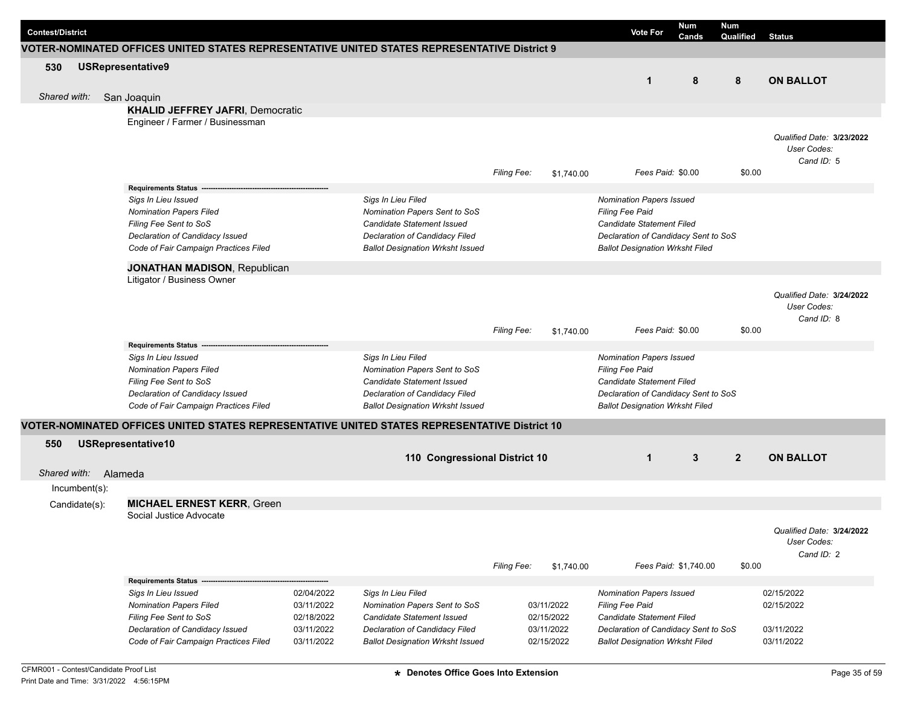| Contest/District | Vote For | Num Cands | Num Qualified | Status |
|---|---|---|---|---|

## VOTER-NOMINATED OFFICES UNITED STATES REPRESENTATIVE UNITED STATES REPRESENTATIVE District 9

**530 USRepresentative9** — Vote For: **1** | Num Cands: **8** | Num Qualified: **8** | **ON BALLOT**

*Shared with:* San Joaquin

**KHALID JEFFREY JAFRI**, Democratic
Engineer / Farmer / Businessman

*Qualified Date:* **3/23/2022**
*User Codes:*
*Cand ID:* 5

*Filing Fee:* $1,740.00 *Fees Paid:* $0.00 $0.00

**Requirements Status**

| | | | | | |
|---|---|---|---|---|---|
| *Sigs In Lieu Issued* | | *Sigs In Lieu Filed* | | *Nomination Papers Issued* | |
| *Nomination Papers Filed* | | *Nomination Papers Sent to SoS* | | *Filing Fee Paid* | |
| *Filing Fee Sent to SoS* | | *Candidate Statement Issued* | | *Candidate Statement Filed* | |
| *Declaration of Candidacy Issued* | | *Declaration of Candidacy Filed* | | *Declaration of Candidacy Sent to SoS* | |
| *Code of Fair Campaign Practices Filed* | | *Ballot Designation Wrksht Issued* | | *Ballot Designation Wrksht Filed* | |

**JONATHAN MADISON**, Republican
Litigator / Business Owner

*Qualified Date:* **3/24/2022**
*User Codes:*
*Cand ID:* 8

*Filing Fee:* $1,740.00 *Fees Paid:* $0.00 $0.00

**Requirements Status**

| | | | | | |
|---|---|---|---|---|---|
| *Sigs In Lieu Issued* | | *Sigs In Lieu Filed* | | *Nomination Papers Issued* | |
| *Nomination Papers Filed* | | *Nomination Papers Sent to SoS* | | *Filing Fee Paid* | |
| *Filing Fee Sent to SoS* | | *Candidate Statement Issued* | | *Candidate Statement Filed* | |
| *Declaration of Candidacy Issued* | | *Declaration of Candidacy Filed* | | *Declaration of Candidacy Sent to SoS* | |
| *Code of Fair Campaign Practices Filed* | | *Ballot Designation Wrksht Issued* | | *Ballot Designation Wrksht Filed* | |

## VOTER-NOMINATED OFFICES UNITED STATES REPRESENTATIVE UNITED STATES REPRESENTATIVE District 10

**550 USRepresentative10** — **110 Congressional District 10** — Vote For: **1** | Num Cands: **3** | Num Qualified: **2** | **ON BALLOT**

*Shared with:* Alameda

Incumbent(s):

Candidate(s):

**MICHAEL ERNEST KERR**, Green
Social Justice Advocate

*Qualified Date:* **3/24/2022**
*User Codes:*
*Cand ID:* 2

*Filing Fee:* $1,740.00 *Fees Paid:* $1,740.00 $0.00

**Requirements Status**

| | | | | | |
|---|---|---|---|---|---|
| *Sigs In Lieu Issued* | 02/04/2022 | *Sigs In Lieu Filed* | | *Nomination Papers Issued* | 02/15/2022 |
| *Nomination Papers Filed* | 03/11/2022 | *Nomination Papers Sent to SoS* | 03/11/2022 | *Filing Fee Paid* | 02/15/2022 |
| *Filing Fee Sent to SoS* | 02/18/2022 | *Candidate Statement Issued* | 02/15/2022 | *Candidate Statement Filed* | |
| *Declaration of Candidacy Issued* | 03/11/2022 | *Declaration of Candidacy Filed* | 03/11/2022 | *Declaration of Candidacy Sent to SoS* | 03/11/2022 |
| *Code of Fair Campaign Practices Filed* | 03/11/2022 | *Ballot Designation Wrksht Issued* | 02/15/2022 | *Ballot Designation Wrksht Filed* | 03/11/2022 |

CFMR001 - Contest/Candidate Proof List
Print Date and Time: 3/31/2022 4:56:15PM

★ Denotes Office Goes Into Extension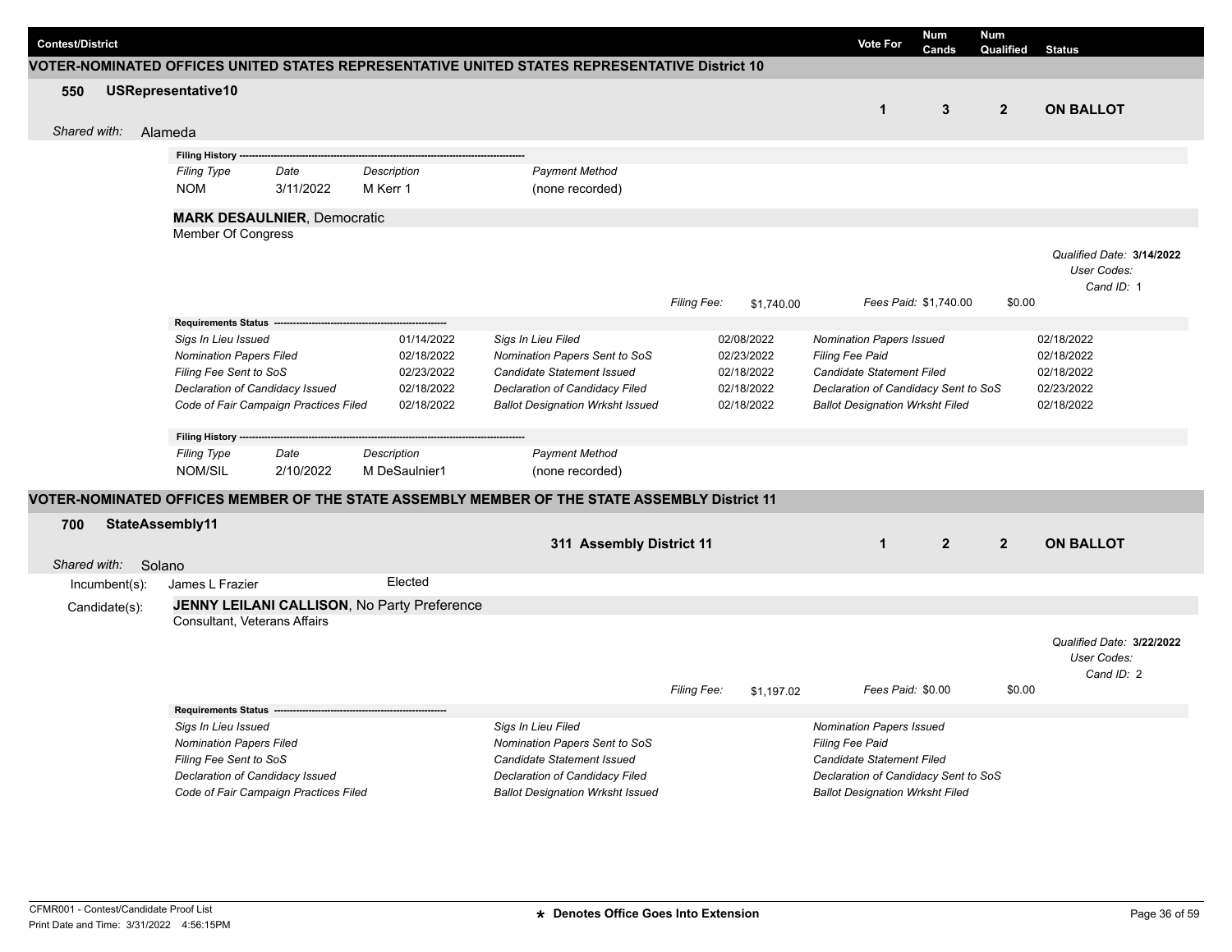| Contest/District | Vote For | Num Cands | Num Qualified | Status |
|---|---|---|---|---|

## VOTER-NOMINATED OFFICES UNITED STATES REPRESENTATIVE UNITED STATES REPRESENTATIVE District 10

**550 USRepresentative10**

| Vote For | Num Cands | Num Qualified | Status |
|---|---|---|---|
| 1 | 3 | 2 | ON BALLOT |

*Shared with:* Alameda

**Filing History**

| *Filing Type* | *Date* | *Description* | *Payment Method* |
|---|---|---|---|
| NOM | 3/11/2022 | M Kerr 1 | (none recorded) |

**MARK DESAULNIER**, Democratic
Member Of Congress

*Qualified Date:* **3/14/2022**
*User Codes:*
*Cand ID:* 1

*Filing Fee:* $1,740.00 *Fees Paid:* $1,740.00 $0.00

**Requirements Status**

| | | | | | |
|---|---|---|---|---|---|
| *Sigs In Lieu Issued* | 01/14/2022 | *Sigs In Lieu Filed* | 02/08/2022 | *Nomination Papers Issued* | 02/18/2022 |
| *Nomination Papers Filed* | 02/18/2022 | *Nomination Papers Sent to SoS* | 02/23/2022 | *Filing Fee Paid* | 02/18/2022 |
| *Filing Fee Sent to SoS* | 02/23/2022 | *Candidate Statement Issued* | 02/18/2022 | *Candidate Statement Filed* | 02/18/2022 |
| *Declaration of Candidacy Issued* | 02/18/2022 | *Declaration of Candidacy Filed* | 02/18/2022 | *Declaration of Candidacy Sent to SoS* | 02/23/2022 |
| *Code of Fair Campaign Practices Filed* | 02/18/2022 | *Ballot Designation Wrksht Issued* | 02/18/2022 | *Ballot Designation Wrksht Filed* | 02/18/2022 |

**Filing History**

| *Filing Type* | *Date* | *Description* | *Payment Method* |
|---|---|---|---|
| NOM/SIL | 2/10/2022 | M DeSaulnier1 | (none recorded) |

## VOTER-NOMINATED OFFICES MEMBER OF THE STATE ASSEMBLY MEMBER OF THE STATE ASSEMBLY District 11

**700 StateAssembly11** — **311 Assembly District 11**

| Vote For | Num Cands | Num Qualified | Status |
|---|---|---|---|
| 1 | 2 | 2 | ON BALLOT |

*Shared with:* Solano

Incumbent(s): James L Frazier — Elected

Candidate(s): **JENNY LEILANI CALLISON**, No Party Preference
Consultant, Veterans Affairs

*Qualified Date:* **3/22/2022**
*User Codes:*
*Cand ID:* 2

*Filing Fee:* $1,197.02 *Fees Paid:* $0.00 $0.00

**Requirements Status**

| | | |
|---|---|---|
| *Sigs In Lieu Issued* | *Sigs In Lieu Filed* | *Nomination Papers Issued* |
| *Nomination Papers Filed* | *Nomination Papers Sent to SoS* | *Filing Fee Paid* |
| *Filing Fee Sent to SoS* | *Candidate Statement Issued* | *Candidate Statement Filed* |
| *Declaration of Candidacy Issued* | *Declaration of Candidacy Filed* | *Declaration of Candidacy Sent to SoS* |
| *Code of Fair Campaign Practices Filed* | *Ballot Designation Wrksht Issued* | *Ballot Designation Wrksht Filed* |

CFMR001 - Contest/Candidate Proof List
Print Date and Time: 3/31/2022 4:56:15PM

★ Denotes Office Goes Into Extension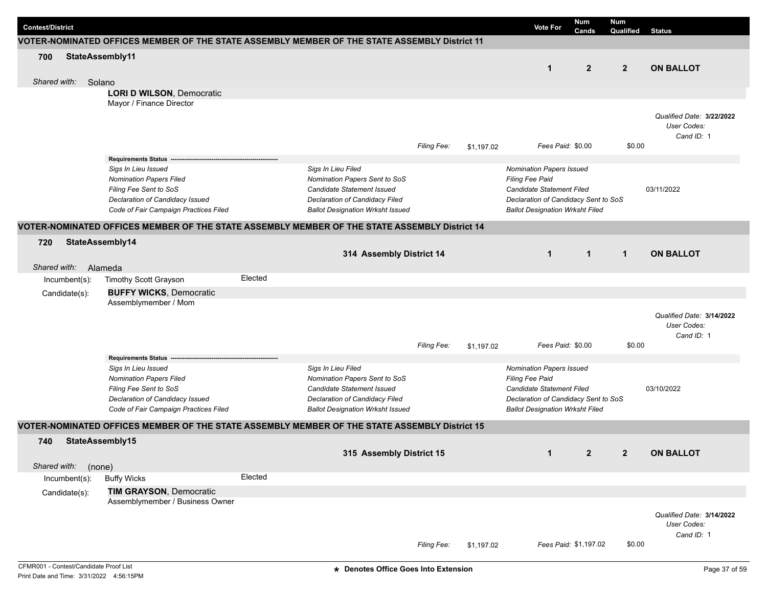| Contest/District | Vote For | Num Cands | Num Qualified | Status |
|---|---|---|---|---|

## VOTER-NOMINATED OFFICES MEMBER OF THE STATE ASSEMBLY MEMBER OF THE STATE ASSEMBLY District 11

**700 StateAssembly11**

| Vote For | Num Cands | Num Qualified | Status |
|---|---|---|---|
| 1 | 2 | 2 | **ON BALLOT** |

*Shared with:* Solano

**LORI D WILSON**, Democratic
Mayor / Finance Director

*Qualified Date:* **3/22/2022**
*User Codes:*
*Cand ID:* 1

*Filing Fee:* $1,197.02 — *Fees Paid:* $0.00 — $0.00

**Requirements Status** ---

| | | |
|---|---|---|
| *Sigs In Lieu Issued* | *Sigs In Lieu Filed* | *Nomination Papers Issued* |
| *Nomination Papers Filed* | *Nomination Papers Sent to SoS* | *Filing Fee Paid* |
| *Filing Fee Sent to SoS* | *Candidate Statement Issued* | *Candidate Statement Filed* 03/11/2022 |
| *Declaration of Candidacy Issued* | *Declaration of Candidacy Filed* | *Declaration of Candidacy Sent to SoS* |
| *Code of Fair Campaign Practices Filed* | *Ballot Designation Wrksht Issued* | *Ballot Designation Wrksht Filed* |

## VOTER-NOMINATED OFFICES MEMBER OF THE STATE ASSEMBLY MEMBER OF THE STATE ASSEMBLY District 14

**720 StateAssembly14** — **314 Assembly District 14**

| Vote For | Num Cands | Num Qualified | Status |
|---|---|---|---|
| 1 | 1 | 1 | **ON BALLOT** |

*Shared with:* Alameda

Incumbent(s): Timothy Scott Grayson — Elected

Candidate(s): **BUFFY WICKS**, Democratic
Assemblymember / Mom

*Qualified Date:* **3/14/2022**
*User Codes:*
*Cand ID:* 1

*Filing Fee:* $1,197.02 — *Fees Paid:* $0.00 — $0.00

**Requirements Status** ---

| | | |
|---|---|---|
| *Sigs In Lieu Issued* | *Sigs In Lieu Filed* | *Nomination Papers Issued* |
| *Nomination Papers Filed* | *Nomination Papers Sent to SoS* | *Filing Fee Paid* |
| *Filing Fee Sent to SoS* | *Candidate Statement Issued* | *Candidate Statement Filed* 03/10/2022 |
| *Declaration of Candidacy Issued* | *Declaration of Candidacy Filed* | *Declaration of Candidacy Sent to SoS* |
| *Code of Fair Campaign Practices Filed* | *Ballot Designation Wrksht Issued* | *Ballot Designation Wrksht Filed* |

## VOTER-NOMINATED OFFICES MEMBER OF THE STATE ASSEMBLY MEMBER OF THE STATE ASSEMBLY District 15

**740 StateAssembly15** — **315 Assembly District 15**

| Vote For | Num Cands | Num Qualified | Status |
|---|---|---|---|
| 1 | 2 | 2 | **ON BALLOT** |

*Shared with:* (none)

Incumbent(s): Buffy Wicks — Elected

Candidate(s): **TIM GRAYSON**, Democratic
Assemblymember / Business Owner

*Qualified Date:* **3/14/2022**
*User Codes:*
*Cand ID:* 1

*Filing Fee:* $1,197.02 — *Fees Paid:* $1,197.02 — $0.00

CFMR001 - Contest/Candidate Proof List
Print Date and Time: 3/31/2022 4:56:15PM

★ **Denotes Office Goes Into Extension**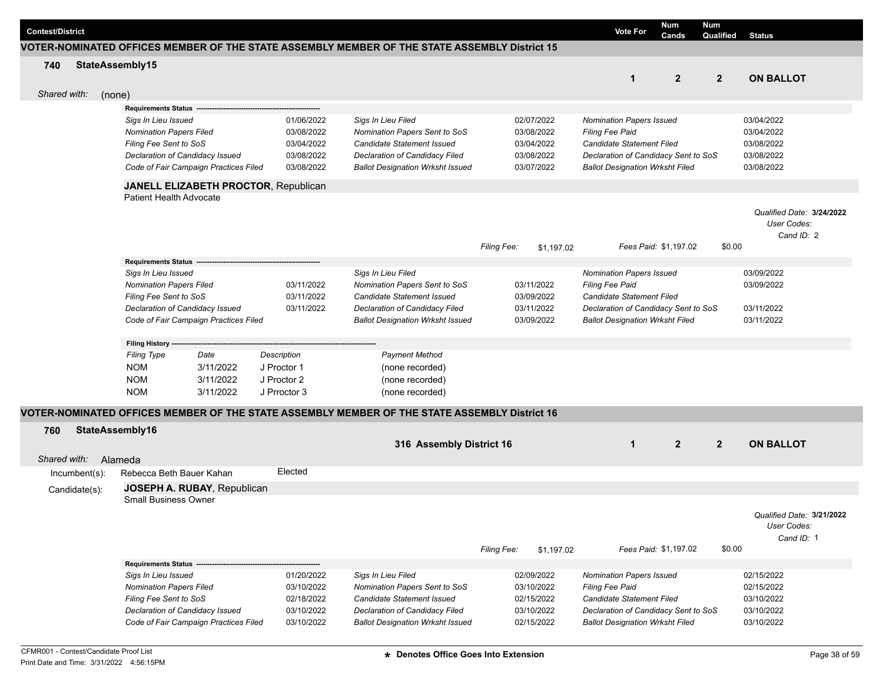| Contest/District | Vote For | Num Cands | Num Qualified | Status |
|---|---|---|---|---|

## VOTER-NOMINATED OFFICES MEMBER OF THE STATE ASSEMBLY MEMBER OF THE STATE ASSEMBLY District 15

**740 StateAssembly15**

| Vote For | Num Cands | Num Qualified | Status |
|---|---|---|---|
| 1 | 2 | 2 | **ON BALLOT** |

*Shared with:* (none)

**Requirements Status**

| | | | | | |
|---|---|---|---|---|---|
| *Sigs In Lieu Issued* | 01/06/2022 | *Sigs In Lieu Filed* | 02/07/2022 | *Nomination Papers Issued* | 03/04/2022 |
| *Nomination Papers Filed* | 03/08/2022 | *Nomination Papers Sent to SoS* | 03/08/2022 | *Filing Fee Paid* | 03/04/2022 |
| *Filing Fee Sent to SoS* | 03/04/2022 | *Candidate Statement Issued* | 03/04/2022 | *Candidate Statement Filed* | 03/08/2022 |
| *Declaration of Candidacy Issued* | 03/08/2022 | *Declaration of Candidacy Filed* | 03/08/2022 | *Declaration of Candidacy Sent to SoS* | 03/08/2022 |
| *Code of Fair Campaign Practices Filed* | 03/08/2022 | *Ballot Designation Wrksht Issued* | 03/07/2022 | *Ballot Designation Wrksht Filed* | 03/08/2022 |

**JANELL ELIZABETH PROCTOR**, Republican
Patient Health Advocate

*Qualified Date:* **3/24/2022**
*User Codes:*
*Cand ID:* 2

*Filing Fee:* $1,197.02 — *Fees Paid:* $1,197.02 — $0.00

**Requirements Status**

| | | | | | |
|---|---|---|---|---|---|
| *Sigs In Lieu Issued* | | *Sigs In Lieu Filed* | | *Nomination Papers Issued* | 03/09/2022 |
| *Nomination Papers Filed* | 03/11/2022 | *Nomination Papers Sent to SoS* | 03/11/2022 | *Filing Fee Paid* | 03/09/2022 |
| *Filing Fee Sent to SoS* | 03/11/2022 | *Candidate Statement Issued* | 03/09/2022 | *Candidate Statement Filed* | |
| *Declaration of Candidacy Issued* | 03/11/2022 | *Declaration of Candidacy Filed* | 03/11/2022 | *Declaration of Candidacy Sent to SoS* | 03/11/2022 |
| *Code of Fair Campaign Practices Filed* | | *Ballot Designation Wrksht Issued* | 03/09/2022 | *Ballot Designation Wrksht Filed* | 03/11/2022 |

**Filing History**

| *Filing Type* | *Date* | *Description* | *Payment Method* |
|---|---|---|---|
| NOM | 3/11/2022 | J Proctor 1 | (none recorded) |
| NOM | 3/11/2022 | J Proctor 2 | (none recorded) |
| NOM | 3/11/2022 | J Prrroctor 3 | (none recorded) |

## VOTER-NOMINATED OFFICES MEMBER OF THE STATE ASSEMBLY MEMBER OF THE STATE ASSEMBLY District 16

**760 StateAssembly16** — **316 Assembly District 16**

| Vote For | Num Cands | Num Qualified | Status |
|---|---|---|---|
| 1 | 2 | 2 | **ON BALLOT** |

*Shared with:* Alameda

Incumbent(s): Rebecca Beth Bauer Kahan — Elected

Candidate(s): **JOSEPH A. RUBAY**, Republican
Small Business Owner

*Qualified Date:* **3/21/2022**
*User Codes:*
*Cand ID:* 1

*Filing Fee:* $1,197.02 — *Fees Paid:* $1,197.02 — $0.00

**Requirements Status**

| | | | | | |
|---|---|---|---|---|---|
| *Sigs In Lieu Issued* | 01/20/2022 | *Sigs In Lieu Filed* | 02/09/2022 | *Nomination Papers Issued* | 02/15/2022 |
| *Nomination Papers Filed* | 03/10/2022 | *Nomination Papers Sent to SoS* | 03/10/2022 | *Filing Fee Paid* | 02/15/2022 |
| *Filing Fee Sent to SoS* | 02/18/2022 | *Candidate Statement Issued* | 02/15/2022 | *Candidate Statement Filed* | 03/10/2022 |
| *Declaration of Candidacy Issued* | 03/10/2022 | *Declaration of Candidacy Filed* | 03/10/2022 | *Declaration of Candidacy Sent to SoS* | 03/10/2022 |
| *Code of Fair Campaign Practices Filed* | 03/10/2022 | *Ballot Designation Wrksht Issued* | 02/15/2022 | *Ballot Designation Wrksht Filed* | 03/10/2022 |

CFMR001 - Contest/Candidate Proof List
Print Date and Time: 3/31/2022 4:56:15PM

★ Denotes Office Goes Into Extension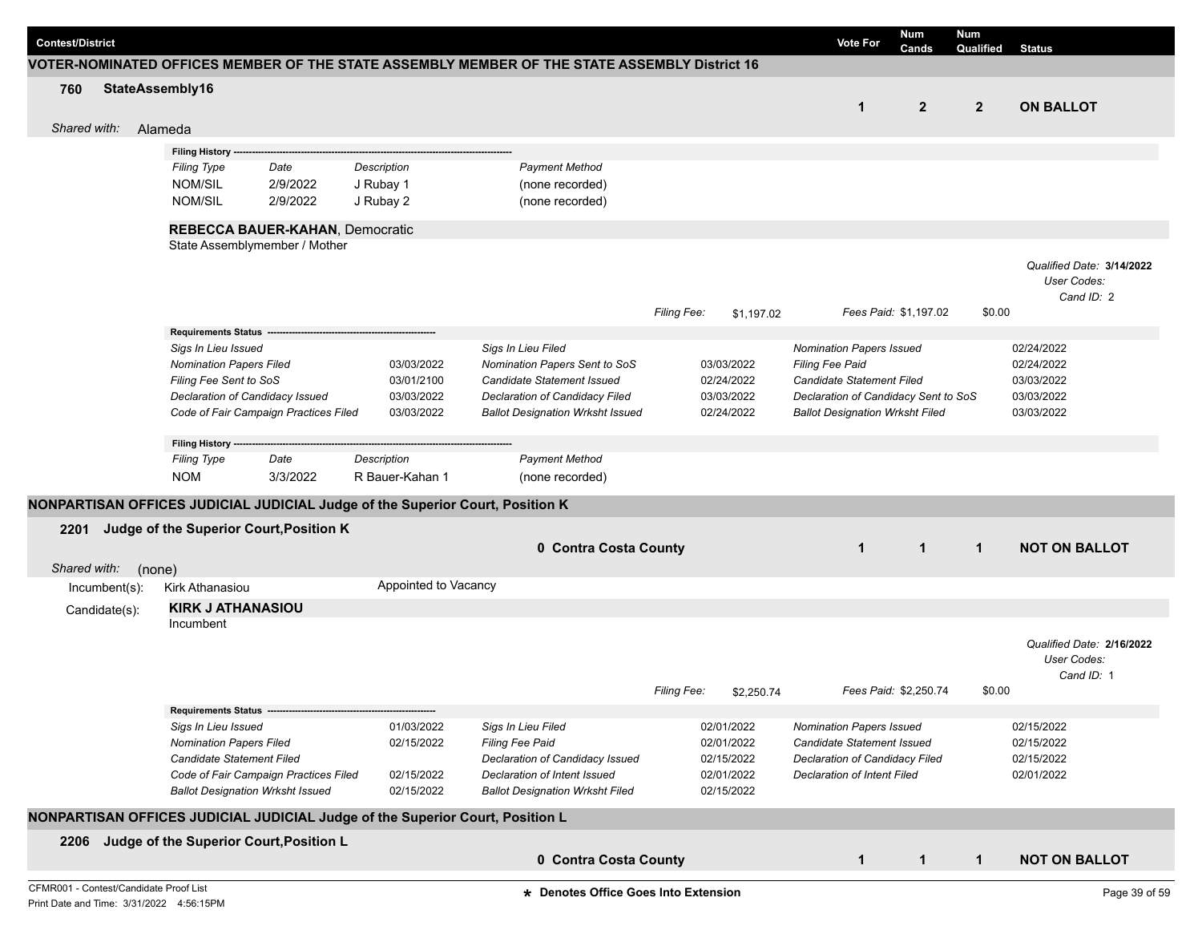| Contest/District | Vote For | Num Cands | Num Qualified | Status |
|---|---|---|---|---|

## VOTER-NOMINATED OFFICES MEMBER OF THE STATE ASSEMBLY MEMBER OF THE STATE ASSEMBLY District 16

**760 StateAssembly16**

| Vote For | Num Cands | Num Qualified | Status |
|---|---|---|---|
| 1 | 2 | 2 | ON BALLOT |

*Shared with:* Alameda

**Filing History**

| Filing Type | Date | Description | Payment Method |
|---|---|---|---|
| NOM/SIL | 2/9/2022 | J Rubay 1 | (none recorded) |
| NOM/SIL | 2/9/2022 | J Rubay 2 | (none recorded) |

**REBECCA BAUER-KAHAN**, Democratic
State Assemblymember / Mother

*Qualified Date:* **3/14/2022**
*User Codes:*
*Cand ID:* 2

*Filing Fee:* $1,197.02 *Fees Paid:* $1,197.02 $0.00

**Requirements Status**

| Requirement | Date | Requirement | Date | Requirement | Date |
|---|---|---|---|---|---|
| Sigs In Lieu Issued | | Sigs In Lieu Filed | | Nomination Papers Issued | 02/24/2022 |
| Nomination Papers Filed | 03/03/2022 | Nomination Papers Sent to SoS | 03/03/2022 | Filing Fee Paid | 02/24/2022 |
| Filing Fee Sent to SoS | 03/01/2100 | Candidate Statement Issued | 02/24/2022 | Candidate Statement Filed | 03/03/2022 |
| Declaration of Candidacy Issued | 03/03/2022 | Declaration of Candidacy Filed | 03/03/2022 | Declaration of Candidacy Sent to SoS | 03/03/2022 |
| Code of Fair Campaign Practices Filed | 03/03/2022 | Ballot Designation Wrksht Issued | 02/24/2022 | Ballot Designation Wrksht Filed | 03/03/2022 |

**Filing History**

| Filing Type | Date | Description | Payment Method |
|---|---|---|---|
| NOM | 3/3/2022 | R Bauer-Kahan 1 | (none recorded) |

## NONPARTISAN OFFICES JUDICIAL JUDICIAL Judge of the Superior Court, Position K

**2201 Judge of the Superior Court,Position K**

**0 Contra Costa County**

| Vote For | Num Cands | Num Qualified | Status |
|---|---|---|---|
| 1 | 1 | 1 | NOT ON BALLOT |

*Shared with:* (none)

Incumbent(s): Kirk Athanasiou — Appointed to Vacancy

Candidate(s): **KIRK J ATHANASIOU**
Incumbent

*Qualified Date:* **2/16/2022**
*User Codes:*
*Cand ID:* 1

*Filing Fee:* $2,250.74 *Fees Paid:* $2,250.74 $0.00

**Requirements Status**

| Requirement | Date | Requirement | Date | Requirement | Date |
|---|---|---|---|---|---|
| Sigs In Lieu Issued | 01/03/2022 | Sigs In Lieu Filed | 02/01/2022 | Nomination Papers Issued | 02/15/2022 |
| Nomination Papers Filed | 02/15/2022 | Filing Fee Paid | 02/01/2022 | Candidate Statement Issued | 02/15/2022 |
| Candidate Statement Filed | | Declaration of Candidacy Issued | 02/15/2022 | Declaration of Candidacy Filed | 02/15/2022 |
| Code of Fair Campaign Practices Filed | 02/15/2022 | Declaration of Intent Issued | 02/01/2022 | Declaration of Intent Filed | 02/01/2022 |
| Ballot Designation Wrksht Issued | 02/15/2022 | Ballot Designation Wrksht Filed | 02/15/2022 | | |

## NONPARTISAN OFFICES JUDICIAL JUDICIAL Judge of the Superior Court, Position L

**2206 Judge of the Superior Court,Position L**

**0 Contra Costa County**

| Vote For | Num Cands | Num Qualified | Status |
|---|---|---|---|
| 1 | 1 | 1 | NOT ON BALLOT |

CFMR001 - Contest/Candidate Proof List
Print Date and Time: 3/31/2022 4:56:15PM

* Denotes Office Goes Into Extension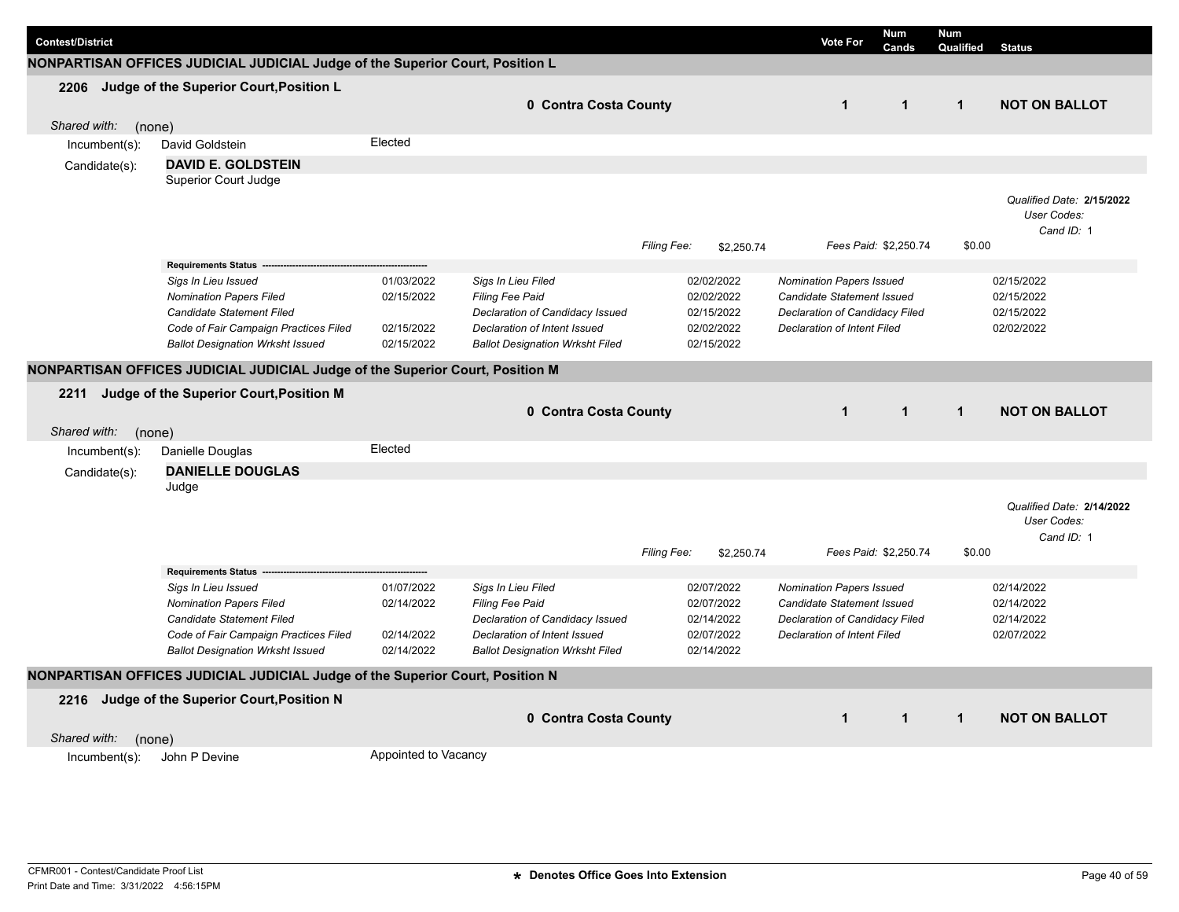| Contest/District | Vote For | Num Cands | Num Qualified | Status |
|---|---|---|---|---|

## NONPARTISAN OFFICES JUDICIAL JUDICIAL Judge of the Superior Court, Position L

**2206 Judge of the Superior Court,Position L**

| | Vote For | Num Cands | Num Qualified | Status |
|---|---|---|---|---|
| **0 Contra Costa County** | **1** | **1** | **1** | **NOT ON BALLOT** |

*Shared with:* (none)

Incumbent(s): David Goldstein — Elected

Candidate(s): **DAVID E. GOLDSTEIN**
Superior Court Judge

*Qualified Date:* **2/15/2022**
*User Codes:*
*Cand ID:* 1

*Filing Fee:* $2,250.74 *Fees Paid:* $2,250.74 $0.00

**Requirements Status**

| | | | | | |
|---|---|---|---|---|---|
| *Sigs In Lieu Issued* | 01/03/2022 | *Sigs In Lieu Filed* | 02/02/2022 | *Nomination Papers Issued* | 02/15/2022 |
| *Nomination Papers Filed* | 02/15/2022 | *Filing Fee Paid* | 02/02/2022 | *Candidate Statement Issued* | 02/15/2022 |
| *Candidate Statement Filed* | | *Declaration of Candidacy Issued* | 02/15/2022 | *Declaration of Candidacy Filed* | 02/15/2022 |
| *Code of Fair Campaign Practices Filed* | 02/15/2022 | *Declaration of Intent Issued* | 02/02/2022 | *Declaration of Intent Filed* | 02/02/2022 |
| *Ballot Designation Wrksht Issued* | 02/15/2022 | *Ballot Designation Wrksht Filed* | 02/15/2022 | | |

## NONPARTISAN OFFICES JUDICIAL JUDICIAL Judge of the Superior Court, Position M

**2211 Judge of the Superior Court,Position M**

| | Vote For | Num Cands | Num Qualified | Status |
|---|---|---|---|---|
| **0 Contra Costa County** | **1** | **1** | **1** | **NOT ON BALLOT** |

*Shared with:* (none)

Incumbent(s): Danielle Douglas — Elected

Candidate(s): **DANIELLE DOUGLAS**
Judge

*Qualified Date:* **2/14/2022**
*User Codes:*
*Cand ID:* 1

*Filing Fee:* $2,250.74 *Fees Paid:* $2,250.74 $0.00

**Requirements Status**

| | | | | | |
|---|---|---|---|---|---|
| *Sigs In Lieu Issued* | 01/07/2022 | *Sigs In Lieu Filed* | 02/07/2022 | *Nomination Papers Issued* | 02/14/2022 |
| *Nomination Papers Filed* | 02/14/2022 | *Filing Fee Paid* | 02/07/2022 | *Candidate Statement Issued* | 02/14/2022 |
| *Candidate Statement Filed* | | *Declaration of Candidacy Issued* | 02/14/2022 | *Declaration of Candidacy Filed* | 02/14/2022 |
| *Code of Fair Campaign Practices Filed* | 02/14/2022 | *Declaration of Intent Issued* | 02/07/2022 | *Declaration of Intent Filed* | 02/07/2022 |
| *Ballot Designation Wrksht Issued* | 02/14/2022 | *Ballot Designation Wrksht Filed* | 02/14/2022 | | |

## NONPARTISAN OFFICES JUDICIAL JUDICIAL Judge of the Superior Court, Position N

**2216 Judge of the Superior Court,Position N**

| | Vote For | Num Cands | Num Qualified | Status |
|---|---|---|---|---|
| **0 Contra Costa County** | **1** | **1** | **1** | **NOT ON BALLOT** |

*Shared with:* (none)

Incumbent(s): John P Devine — Appointed to Vacancy

**\* Denotes Office Goes Into Extension**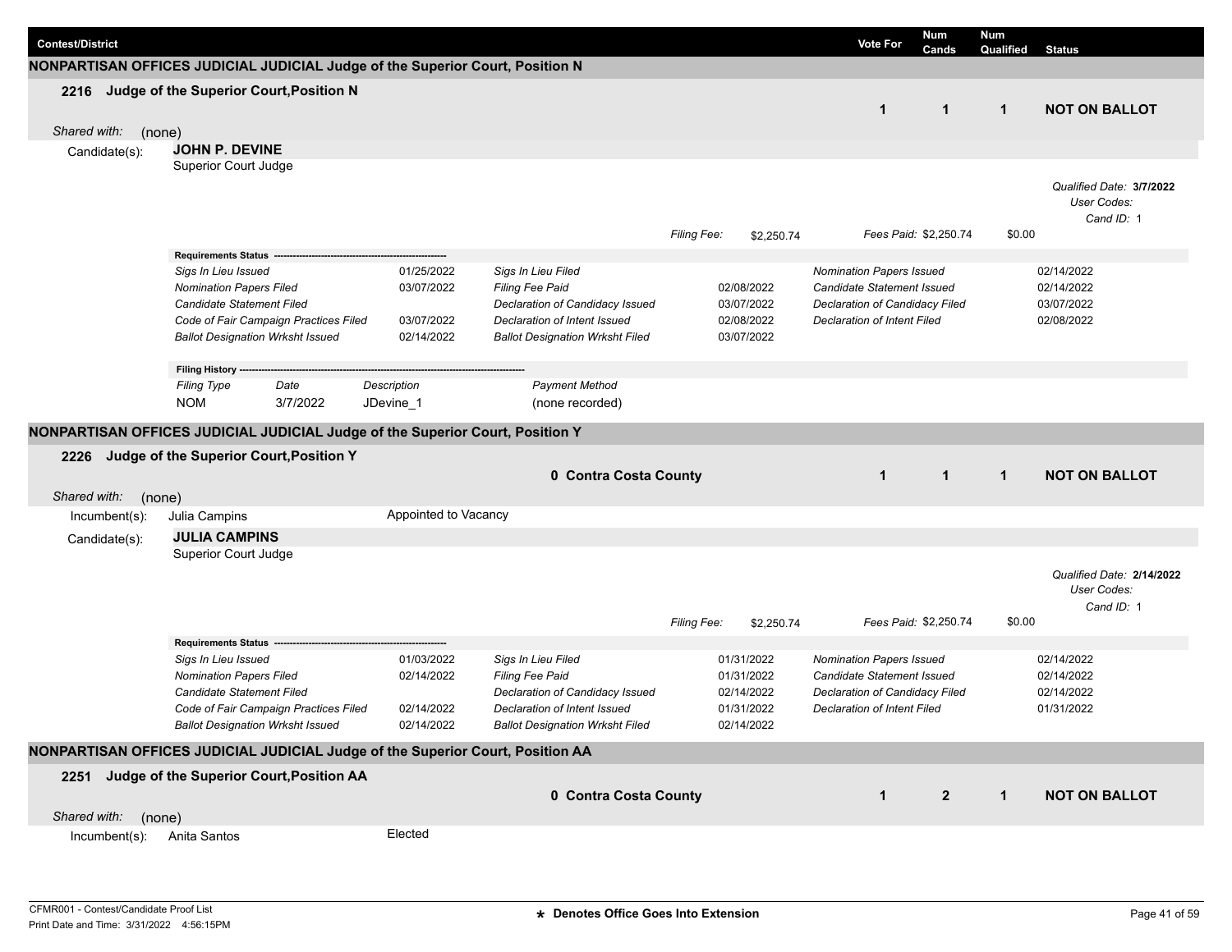| Contest/District | Vote For | Num Cands | Num Qualified | Status |
|---|---|---|---|---|

## NONPARTISAN OFFICES JUDICIAL JUDICIAL Judge of the Superior Court, Position N

**2216 Judge of the Superior Court,Position N**

| Vote For | Num Cands | Num Qualified | Status |
|---|---|---|---|
| 1 | 1 | 1 | NOT ON BALLOT |

*Shared with:* (none)

Candidate(s): **JOHN P. DEVINE**
Superior Court Judge

*Qualified Date:* **3/7/2022**
*User Codes:*
*Cand ID:* 1

*Filing Fee:* $2,250.74 *Fees Paid:* $2,250.74 $0.00

**Requirements Status**

| | | | | | |
|---|---|---|---|---|---|
| *Sigs In Lieu Issued* | 01/25/2022 | *Sigs In Lieu Filed* | | *Nomination Papers Issued* | 02/14/2022 |
| *Nomination Papers Filed* | 03/07/2022 | *Filing Fee Paid* | 02/08/2022 | *Candidate Statement Issued* | 02/14/2022 |
| *Candidate Statement Filed* | | *Declaration of Candidacy Issued* | 03/07/2022 | *Declaration of Candidacy Filed* | 03/07/2022 |
| *Code of Fair Campaign Practices Filed* | 03/07/2022 | *Declaration of Intent Issued* | 02/08/2022 | *Declaration of Intent Filed* | 02/08/2022 |
| *Ballot Designation Wrksht Issued* | 02/14/2022 | *Ballot Designation Wrksht Filed* | 03/07/2022 | | |

**Filing History**

| *Filing Type* | *Date* | *Description* | *Payment Method* |
|---|---|---|---|
| NOM | 3/7/2022 | JDevine_1 | (none recorded) |

## NONPARTISAN OFFICES JUDICIAL JUDICIAL Judge of the Superior Court, Position Y

**2226 Judge of the Superior Court,Position Y**

**0 Contra Costa County**

| Vote For | Num Cands | Num Qualified | Status |
|---|---|---|---|
| 1 | 1 | 1 | NOT ON BALLOT |

*Shared with:* (none)

Incumbent(s): Julia Campins — Appointed to Vacancy

Candidate(s): **JULIA CAMPINS**
Superior Court Judge

*Qualified Date:* **2/14/2022**
*User Codes:*
*Cand ID:* 1

*Filing Fee:* $2,250.74 *Fees Paid:* $2,250.74 $0.00

**Requirements Status**

| | | | | | |
|---|---|---|---|---|---|
| *Sigs In Lieu Issued* | 01/03/2022 | *Sigs In Lieu Filed* | 01/31/2022 | *Nomination Papers Issued* | 02/14/2022 |
| *Nomination Papers Filed* | 02/14/2022 | *Filing Fee Paid* | 01/31/2022 | *Candidate Statement Issued* | 02/14/2022 |
| *Candidate Statement Filed* | | *Declaration of Candidacy Issued* | 02/14/2022 | *Declaration of Candidacy Filed* | 02/14/2022 |
| *Code of Fair Campaign Practices Filed* | 02/14/2022 | *Declaration of Intent Issued* | 01/31/2022 | *Declaration of Intent Filed* | 01/31/2022 |
| *Ballot Designation Wrksht Issued* | 02/14/2022 | *Ballot Designation Wrksht Filed* | 02/14/2022 | | |

## NONPARTISAN OFFICES JUDICIAL JUDICIAL Judge of the Superior Court, Position AA

**2251 Judge of the Superior Court,Position AA**

**0 Contra Costa County**

| Vote For | Num Cands | Num Qualified | Status |
|---|---|---|---|
| 1 | 2 | 1 | NOT ON BALLOT |

*Shared with:* (none)

Incumbent(s): Anita Santos — Elected

CFMR001 - Contest/Candidate Proof List
Print Date and Time: 3/31/2022 4:56:15PM

**\* Denotes Office Goes Into Extension**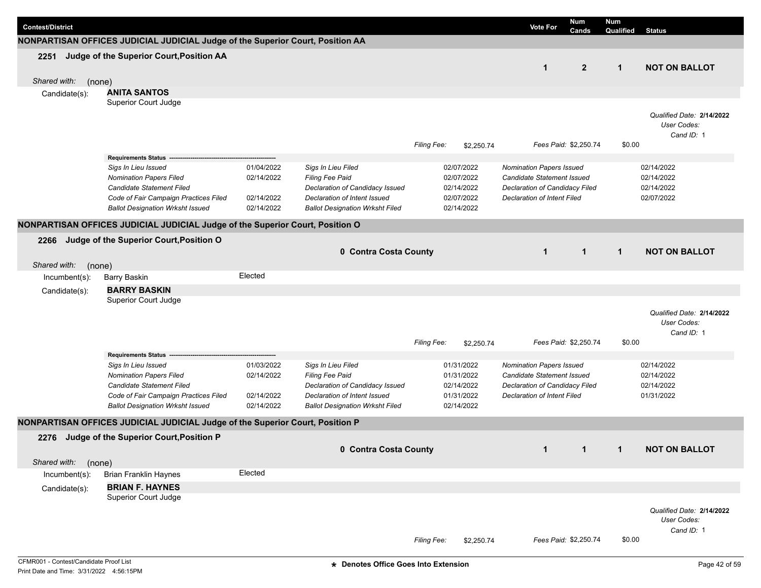| Contest/District | | Vote For | Num Cands | Num Qualified | Status |
|---|---|---|---|---|---|

## NONPARTISAN OFFICES JUDICIAL JUDICIAL Judge of the Superior Court, Position AA

**2251 Judge of the Superior Court,Position AA**

| | Vote For | Num Cands | Num Qualified | Status |
|---|---|---|---|---|
| | 1 | 2 | 1 | **NOT ON BALLOT** |

*Shared with:* (none)

Candidate(s): **ANITA SANTOS**
Superior Court Judge

*Qualified Date:* **2/14/2022**
*User Codes:*
*Cand ID:* 1

*Filing Fee:* $2,250.74 *Fees Paid:* $2,250.74 $0.00

**Requirements Status**

| | | | | | |
|---|---|---|---|---|---|
| *Sigs In Lieu Issued* | 01/04/2022 | *Sigs In Lieu Filed* | 02/07/2022 | *Nomination Papers Issued* | 02/14/2022 |
| *Nomination Papers Filed* | 02/14/2022 | *Filing Fee Paid* | 02/07/2022 | *Candidate Statement Issued* | 02/14/2022 |
| *Candidate Statement Filed* | | *Declaration of Candidacy Issued* | 02/14/2022 | *Declaration of Candidacy Filed* | 02/14/2022 |
| *Code of Fair Campaign Practices Filed* | 02/14/2022 | *Declaration of Intent Issued* | 02/07/2022 | *Declaration of Intent Filed* | 02/07/2022 |
| *Ballot Designation Wrksht Issued* | 02/14/2022 | *Ballot Designation Wrksht Filed* | 02/14/2022 | | |

## NONPARTISAN OFFICES JUDICIAL JUDICIAL Judge of the Superior Court, Position O

**2266 Judge of the Superior Court,Position O**

| | Vote For | Num Cands | Num Qualified | Status |
|---|---|---|---|---|
| 0 Contra Costa County | 1 | 1 | 1 | **NOT ON BALLOT** |

*Shared with:* (none)

Incumbent(s): Barry Baskin — Elected

Candidate(s): **BARRY BASKIN**
Superior Court Judge

*Qualified Date:* **2/14/2022**
*User Codes:*
*Cand ID:* 1

*Filing Fee:* $2,250.74 *Fees Paid:* $2,250.74 $0.00

**Requirements Status**

| | | | | | |
|---|---|---|---|---|---|
| *Sigs In Lieu Issued* | 01/03/2022 | *Sigs In Lieu Filed* | 01/31/2022 | *Nomination Papers Issued* | 02/14/2022 |
| *Nomination Papers Filed* | 02/14/2022 | *Filing Fee Paid* | 01/31/2022 | *Candidate Statement Issued* | 02/14/2022 |
| *Candidate Statement Filed* | | *Declaration of Candidacy Issued* | 02/14/2022 | *Declaration of Candidacy Filed* | 02/14/2022 |
| *Code of Fair Campaign Practices Filed* | 02/14/2022 | *Declaration of Intent Issued* | 01/31/2022 | *Declaration of Intent Filed* | 01/31/2022 |
| *Ballot Designation Wrksht Issued* | 02/14/2022 | *Ballot Designation Wrksht Filed* | 02/14/2022 | | |

## NONPARTISAN OFFICES JUDICIAL JUDICIAL Judge of the Superior Court, Position P

**2276 Judge of the Superior Court,Position P**

| | Vote For | Num Cands | Num Qualified | Status |
|---|---|---|---|---|
| 0 Contra Costa County | 1 | 1 | 1 | **NOT ON BALLOT** |

*Shared with:* (none)

Incumbent(s): Brian Franklin Haynes — Elected

Candidate(s): **BRIAN F. HAYNES**
Superior Court Judge

*Qualified Date:* **2/14/2022**
*User Codes:*
*Cand ID:* 1

*Filing Fee:* $2,250.74 *Fees Paid:* $2,250.74 $0.00

CFMR001 - Contest/Candidate Proof List
Print Date and Time: 3/31/2022 4:56:15PM

**\* Denotes Office Goes Into Extension**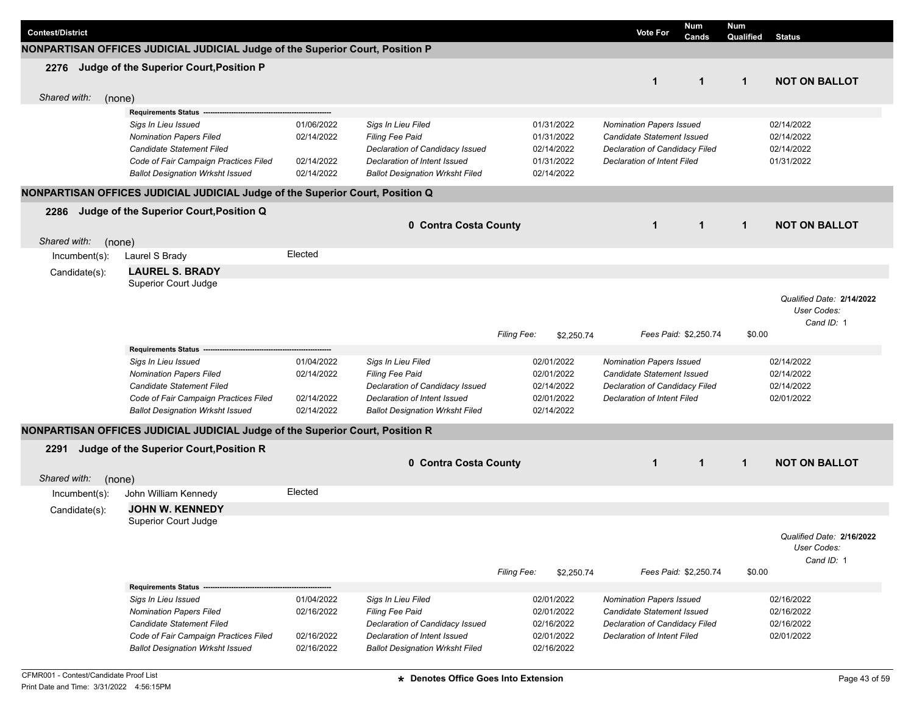| Contest/District | | Vote For | Num Cands | Num Qualified | Status |
|---|---|---|---|---|---|

## NONPARTISAN OFFICES JUDICIAL JUDICIAL Judge of the Superior Court, Position P

**2276 Judge of the Superior Court,Position P**

| Vote For | Num Cands | Num Qualified | Status |
|---|---|---|---|
| 1 | 1 | 1 | **NOT ON BALLOT** |

*Shared with:* (none)

**Requirements Status**

| | | | | | |
|---|---|---|---|---|---|
| *Sigs In Lieu Issued* | 01/06/2022 | *Sigs In Lieu Filed* | 01/31/2022 | *Nomination Papers Issued* | 02/14/2022 |
| *Nomination Papers Filed* | 02/14/2022 | *Filing Fee Paid* | 01/31/2022 | *Candidate Statement Issued* | 02/14/2022 |
| *Candidate Statement Filed* | | *Declaration of Candidacy Issued* | 02/14/2022 | *Declaration of Candidacy Filed* | 02/14/2022 |
| *Code of Fair Campaign Practices Filed* | 02/14/2022 | *Declaration of Intent Issued* | 01/31/2022 | *Declaration of Intent Filed* | 01/31/2022 |
| *Ballot Designation Wrksht Issued* | 02/14/2022 | *Ballot Designation Wrksht Filed* | 02/14/2022 | | |

## NONPARTISAN OFFICES JUDICIAL JUDICIAL Judge of the Superior Court, Position Q

**2286 Judge of the Superior Court,Position Q** — **0 Contra Costa County**

| Vote For | Num Cands | Num Qualified | Status |
|---|---|---|---|
| 1 | 1 | 1 | **NOT ON BALLOT** |

*Shared with:* (none)

Incumbent(s): Laurel S Brady — Elected

Candidate(s): **LAUREL S. BRADY**
Superior Court Judge

*Qualified Date:* **2/14/2022**
*User Codes:*
*Cand ID:* 1

*Filing Fee:* $2,250.74 — *Fees Paid:* $2,250.74 — $0.00

**Requirements Status**

| | | | | | |
|---|---|---|---|---|---|
| *Sigs In Lieu Issued* | 01/04/2022 | *Sigs In Lieu Filed* | 02/01/2022 | *Nomination Papers Issued* | 02/14/2022 |
| *Nomination Papers Filed* | 02/14/2022 | *Filing Fee Paid* | 02/01/2022 | *Candidate Statement Issued* | 02/14/2022 |
| *Candidate Statement Filed* | | *Declaration of Candidacy Issued* | 02/14/2022 | *Declaration of Candidacy Filed* | 02/14/2022 |
| *Code of Fair Campaign Practices Filed* | 02/14/2022 | *Declaration of Intent Issued* | 02/01/2022 | *Declaration of Intent Filed* | 02/01/2022 |
| *Ballot Designation Wrksht Issued* | 02/14/2022 | *Ballot Designation Wrksht Filed* | 02/14/2022 | | |

## NONPARTISAN OFFICES JUDICIAL JUDICIAL Judge of the Superior Court, Position R

**2291 Judge of the Superior Court,Position R** — **0 Contra Costa County**

| Vote For | Num Cands | Num Qualified | Status |
|---|---|---|---|
| 1 | 1 | 1 | **NOT ON BALLOT** |

*Shared with:* (none)

Incumbent(s): John William Kennedy — Elected

Candidate(s): **JOHN W. KENNEDY**
Superior Court Judge

*Qualified Date:* **2/16/2022**
*User Codes:*
*Cand ID:* 1

*Filing Fee:* $2,250.74 — *Fees Paid:* $2,250.74 — $0.00

**Requirements Status**

| | | | | | |
|---|---|---|---|---|---|
| *Sigs In Lieu Issued* | 01/04/2022 | *Sigs In Lieu Filed* | 02/01/2022 | *Nomination Papers Issued* | 02/16/2022 |
| *Nomination Papers Filed* | 02/16/2022 | *Filing Fee Paid* | 02/01/2022 | *Candidate Statement Issued* | 02/16/2022 |
| *Candidate Statement Filed* | | *Declaration of Candidacy Issued* | 02/16/2022 | *Declaration of Candidacy Filed* | 02/16/2022 |
| *Code of Fair Campaign Practices Filed* | 02/16/2022 | *Declaration of Intent Issued* | 02/01/2022 | *Declaration of Intent Filed* | 02/01/2022 |
| *Ballot Designation Wrksht Issued* | 02/16/2022 | *Ballot Designation Wrksht Filed* | 02/16/2022 | | |

CFMR001 - Contest/Candidate Proof List
Print Date and Time: 3/31/2022 4:56:15PM

* Denotes Office Goes Into Extension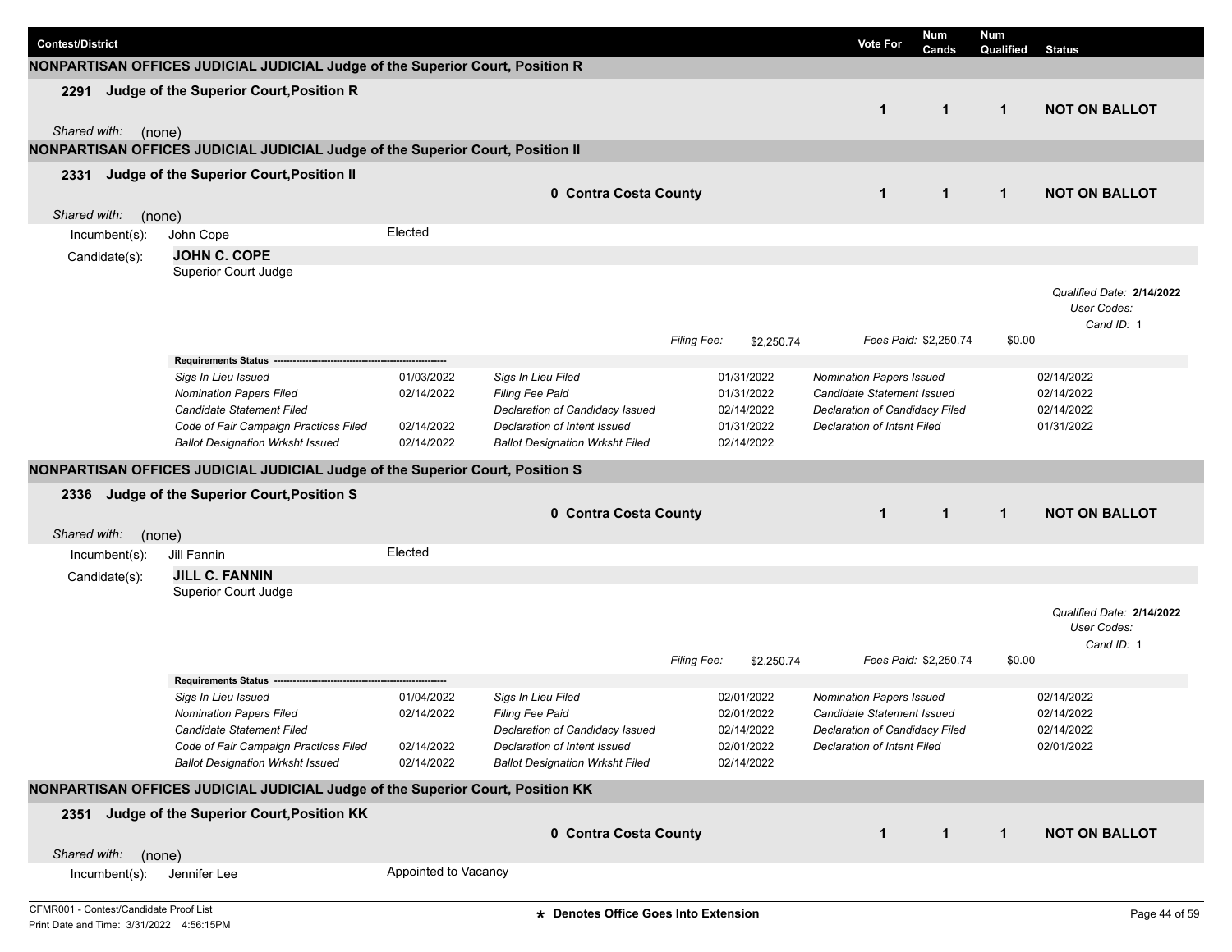| Contest/District | Vote For | Num Cands | Num Qualified | Status |
|---|---|---|---|---|

## NONPARTISAN OFFICES JUDICIAL JUDICIAL Judge of the Superior Court, Position R

**2291 Judge of the Superior Court,Position R**

| Vote For | Num Cands | Num Qualified | Status |
|---|---|---|---|
| 1 | 1 | 1 | **NOT ON BALLOT** |

*Shared with:* (none)

## NONPARTISAN OFFICES JUDICIAL JUDICIAL Judge of the Superior Court, Position II

**2331 Judge of the Superior Court,Position II** — **0 Contra Costa County**

| Vote For | Num Cands | Num Qualified | Status |
|---|---|---|---|
| 1 | 1 | 1 | **NOT ON BALLOT** |

*Shared with:* (none)

Incumbent(s): John Cope — Elected

Candidate(s): **JOHN C. COPE**
Superior Court Judge

*Qualified Date:* **2/14/2022**
*User Codes:*
*Cand ID:* 1

*Filing Fee:* $2,250.74 *Fees Paid:* $2,250.74 $0.00

**Requirements Status**

| Requirement | Date | Requirement | Date | Requirement | Date |
|---|---|---|---|---|---|
| *Sigs In Lieu Issued* | 01/03/2022 | *Sigs In Lieu Filed* | 01/31/2022 | *Nomination Papers Issued* | 02/14/2022 |
| *Nomination Papers Filed* | 02/14/2022 | *Filing Fee Paid* | 01/31/2022 | *Candidate Statement Issued* | 02/14/2022 |
| *Candidate Statement Filed* | | *Declaration of Candidacy Issued* | 02/14/2022 | *Declaration of Candidacy Filed* | 02/14/2022 |
| *Code of Fair Campaign Practices Filed* | 02/14/2022 | *Declaration of Intent Issued* | 01/31/2022 | *Declaration of Intent Filed* | 01/31/2022 |
| *Ballot Designation Wrksht Issued* | 02/14/2022 | *Ballot Designation Wrksht Filed* | 02/14/2022 | | |

## NONPARTISAN OFFICES JUDICIAL JUDICIAL Judge of the Superior Court, Position S

**2336 Judge of the Superior Court,Position S** — **0 Contra Costa County**

| Vote For | Num Cands | Num Qualified | Status |
|---|---|---|---|
| 1 | 1 | 1 | **NOT ON BALLOT** |

*Shared with:* (none)

Incumbent(s): Jill Fannin — Elected

Candidate(s): **JILL C. FANNIN**
Superior Court Judge

*Qualified Date:* **2/14/2022**
*User Codes:*
*Cand ID:* 1

*Filing Fee:* $2,250.74 *Fees Paid:* $2,250.74 $0.00

**Requirements Status**

| Requirement | Date | Requirement | Date | Requirement | Date |
|---|---|---|---|---|---|
| *Sigs In Lieu Issued* | 01/04/2022 | *Sigs In Lieu Filed* | 02/01/2022 | *Nomination Papers Issued* | 02/14/2022 |
| *Nomination Papers Filed* | 02/14/2022 | *Filing Fee Paid* | 02/01/2022 | *Candidate Statement Issued* | 02/14/2022 |
| *Candidate Statement Filed* | | *Declaration of Candidacy Issued* | 02/14/2022 | *Declaration of Candidacy Filed* | 02/14/2022 |
| *Code of Fair Campaign Practices Filed* | 02/14/2022 | *Declaration of Intent Issued* | 02/01/2022 | *Declaration of Intent Filed* | 02/01/2022 |
| *Ballot Designation Wrksht Issued* | 02/14/2022 | *Ballot Designation Wrksht Filed* | 02/14/2022 | | |

## NONPARTISAN OFFICES JUDICIAL JUDICIAL Judge of the Superior Court, Position KK

**2351 Judge of the Superior Court,Position KK** — **0 Contra Costa County**

| Vote For | Num Cands | Num Qualified | Status |
|---|---|---|---|
| 1 | 1 | 1 | **NOT ON BALLOT** |

*Shared with:* (none)

Incumbent(s): Jennifer Lee — Appointed to Vacancy

CFMR001 - Contest/Candidate Proof List
Print Date and Time: 3/31/2022 4:56:15PM

**\* Denotes Office Goes Into Extension**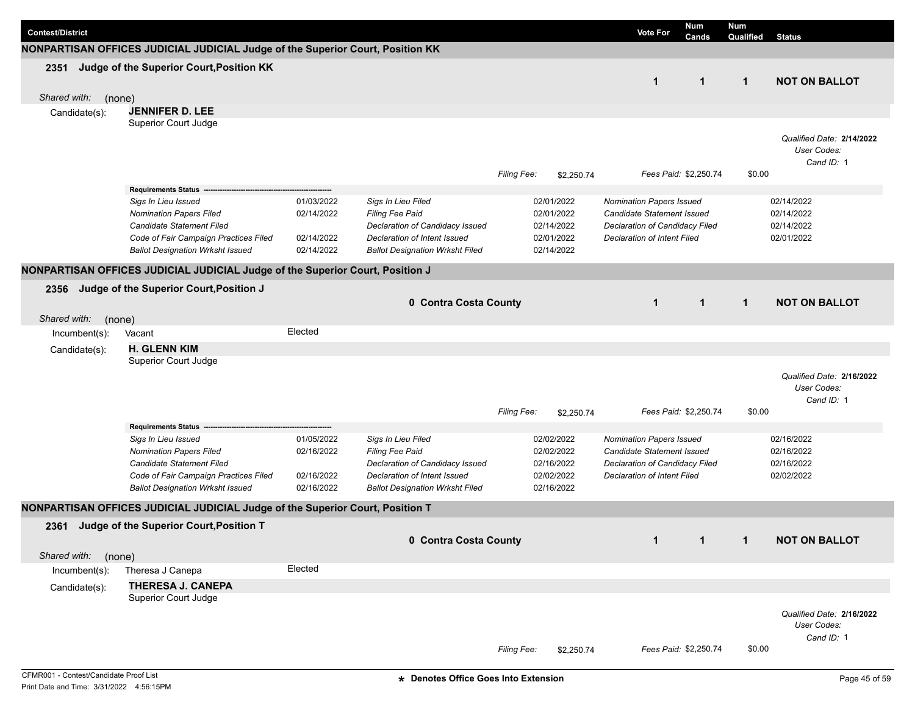| Contest/District | Vote For | Num Cands | Num Qualified | Status |
|---|---|---|---|---|

## NONPARTISAN OFFICES JUDICIAL JUDICIAL Judge of the Superior Court, Position KK

### 2351 Judge of the Superior Court,Position KK

| Vote For | Num Cands | Num Qualified | Status |
|---|---|---|---|
| 1 | 1 | 1 | **NOT ON BALLOT** |

*Shared with:* (none)

Candidate(s): **JENNIFER D. LEE**
Superior Court Judge

*Qualified Date:* **2/14/2022**
*User Codes:*
*Cand ID:* 1

*Filing Fee:* $2,250.74 *Fees Paid:* $2,250.74 $0.00

**Requirements Status**

| Requirement | Date | Requirement | Date | Requirement | Date |
|---|---|---|---|---|---|
| *Sigs In Lieu Issued* | 01/03/2022 | *Sigs In Lieu Filed* | 02/01/2022 | *Nomination Papers Issued* | 02/14/2022 |
| *Nomination Papers Filed* | 02/14/2022 | *Filing Fee Paid* | 02/01/2022 | *Candidate Statement Issued* | 02/14/2022 |
| *Candidate Statement Filed* | | *Declaration of Candidacy Issued* | 02/14/2022 | *Declaration of Candidacy Filed* | 02/14/2022 |
| *Code of Fair Campaign Practices Filed* | 02/14/2022 | *Declaration of Intent Issued* | 02/01/2022 | *Declaration of Intent Filed* | 02/01/2022 |
| *Ballot Designation Wrksht Issued* | 02/14/2022 | *Ballot Designation Wrksht Filed* | 02/14/2022 | | |

## NONPARTISAN OFFICES JUDICIAL JUDICIAL Judge of the Superior Court, Position J

### 2356 Judge of the Superior Court,Position J

**0 Contra Costa County**

| Vote For | Num Cands | Num Qualified | Status |
|---|---|---|---|
| 1 | 1 | 1 | **NOT ON BALLOT** |

*Shared with:* (none)

Incumbent(s): Vacant — Elected

Candidate(s): **H. GLENN KIM**
Superior Court Judge

*Qualified Date:* **2/16/2022**
*User Codes:*
*Cand ID:* 1

*Filing Fee:* $2,250.74 *Fees Paid:* $2,250.74 $0.00

**Requirements Status**

| Requirement | Date | Requirement | Date | Requirement | Date |
|---|---|---|---|---|---|
| *Sigs In Lieu Issued* | 01/05/2022 | *Sigs In Lieu Filed* | 02/02/2022 | *Nomination Papers Issued* | 02/16/2022 |
| *Nomination Papers Filed* | 02/16/2022 | *Filing Fee Paid* | 02/02/2022 | *Candidate Statement Issued* | 02/16/2022 |
| *Candidate Statement Filed* | | *Declaration of Candidacy Issued* | 02/16/2022 | *Declaration of Candidacy Filed* | 02/16/2022 |
| *Code of Fair Campaign Practices Filed* | 02/16/2022 | *Declaration of Intent Issued* | 02/02/2022 | *Declaration of Intent Filed* | 02/02/2022 |
| *Ballot Designation Wrksht Issued* | 02/16/2022 | *Ballot Designation Wrksht Filed* | 02/16/2022 | | |

## NONPARTISAN OFFICES JUDICIAL JUDICIAL Judge of the Superior Court, Position T

### 2361 Judge of the Superior Court,Position T

**0 Contra Costa County**

| Vote For | Num Cands | Num Qualified | Status |
|---|---|---|---|
| 1 | 1 | 1 | **NOT ON BALLOT** |

*Shared with:* (none)

Incumbent(s): Theresa J Canepa — Elected

Candidate(s): **THERESA J. CANEPA**
Superior Court Judge

*Qualified Date:* **2/16/2022**
*User Codes:*
*Cand ID:* 1

*Filing Fee:* $2,250.74 *Fees Paid:* $2,250.74 $0.00

CFMR001 - Contest/Candidate Proof List
Print Date and Time: 3/31/2022 4:56:15PM

★ Denotes Office Goes Into Extension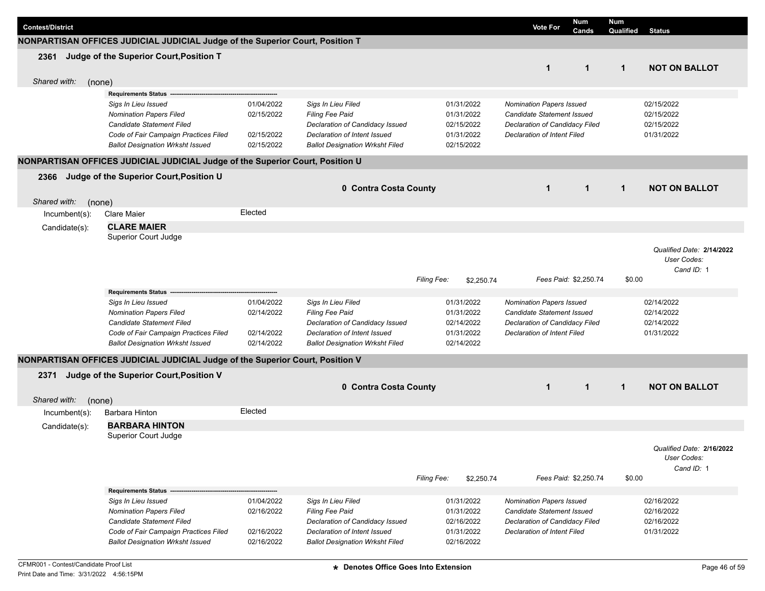| Contest/District | Vote For | Num Cands | Num Qualified | Status |
|---|---|---|---|---|

## NONPARTISAN OFFICES JUDICIAL JUDICIAL Judge of the Superior Court, Position T

**2361 Judge of the Superior Court,Position T**

| Vote For | Num Cands | Num Qualified | Status |
|---|---|---|---|
| 1 | 1 | 1 | **NOT ON BALLOT** |

*Shared with:* (none)

**Requirements Status**

| | | | | | |
|---|---|---|---|---|---|
| *Sigs In Lieu Issued* | 01/04/2022 | *Sigs In Lieu Filed* | 01/31/2022 | *Nomination Papers Issued* | 02/15/2022 |
| *Nomination Papers Filed* | 02/15/2022 | *Filing Fee Paid* | 01/31/2022 | *Candidate Statement Issued* | 02/15/2022 |
| *Candidate Statement Filed* | | *Declaration of Candidacy Issued* | 02/15/2022 | *Declaration of Candidacy Filed* | 02/15/2022 |
| *Code of Fair Campaign Practices Filed* | 02/15/2022 | *Declaration of Intent Issued* | 01/31/2022 | *Declaration of Intent Filed* | 01/31/2022 |
| *Ballot Designation Wrksht Issued* | 02/15/2022 | *Ballot Designation Wrksht Filed* | 02/15/2022 | | |

## NONPARTISAN OFFICES JUDICIAL JUDICIAL Judge of the Superior Court, Position U

**2366 Judge of the Superior Court,Position U** — **0 Contra Costa County**

| Vote For | Num Cands | Num Qualified | Status |
|---|---|---|---|
| 1 | 1 | 1 | **NOT ON BALLOT** |

*Shared with:* (none)

Incumbent(s): Clare Maier — Elected

Candidate(s): **CLARE MAIER**
Superior Court Judge

*Qualified Date:* **2/14/2022**
*User Codes:*
*Cand ID:* 1

*Filing Fee:* $2,250.74 — *Fees Paid:* $2,250.74 — $0.00

**Requirements Status**

| | | | | | |
|---|---|---|---|---|---|
| *Sigs In Lieu Issued* | 01/04/2022 | *Sigs In Lieu Filed* | 01/31/2022 | *Nomination Papers Issued* | 02/14/2022 |
| *Nomination Papers Filed* | 02/14/2022 | *Filing Fee Paid* | 01/31/2022 | *Candidate Statement Issued* | 02/14/2022 |
| *Candidate Statement Filed* | | *Declaration of Candidacy Issued* | 02/14/2022 | *Declaration of Candidacy Filed* | 02/14/2022 |
| *Code of Fair Campaign Practices Filed* | 02/14/2022 | *Declaration of Intent Issued* | 01/31/2022 | *Declaration of Intent Filed* | 01/31/2022 |
| *Ballot Designation Wrksht Issued* | 02/14/2022 | *Ballot Designation Wrksht Filed* | 02/14/2022 | | |

## NONPARTISAN OFFICES JUDICIAL JUDICIAL Judge of the Superior Court, Position V

**2371 Judge of the Superior Court,Position V** — **0 Contra Costa County**

| Vote For | Num Cands | Num Qualified | Status |
|---|---|---|---|
| 1 | 1 | 1 | **NOT ON BALLOT** |

*Shared with:* (none)

Incumbent(s): Barbara Hinton — Elected

Candidate(s): **BARBARA HINTON**
Superior Court Judge

*Qualified Date:* **2/16/2022**
*User Codes:*
*Cand ID:* 1

*Filing Fee:* $2,250.74 — *Fees Paid:* $2,250.74 — $0.00

**Requirements Status**

| | | | | | |
|---|---|---|---|---|---|
| *Sigs In Lieu Issued* | 01/04/2022 | *Sigs In Lieu Filed* | 01/31/2022 | *Nomination Papers Issued* | 02/16/2022 |
| *Nomination Papers Filed* | 02/16/2022 | *Filing Fee Paid* | 01/31/2022 | *Candidate Statement Issued* | 02/16/2022 |
| *Candidate Statement Filed* | | *Declaration of Candidacy Issued* | 02/16/2022 | *Declaration of Candidacy Filed* | 02/16/2022 |
| *Code of Fair Campaign Practices Filed* | 02/16/2022 | *Declaration of Intent Issued* | 01/31/2022 | *Declaration of Intent Filed* | 01/31/2022 |
| *Ballot Designation Wrksht Issued* | 02/16/2022 | *Ballot Designation Wrksht Filed* | 02/16/2022 | | |

**\* Denotes Office Goes Into Extension**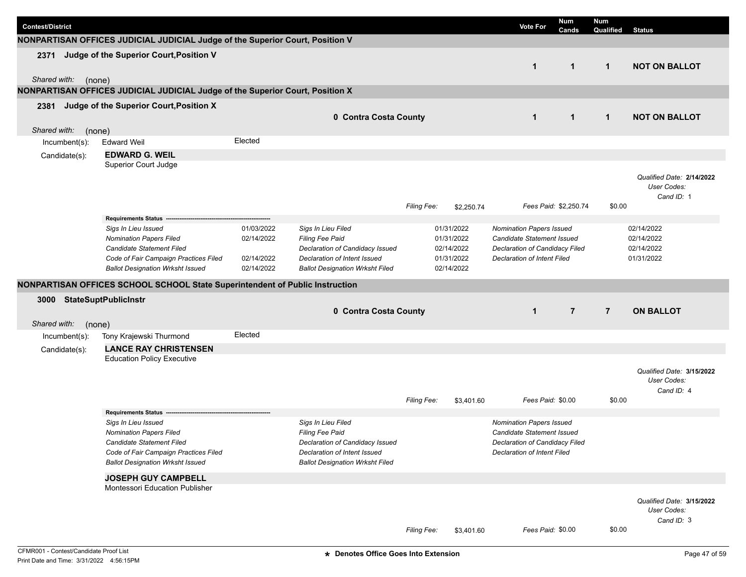| Contest/District | | Vote For | Num Cands | Num Qualified | Status |
|---|---|---|---|---|---|

## NONPARTISAN OFFICES JUDICIAL JUDICIAL Judge of the Superior Court, Position V

**2371 Judge of the Superior Court,Position V**

| | Vote For | Num Cands | Num Qualified | Status |
|---|---|---|---|---|
| | 1 | 1 | 1 | **NOT ON BALLOT** |

*Shared with:* (none)

## NONPARTISAN OFFICES JUDICIAL JUDICIAL Judge of the Superior Court, Position X

**2381 Judge of the Superior Court,Position X**

| | Vote For | Num Cands | Num Qualified | Status |
|---|---|---|---|---|
| **0 Contra Costa County** | 1 | 1 | 1 | **NOT ON BALLOT** |

*Shared with:* (none)

Incumbent(s): Edward Weil — Elected

Candidate(s):

**EDWARD G. WEIL**
Superior Court Judge

*Qualified Date:* **2/14/2022**
*User Codes:*
*Cand ID:* 1

*Filing Fee:* $2,250.74 — *Fees Paid:* $2,250.74 — $0.00

**Requirements Status**

| Requirement | Date | Requirement | Date | Requirement | Date |
|---|---|---|---|---|---|
| *Sigs In Lieu Issued* | 01/03/2022 | *Sigs In Lieu Filed* | 01/31/2022 | *Nomination Papers Issued* | 02/14/2022 |
| *Nomination Papers Filed* | 02/14/2022 | *Filing Fee Paid* | 01/31/2022 | *Candidate Statement Issued* | 02/14/2022 |
| *Candidate Statement Filed* | | *Declaration of Candidacy Issued* | 02/14/2022 | *Declaration of Candidacy Filed* | 02/14/2022 |
| *Code of Fair Campaign Practices Filed* | 02/14/2022 | *Declaration of Intent Issued* | 01/31/2022 | *Declaration of Intent Filed* | 01/31/2022 |
| *Ballot Designation Wrksht Issued* | 02/14/2022 | *Ballot Designation Wrksht Filed* | 02/14/2022 | | |

## NONPARTISAN OFFICES SCHOOL SCHOOL State Superintendent of Public Instruction

**3000 StateSuptPublicInstr**

| | Vote For | Num Cands | Num Qualified | Status |
|---|---|---|---|---|
| **0 Contra Costa County** | 1 | 7 | 7 | **ON BALLOT** |

*Shared with:* (none)

Incumbent(s): Tony Krajewski Thurmond — Elected

Candidate(s):

**LANCE RAY CHRISTENSEN**
Education Policy Executive

*Qualified Date:* **3/15/2022**
*User Codes:*
*Cand ID:* 4

*Filing Fee:* $3,401.60 — *Fees Paid:* $0.00 — $0.00

**Requirements Status**

| Requirement | Date | Requirement | Date | Requirement | Date |
|---|---|---|---|---|---|
| *Sigs In Lieu Issued* | | *Sigs In Lieu Filed* | | *Nomination Papers Issued* | |
| *Nomination Papers Filed* | | *Filing Fee Paid* | | *Candidate Statement Issued* | |
| *Candidate Statement Filed* | | *Declaration of Candidacy Issued* | | *Declaration of Candidacy Filed* | |
| *Code of Fair Campaign Practices Filed* | | *Declaration of Intent Issued* | | *Declaration of Intent Filed* | |
| *Ballot Designation Wrksht Issued* | | *Ballot Designation Wrksht Filed* | | | |

**JOSEPH GUY CAMPBELL**
Montessori Education Publisher

*Qualified Date:* **3/15/2022**
*User Codes:*
*Cand ID:* 3

*Filing Fee:* $3,401.60 — *Fees Paid:* $0.00 — $0.00

CFMR001 - Contest/Candidate Proof List
Print Date and Time: 3/31/2022 4:56:15PM

★ Denotes Office Goes Into Extension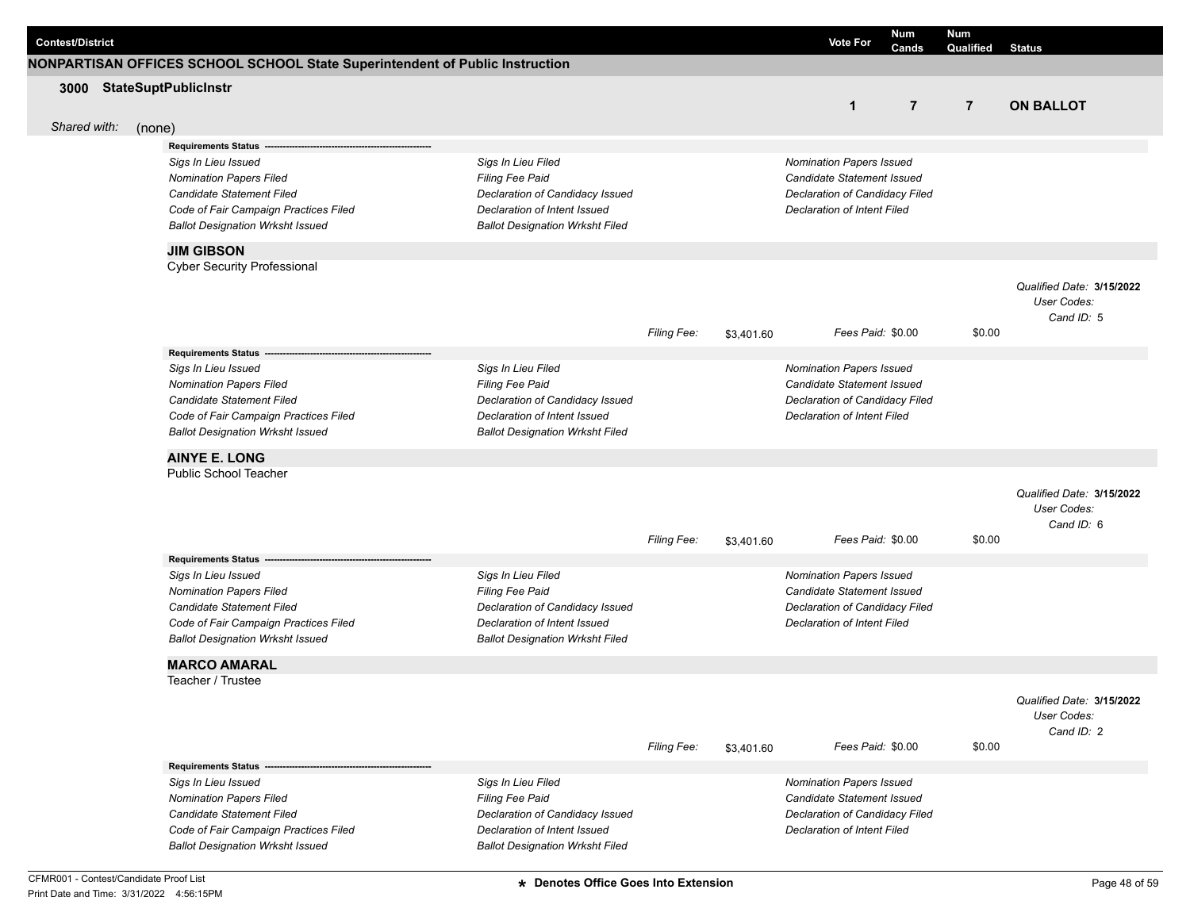| Contest/District | Vote For | Num Cands | Num Qualified | Status |
|---|---|---|---|---|

## NONPARTISAN OFFICES SCHOOL SCHOOL State Superintendent of Public Instruction

| **3000 StateSuptPublicInstr** | 1 | 7 | 7 | **ON BALLOT** |
|---|---|---|---|---|

*Shared with:* (none)

**Requirements Status** ----------------------------------------------------------

| | | |
|---|---|---|
| *Sigs In Lieu Issued* | *Sigs In Lieu Filed* | *Nomination Papers Issued* |
| *Nomination Papers Filed* | *Filing Fee Paid* | *Candidate Statement Issued* |
| *Candidate Statement Filed* | *Declaration of Candidacy Issued* | *Declaration of Candidacy Filed* |
| *Code of Fair Campaign Practices Filed* | *Declaration of Intent Issued* | *Declaration of Intent Filed* |
| *Ballot Designation Wrksht Issued* | *Ballot Designation Wrksht Filed* | |

### JIM GIBSON
Cyber Security Professional

*Qualified Date:* **3/15/2022**
*User Codes:*
*Cand ID:* 5

*Filing Fee:* $3,401.60 *Fees Paid:* $0.00 $0.00

**Requirements Status** ----------------------------------------------------------

| | | |
|---|---|---|
| *Sigs In Lieu Issued* | *Sigs In Lieu Filed* | *Nomination Papers Issued* |
| *Nomination Papers Filed* | *Filing Fee Paid* | *Candidate Statement Issued* |
| *Candidate Statement Filed* | *Declaration of Candidacy Issued* | *Declaration of Candidacy Filed* |
| *Code of Fair Campaign Practices Filed* | *Declaration of Intent Issued* | *Declaration of Intent Filed* |
| *Ballot Designation Wrksht Issued* | *Ballot Designation Wrksht Filed* | |

### AINYE E. LONG
Public School Teacher

*Qualified Date:* **3/15/2022**
*User Codes:*
*Cand ID:* 6

*Filing Fee:* $3,401.60 *Fees Paid:* $0.00 $0.00

**Requirements Status** ----------------------------------------------------------

| | | |
|---|---|---|
| *Sigs In Lieu Issued* | *Sigs In Lieu Filed* | *Nomination Papers Issued* |
| *Nomination Papers Filed* | *Filing Fee Paid* | *Candidate Statement Issued* |
| *Candidate Statement Filed* | *Declaration of Candidacy Issued* | *Declaration of Candidacy Filed* |
| *Code of Fair Campaign Practices Filed* | *Declaration of Intent Issued* | *Declaration of Intent Filed* |
| *Ballot Designation Wrksht Issued* | *Ballot Designation Wrksht Filed* | |

### MARCO AMARAL
Teacher / Trustee

*Qualified Date:* **3/15/2022**
*User Codes:*
*Cand ID:* 2

*Filing Fee:* $3,401.60 *Fees Paid:* $0.00 $0.00

**Requirements Status** ----------------------------------------------------------

| | | |
|---|---|---|
| *Sigs In Lieu Issued* | *Sigs In Lieu Filed* | *Nomination Papers Issued* |
| *Nomination Papers Filed* | *Filing Fee Paid* | *Candidate Statement Issued* |
| *Candidate Statement Filed* | *Declaration of Candidacy Issued* | *Declaration of Candidacy Filed* |
| *Code of Fair Campaign Practices Filed* | *Declaration of Intent Issued* | *Declaration of Intent Filed* |
| *Ballot Designation Wrksht Issued* | *Ballot Designation Wrksht Filed* | |

**★ Denotes Office Goes Into Extension**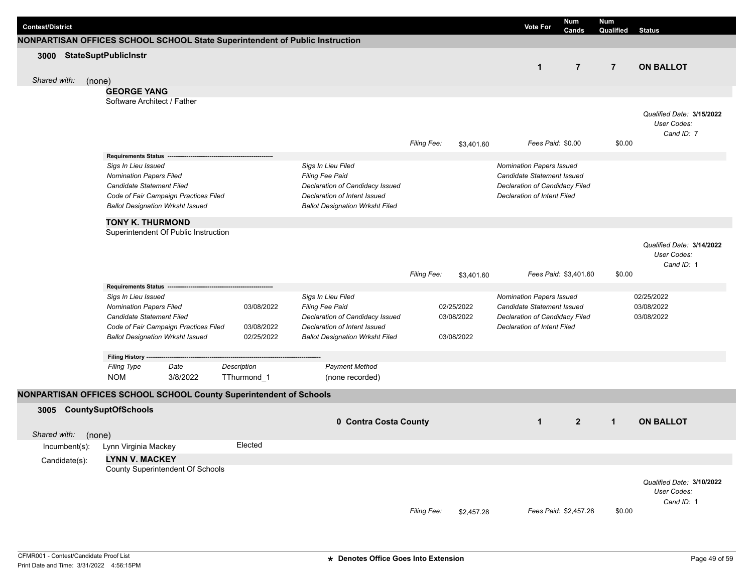| Contest/District | Vote For | Num Cands | Num Qualified | Status |
|---|---|---|---|---|

## NONPARTISAN OFFICES SCHOOL SCHOOL State Superintendent of Public Instruction

**3000 StateSuptPublicInstr**

| Vote For | Num Cands | Num Qualified | Status |
|---|---|---|---|
| 1 | 7 | 7 | ON BALLOT |

*Shared with:* (none)

### GEORGE YANG

Software Architect / Father

*Qualified Date:* **3/15/2022**
*User Codes:*
*Cand ID:* 7

*Filing Fee:* $3,401.60 *Fees Paid:* $0.00 $0.00

**Requirements Status**

| | | | | | |
|---|---|---|---|---|---|
| *Sigs In Lieu Issued* | | *Sigs In Lieu Filed* | | *Nomination Papers Issued* | |
| *Nomination Papers Filed* | | *Filing Fee Paid* | | *Candidate Statement Issued* | |
| *Candidate Statement Filed* | | *Declaration of Candidacy Issued* | | *Declaration of Candidacy Filed* | |
| *Code of Fair Campaign Practices Filed* | | *Declaration of Intent Issued* | | *Declaration of Intent Filed* | |
| *Ballot Designation Wrksht Issued* | | *Ballot Designation Wrksht Filed* | | | |

### TONY K. THURMOND

Superintendent Of Public Instruction

*Qualified Date:* **3/14/2022**
*User Codes:*
*Cand ID:* 1

*Filing Fee:* $3,401.60 *Fees Paid:* $3,401.60 $0.00

**Requirements Status**

| | | | | | |
|---|---|---|---|---|---|
| *Sigs In Lieu Issued* | | *Sigs In Lieu Filed* | | *Nomination Papers Issued* | 02/25/2022 |
| *Nomination Papers Filed* | 03/08/2022 | *Filing Fee Paid* | 02/25/2022 | *Candidate Statement Issued* | 03/08/2022 |
| *Candidate Statement Filed* | | *Declaration of Candidacy Issued* | 03/08/2022 | *Declaration of Candidacy Filed* | 03/08/2022 |
| *Code of Fair Campaign Practices Filed* | 03/08/2022 | *Declaration of Intent Issued* | | *Declaration of Intent Filed* | |
| *Ballot Designation Wrksht Issued* | 02/25/2022 | *Ballot Designation Wrksht Filed* | 03/08/2022 | | |

**Filing History**

| *Filing Type* | *Date* | *Description* | *Payment Method* |
|---|---|---|---|
| NOM | 3/8/2022 | TThurmond_1 | (none recorded) |

## NONPARTISAN OFFICES SCHOOL SCHOOL County Superintendent of Schools

**3005 CountySuptOfSchools**

| | Vote For | Num Cands | Num Qualified | Status |
|---|---|---|---|---|
| 0 Contra Costa County | 1 | 2 | 1 | ON BALLOT |

*Shared with:* (none)

Incumbent(s): Lynn Virginia Mackey Elected

Candidate(s):

### LYNN V. MACKEY

County Superintendent Of Schools

*Qualified Date:* **3/10/2022**
*User Codes:*
*Cand ID:* 1

*Filing Fee:* $2,457.28 *Fees Paid:* $2,457.28 $0.00

CFMR001 - Contest/Candidate Proof List
Print Date and Time: 3/31/2022 4:56:15PM

★ Denotes Office Goes Into Extension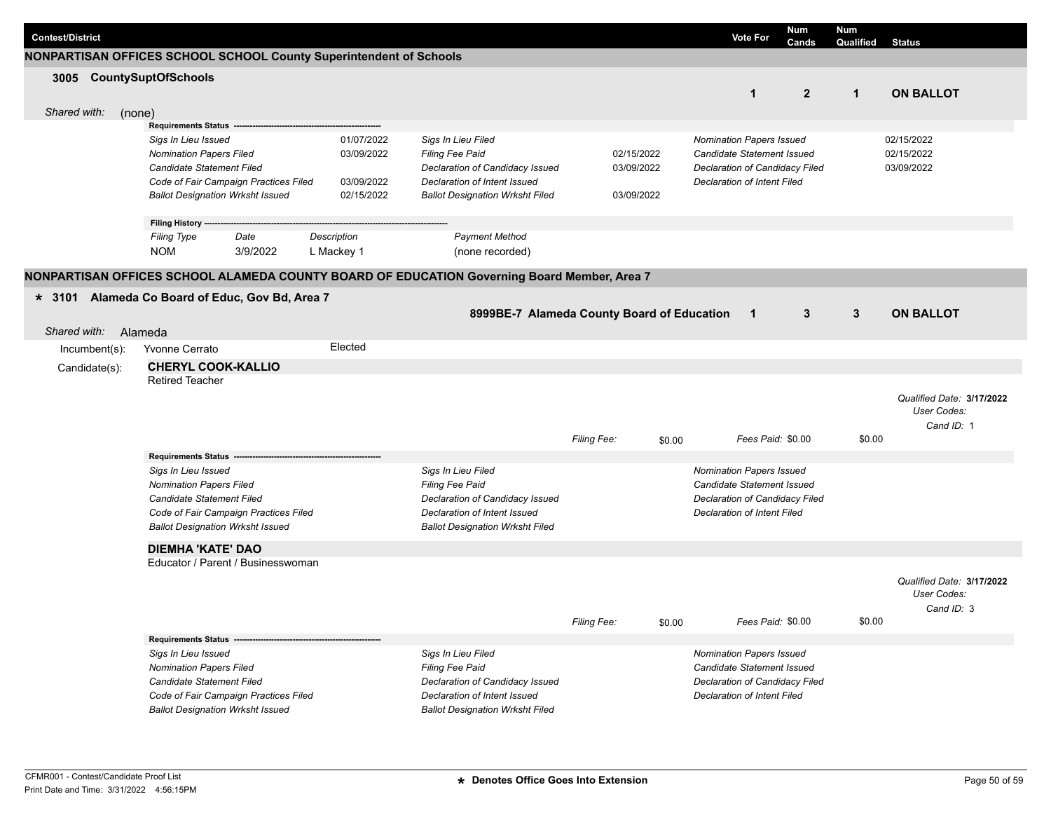| Contest/District | Vote For | Num Cands | Num Qualified | Status |
|---|---|---|---|---|

## NONPARTISAN OFFICES SCHOOL SCHOOL County Superintendent of Schools

**3005 CountySuptOfSchools** — Vote For: **1** | Num Cands: **2** | Num Qualified: **1** | **ON BALLOT**

*Shared with:* (none)

**Requirements Status**

| | | | | | |
|---|---|---|---|---|---|
| *Sigs In Lieu Issued* | 01/07/2022 | *Sigs In Lieu Filed* | | *Nomination Papers Issued* | 02/15/2022 |
| *Nomination Papers Filed* | 03/09/2022 | *Filing Fee Paid* | 02/15/2022 | *Candidate Statement Issued* | 02/15/2022 |
| *Candidate Statement Filed* | | *Declaration of Candidacy Issued* | 03/09/2022 | *Declaration of Candidacy Filed* | 03/09/2022 |
| *Code of Fair Campaign Practices Filed* | 03/09/2022 | *Declaration of Intent Issued* | | *Declaration of Intent Filed* | |
| *Ballot Designation Wrksht Issued* | 02/15/2022 | *Ballot Designation Wrksht Filed* | 03/09/2022 | | |

**Filing History**

| *Filing Type* | *Date* | *Description* | *Payment Method* |
|---|---|---|---|
| NOM | 3/9/2022 | L Mackey 1 | (none recorded) |

## NONPARTISAN OFFICES SCHOOL ALAMEDA COUNTY BOARD OF EDUCATION Governing Board Member, Area 7

**\* 3101 Alameda Co Board of Educ, Gov Bd, Area 7** — **8999BE-7 Alameda County Board of Education** — Vote For: **1** | Num Cands: **3** | Num Qualified: **3** | **ON BALLOT**

*Shared with:* Alameda

Incumbent(s): Yvonne Cerrato — Elected

Candidate(s):

### CHERYL COOK-KALLIO
Retired Teacher

*Qualified Date:* **3/17/2022**
*User Codes:*
*Cand ID:* 1

*Filing Fee:* $0.00 — *Fees Paid:* $0.00 — $0.00

**Requirements Status**

| | | |
|---|---|---|
| *Sigs In Lieu Issued* | *Sigs In Lieu Filed* | *Nomination Papers Issued* |
| *Nomination Papers Filed* | *Filing Fee Paid* | *Candidate Statement Issued* |
| *Candidate Statement Filed* | *Declaration of Candidacy Issued* | *Declaration of Candidacy Filed* |
| *Code of Fair Campaign Practices Filed* | *Declaration of Intent Issued* | *Declaration of Intent Filed* |
| *Ballot Designation Wrksht Issued* | *Ballot Designation Wrksht Filed* | |

### DIEMHA 'KATE' DAO
Educator / Parent / Businesswoman

*Qualified Date:* **3/17/2022**
*User Codes:*
*Cand ID:* 3

*Filing Fee:* $0.00 — *Fees Paid:* $0.00 — $0.00

**Requirements Status**

| | | |
|---|---|---|
| *Sigs In Lieu Issued* | *Sigs In Lieu Filed* | *Nomination Papers Issued* |
| *Nomination Papers Filed* | *Filing Fee Paid* | *Candidate Statement Issued* |
| *Candidate Statement Filed* | *Declaration of Candidacy Issued* | *Declaration of Candidacy Filed* |
| *Code of Fair Campaign Practices Filed* | *Declaration of Intent Issued* | *Declaration of Intent Filed* |
| *Ballot Designation Wrksht Issued* | *Ballot Designation Wrksht Filed* | |

**\* Denotes Office Goes Into Extension**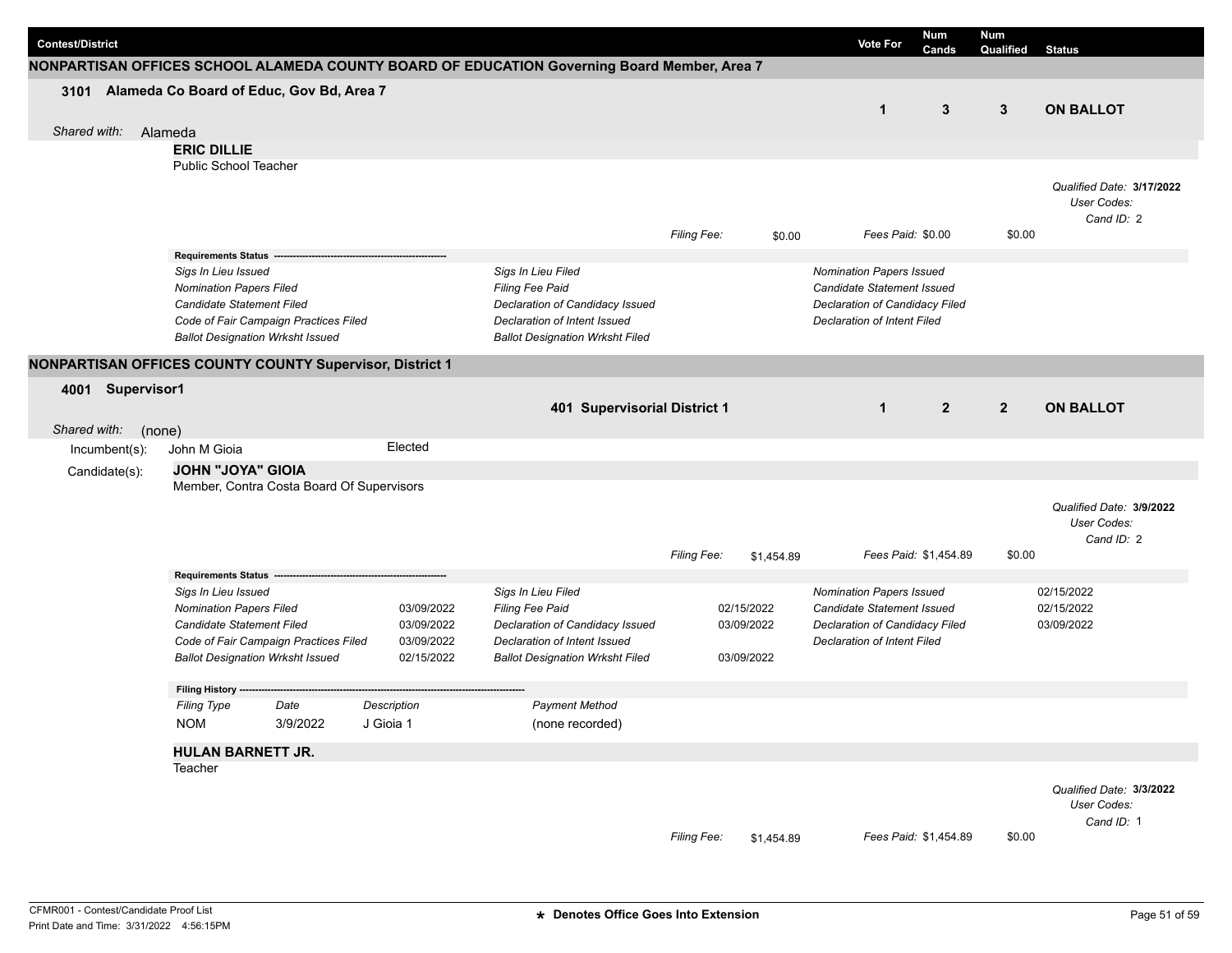| Contest/District | Vote For | Num Cands | Num Qualified | Status |
|---|---|---|---|---|

## NONPARTISAN OFFICES SCHOOL ALAMEDA COUNTY BOARD OF EDUCATION Governing Board Member, Area 7

| Contest/District | Vote For | Num Cands | Num Qualified | Status |
|---|---|---|---|---|
| **3101 Alameda Co Board of Educ, Gov Bd, Area 7** | 1 | 3 | 3 | **ON BALLOT** |

*Shared with:* Alameda

**ERIC DILLIE**
Public School Teacher

*Qualified Date:* **3/17/2022**
*User Codes:*
*Cand ID:* 2

*Filing Fee:* $0.00 *Fees Paid:* $0.00 $0.00

**Requirements Status**

| | | | | | |
|---|---|---|---|---|---|
| *Sigs In Lieu Issued* | | *Sigs In Lieu Filed* | | *Nomination Papers Issued* | |
| *Nomination Papers Filed* | | *Filing Fee Paid* | | *Candidate Statement Issued* | |
| *Candidate Statement Filed* | | *Declaration of Candidacy Issued* | | *Declaration of Candidacy Filed* | |
| *Code of Fair Campaign Practices Filed* | | *Declaration of Intent Issued* | | *Declaration of Intent Filed* | |
| *Ballot Designation Wrksht Issued* | | *Ballot Designation Wrksht Filed* | | | |

## NONPARTISAN OFFICES COUNTY COUNTY Supervisor, District 1

| Contest/District | | Vote For | Num Cands | Num Qualified | Status |
|---|---|---|---|---|---|
| **4001 Supervisor1** | **401 Supervisorial District 1** | 1 | 2 | 2 | **ON BALLOT** |

*Shared with:* (none)

Incumbent(s): John M Gioia — Elected

Candidate(s):

**JOHN "JOYA" GIOIA**
Member, Contra Costa Board Of Supervisors

*Qualified Date:* **3/9/2022**
*User Codes:*
*Cand ID:* 2

*Filing Fee:* $1,454.89 *Fees Paid:* $1,454.89 $0.00

**Requirements Status**

| | | | | | |
|---|---|---|---|---|---|
| *Sigs In Lieu Issued* | | *Sigs In Lieu Filed* | | *Nomination Papers Issued* | 02/15/2022 |
| *Nomination Papers Filed* | 03/09/2022 | *Filing Fee Paid* | 02/15/2022 | *Candidate Statement Issued* | 02/15/2022 |
| *Candidate Statement Filed* | 03/09/2022 | *Declaration of Candidacy Issued* | 03/09/2022 | *Declaration of Candidacy Filed* | 03/09/2022 |
| *Code of Fair Campaign Practices Filed* | 03/09/2022 | *Declaration of Intent Issued* | | *Declaration of Intent Filed* | |
| *Ballot Designation Wrksht Issued* | 02/15/2022 | *Ballot Designation Wrksht Filed* | 03/09/2022 | | |

**Filing History**

| *Filing Type* | *Date* | *Description* | *Payment Method* |
|---|---|---|---|
| NOM | 3/9/2022 | J Gioia 1 | (none recorded) |

**HULAN BARNETT JR.**
Teacher

*Qualified Date:* **3/3/2022**
*User Codes:*
*Cand ID:* 1

*Filing Fee:* $1,454.89 *Fees Paid:* $1,454.89 $0.00

CFMR001 - Contest/Candidate Proof List
Print Date and Time: 3/31/2022 4:56:15PM

* Denotes Office Goes Into Extension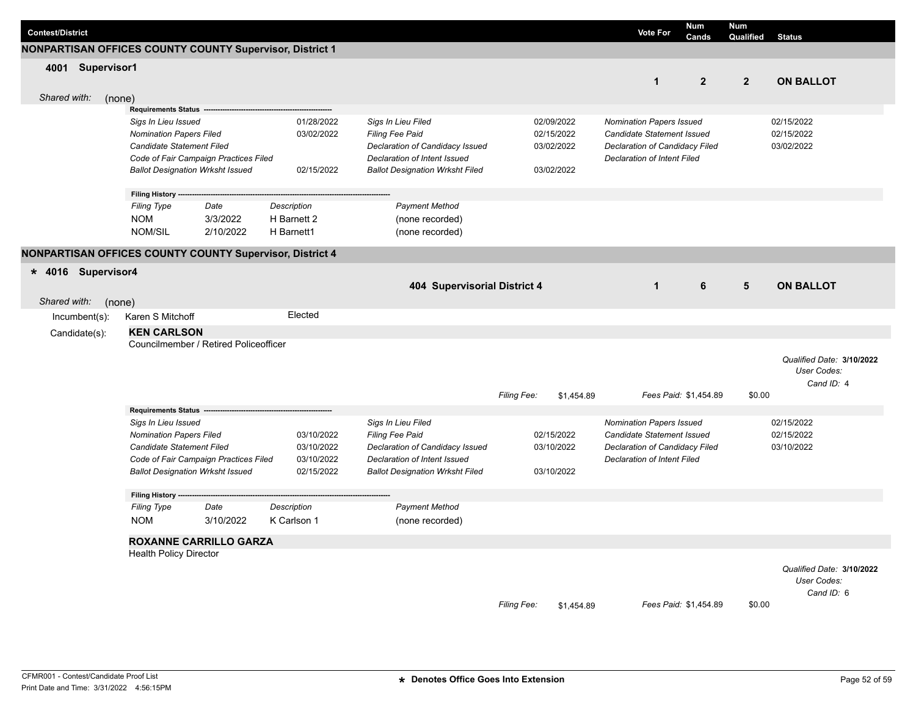| Contest/District | Vote For | Num Cands | Num Qualified | Status |
|---|---|---|---|---|

## NONPARTISAN OFFICES COUNTY COUNTY Supervisor, District 1

**4001 Supervisor1**

| | Vote For | Num Cands | Num Qualified | Status |
|---|---|---|---|---|
| | 1 | 2 | 2 | ON BALLOT |

*Shared with:* (none)

**Requirements Status**

| Item | Date | Item | Date | Item | Date |
|---|---|---|---|---|---|
| *Sigs In Lieu Issued* | 01/28/2022 | *Sigs In Lieu Filed* | 02/09/2022 | *Nomination Papers Issued* | 02/15/2022 |
| *Nomination Papers Filed* | 03/02/2022 | *Filing Fee Paid* | 02/15/2022 | *Candidate Statement Issued* | 02/15/2022 |
| *Candidate Statement Filed* | | *Declaration of Candidacy Issued* | 03/02/2022 | *Declaration of Candidacy Filed* | 03/02/2022 |
| *Code of Fair Campaign Practices Filed* | | *Declaration of Intent Issued* | | *Declaration of Intent Filed* | |
| *Ballot Designation Wrksht Issued* | 02/15/2022 | *Ballot Designation Wrksht Filed* | 03/02/2022 | | |

**Filing History**

| Filing Type | Date | Description | Payment Method |
|---|---|---|---|
| NOM | 3/3/2022 | H Barnett 2 | (none recorded) |
| NOM/SIL | 2/10/2022 | H Barnett1 | (none recorded) |

## NONPARTISAN OFFICES COUNTY COUNTY Supervisor, District 4

**\* 4016 Supervisor4**

| | Vote For | Num Cands | Num Qualified | Status |
|---|---|---|---|---|
| 404 Supervisorial District 4 | 1 | 6 | 5 | ON BALLOT |

*Shared with:* (none)

Incumbent(s): Karen S Mitchoff — Elected

Candidate(s):

**KEN CARLSON**
Councilmember / Retired Policeofficer

*Qualified Date:* **3/10/2022**
*User Codes:*
*Cand ID:* 4

*Filing Fee:* $1,454.89 *Fees Paid:* $1,454.89 $0.00

**Requirements Status**

| Item | Date | Item | Date | Item | Date |
|---|---|---|---|---|---|
| *Sigs In Lieu Issued* | | *Sigs In Lieu Filed* | | *Nomination Papers Issued* | 02/15/2022 |
| *Nomination Papers Filed* | 03/10/2022 | *Filing Fee Paid* | 02/15/2022 | *Candidate Statement Issued* | 02/15/2022 |
| *Candidate Statement Filed* | 03/10/2022 | *Declaration of Candidacy Issued* | 03/10/2022 | *Declaration of Candidacy Filed* | 03/10/2022 |
| *Code of Fair Campaign Practices Filed* | 03/10/2022 | *Declaration of Intent Issued* | | *Declaration of Intent Filed* | |
| *Ballot Designation Wrksht Issued* | 02/15/2022 | *Ballot Designation Wrksht Filed* | 03/10/2022 | | |

**Filing History**

| Filing Type | Date | Description | Payment Method |
|---|---|---|---|
| NOM | 3/10/2022 | K Carlson 1 | (none recorded) |

**ROXANNE CARRILLO GARZA**
Health Policy Director

*Qualified Date:* **3/10/2022**
*User Codes:*
*Cand ID:* 6

*Filing Fee:* $1,454.89 *Fees Paid:* $1,454.89 $0.00

CFMR001 - Contest/Candidate Proof List
Print Date and Time: 3/31/2022 4:56:15PM

\* Denotes Office Goes Into Extension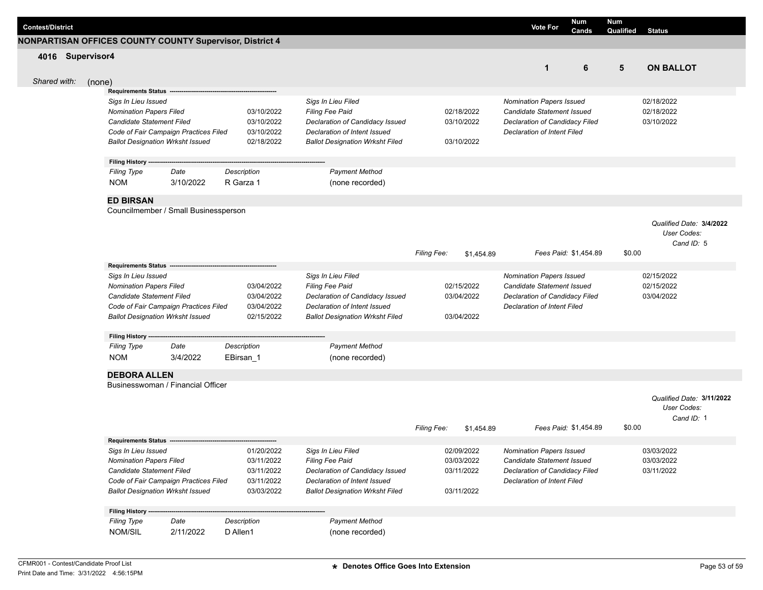| Contest/District | Vote For | Num Cands | Num Qualified | Status |
|---|---|---|---|---|

## NONPARTISAN OFFICES COUNTY COUNTY Supervisor, District 4

### 4016 Supervisor4

| Vote For | Num Cands | Num Qualified | Status |
|---|---|---|---|
| 1 | 6 | 5 | ON BALLOT |

*Shared with:* (none)

**Requirements Status**

| | | | | | |
|---|---|---|---|---|---|
| *Sigs In Lieu Issued* | | *Sigs In Lieu Filed* | | *Nomination Papers Issued* | 02/18/2022 |
| *Nomination Papers Filed* | 03/10/2022 | *Filing Fee Paid* | 02/18/2022 | *Candidate Statement Issued* | 02/18/2022 |
| *Candidate Statement Filed* | 03/10/2022 | *Declaration of Candidacy Issued* | 03/10/2022 | *Declaration of Candidacy Filed* | 03/10/2022 |
| *Code of Fair Campaign Practices Filed* | 03/10/2022 | *Declaration of Intent Issued* | | *Declaration of Intent Filed* | |
| *Ballot Designation Wrksht Issued* | 02/18/2022 | *Ballot Designation Wrksht Filed* | 03/10/2022 | | |

**Filing History**

| Filing Type | Date | Description | Payment Method |
|---|---|---|---|
| NOM | 3/10/2022 | R Garza 1 | (none recorded) |

**ED BIRSAN**
Councilmember / Small Businessperson

*Qualified Date:* **3/4/2022**
*User Codes:*
*Cand ID:* 5

*Filing Fee:* $1,454.89 *Fees Paid:* $1,454.89 $0.00

**Requirements Status**

| | | | | | |
|---|---|---|---|---|---|
| *Sigs In Lieu Issued* | | *Sigs In Lieu Filed* | | *Nomination Papers Issued* | 02/15/2022 |
| *Nomination Papers Filed* | 03/04/2022 | *Filing Fee Paid* | 02/15/2022 | *Candidate Statement Issued* | 02/15/2022 |
| *Candidate Statement Filed* | 03/04/2022 | *Declaration of Candidacy Issued* | 03/04/2022 | *Declaration of Candidacy Filed* | 03/04/2022 |
| *Code of Fair Campaign Practices Filed* | 03/04/2022 | *Declaration of Intent Issued* | | *Declaration of Intent Filed* | |
| *Ballot Designation Wrksht Issued* | 02/15/2022 | *Ballot Designation Wrksht Filed* | 03/04/2022 | | |

**Filing History**

| Filing Type | Date | Description | Payment Method |
|---|---|---|---|
| NOM | 3/4/2022 | EBirsan_1 | (none recorded) |

**DEBORA ALLEN**
Businesswoman / Financial Officer

*Qualified Date:* **3/11/2022**
*User Codes:*
*Cand ID:* 1

*Filing Fee:* $1,454.89 *Fees Paid:* $1,454.89 $0.00

**Requirements Status**

| | | | | | |
|---|---|---|---|---|---|
| *Sigs In Lieu Issued* | 01/20/2022 | *Sigs In Lieu Filed* | 02/09/2022 | *Nomination Papers Issued* | 03/03/2022 |
| *Nomination Papers Filed* | 03/11/2022 | *Filing Fee Paid* | 03/03/2022 | *Candidate Statement Issued* | 03/03/2022 |
| *Candidate Statement Filed* | 03/11/2022 | *Declaration of Candidacy Issued* | 03/11/2022 | *Declaration of Candidacy Filed* | 03/11/2022 |
| *Code of Fair Campaign Practices Filed* | 03/11/2022 | *Declaration of Intent Issued* | | *Declaration of Intent Filed* | |
| *Ballot Designation Wrksht Issued* | 03/03/2022 | *Ballot Designation Wrksht Filed* | 03/11/2022 | | |

**Filing History**

| Filing Type | Date | Description | Payment Method |
|---|---|---|---|
| NOM/SIL | 2/11/2022 | D Allen1 | (none recorded) |

CFMR001 - Contest/Candidate Proof List
Print Date and Time: 3/31/2022 4:56:15PM

**\* Denotes Office Goes Into Extension**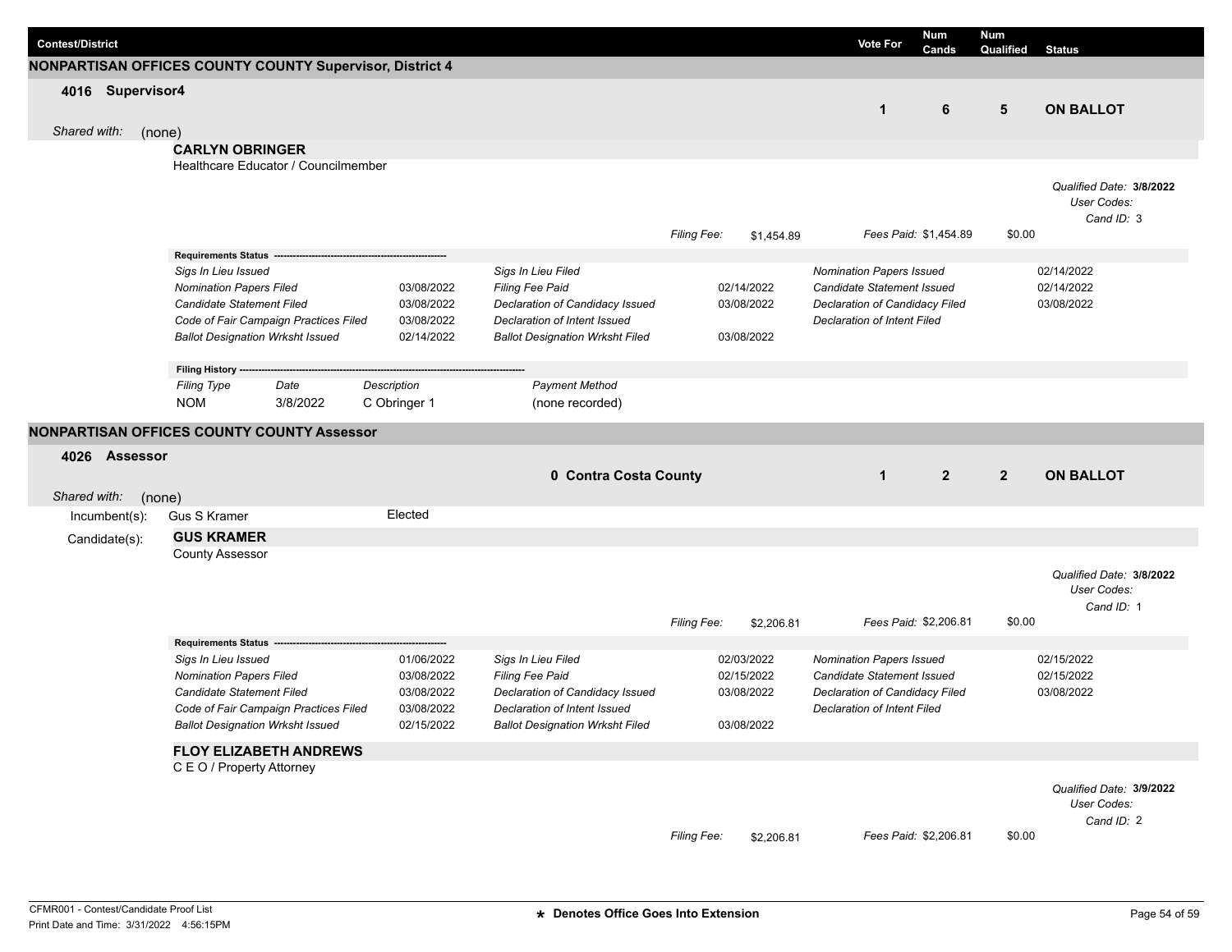| Contest/District | Vote For | Num Cands | Num Qualified | Status |
|---|---|---|---|---|

## NONPARTISAN OFFICES COUNTY COUNTY Supervisor, District 4

**4016 Supervisor4**

| Vote For | Num Cands | Num Qualified | Status |
|---|---|---|---|
| 1 | 6 | 5 | ON BALLOT |

*Shared with:* (none)

**CARLYN OBRINGER**
Healthcare Educator / Councilmember

*Qualified Date:* **3/8/2022**
*User Codes:*
*Cand ID:* 3

*Filing Fee:* $1,454.89 — *Fees Paid:* $1,454.89 — $0.00

**Requirements Status**

| | | | | | |
|---|---|---|---|---|---|
| *Sigs In Lieu Issued* | | *Sigs In Lieu Filed* | | *Nomination Papers Issued* | 02/14/2022 |
| *Nomination Papers Filed* | 03/08/2022 | *Filing Fee Paid* | 02/14/2022 | *Candidate Statement Issued* | 02/14/2022 |
| *Candidate Statement Filed* | 03/08/2022 | *Declaration of Candidacy Issued* | 03/08/2022 | *Declaration of Candidacy Filed* | 03/08/2022 |
| *Code of Fair Campaign Practices Filed* | 03/08/2022 | *Declaration of Intent Issued* | | *Declaration of Intent Filed* | |
| *Ballot Designation Wrksht Issued* | 02/14/2022 | *Ballot Designation Wrksht Filed* | 03/08/2022 | | |

**Filing History**

| *Filing Type* | *Date* | *Description* | *Payment Method* |
|---|---|---|---|
| NOM | 3/8/2022 | C Obringer 1 | (none recorded) |

## NONPARTISAN OFFICES COUNTY COUNTY Assessor

**4026 Assessor**

**0 Contra Costa County**

| Vote For | Num Cands | Num Qualified | Status |
|---|---|---|---|
| 1 | 2 | 2 | ON BALLOT |

*Shared with:* (none)

Incumbent(s): Gus S Kramer — Elected

Candidate(s):

**GUS KRAMER**
County Assessor

*Qualified Date:* **3/8/2022**
*User Codes:*
*Cand ID:* 1

*Filing Fee:* $2,206.81 — *Fees Paid:* $2,206.81 — $0.00

**Requirements Status**

| | | | | | |
|---|---|---|---|---|---|
| *Sigs In Lieu Issued* | 01/06/2022 | *Sigs In Lieu Filed* | 02/03/2022 | *Nomination Papers Issued* | 02/15/2022 |
| *Nomination Papers Filed* | 03/08/2022 | *Filing Fee Paid* | 02/15/2022 | *Candidate Statement Issued* | 02/15/2022 |
| *Candidate Statement Filed* | 03/08/2022 | *Declaration of Candidacy Issued* | 03/08/2022 | *Declaration of Candidacy Filed* | 03/08/2022 |
| *Code of Fair Campaign Practices Filed* | 03/08/2022 | *Declaration of Intent Issued* | | *Declaration of Intent Filed* | |
| *Ballot Designation Wrksht Issued* | 02/15/2022 | *Ballot Designation Wrksht Filed* | 03/08/2022 | | |

**FLOY ELIZABETH ANDREWS**
C E O / Property Attorney

*Qualified Date:* **3/9/2022**
*User Codes:*
*Cand ID:* 2

*Filing Fee:* $2,206.81 — *Fees Paid:* $2,206.81 — $0.00

CFMR001 - Contest/Candidate Proof List
Print Date and Time: 3/31/2022 4:56:15PM

★ Denotes Office Goes Into Extension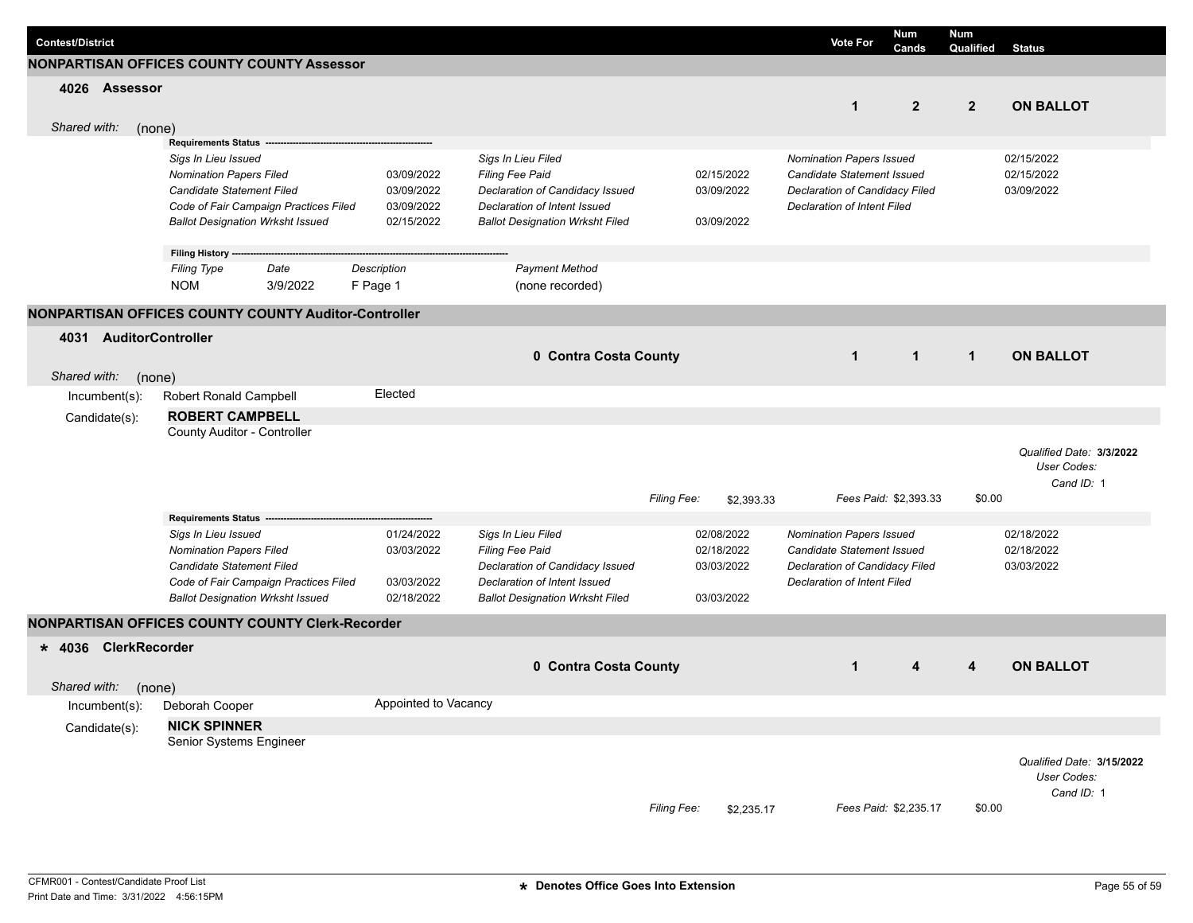| Contest/District | Vote For | Num Cands | Num Qualified | Status |
|---|---|---|---|---|

## NONPARTISAN OFFICES COUNTY COUNTY Assessor

### 4026 Assessor

| | Vote For | Num Cands | Num Qualified | Status |
|---|---|---|---|---|
| 4026 Assessor | 1 | 2 | 2 | ON BALLOT |

*Shared with:* (none)

**Requirements Status**

| | | | | | |
|---|---|---|---|---|---|
| *Sigs In Lieu Issued* | | *Sigs In Lieu Filed* | | *Nomination Papers Issued* | 02/15/2022 |
| *Nomination Papers Filed* | 03/09/2022 | *Filing Fee Paid* | 02/15/2022 | *Candidate Statement Issued* | 02/15/2022 |
| *Candidate Statement Filed* | 03/09/2022 | *Declaration of Candidacy Issued* | 03/09/2022 | *Declaration of Candidacy Filed* | 03/09/2022 |
| *Code of Fair Campaign Practices Filed* | 03/09/2022 | *Declaration of Intent Issued* | | *Declaration of Intent Filed* | |
| *Ballot Designation Wrksht Issued* | 02/15/2022 | *Ballot Designation Wrksht Filed* | 03/09/2022 | | |

**Filing History**

| *Filing Type* | *Date* | *Description* | *Payment Method* |
|---|---|---|---|
| NOM | 3/9/2022 | F Page 1 | (none recorded) |

## NONPARTISAN OFFICES COUNTY COUNTY Auditor-Controller

### 4031 AuditorController

| | | Vote For | Num Cands | Num Qualified | Status |
|---|---|---|---|---|---|
| 4031 AuditorController | 0 Contra Costa County | 1 | 1 | 1 | ON BALLOT |

*Shared with:* (none)

Incumbent(s): Robert Ronald Campbell — Elected

Candidate(s): **ROBERT CAMPBELL**
County Auditor - Controller

*Qualified Date:* **3/3/2022**
*User Codes:*
*Cand ID:* 1

*Filing Fee:* $2,393.33 *Fees Paid:* $2,393.33 $0.00

**Requirements Status**

| | | | | | |
|---|---|---|---|---|---|
| *Sigs In Lieu Issued* | 01/24/2022 | *Sigs In Lieu Filed* | 02/08/2022 | *Nomination Papers Issued* | 02/18/2022 |
| *Nomination Papers Filed* | 03/03/2022 | *Filing Fee Paid* | 02/18/2022 | *Candidate Statement Issued* | 02/18/2022 |
| *Candidate Statement Filed* | | *Declaration of Candidacy Issued* | 03/03/2022 | *Declaration of Candidacy Filed* | 03/03/2022 |
| *Code of Fair Campaign Practices Filed* | 03/03/2022 | *Declaration of Intent Issued* | | *Declaration of Intent Filed* | |
| *Ballot Designation Wrksht Issued* | 02/18/2022 | *Ballot Designation Wrksht Filed* | 03/03/2022 | | |

## NONPARTISAN OFFICES COUNTY COUNTY Clerk-Recorder

### * 4036 ClerkRecorder

| | | Vote For | Num Cands | Num Qualified | Status |
|---|---|---|---|---|---|
| * 4036 ClerkRecorder | 0 Contra Costa County | 1 | 4 | 4 | ON BALLOT |

*Shared with:* (none)

Incumbent(s): Deborah Cooper — Appointed to Vacancy

Candidate(s): **NICK SPINNER**
Senior Systems Engineer

*Qualified Date:* **3/15/2022**
*User Codes:*
*Cand ID:* 1

*Filing Fee:* $2,235.17 *Fees Paid:* $2,235.17 $0.00

CFMR001 - Contest/Candidate Proof List
Print Date and Time: 3/31/2022 4:56:15PM

* Denotes Office Goes Into Extension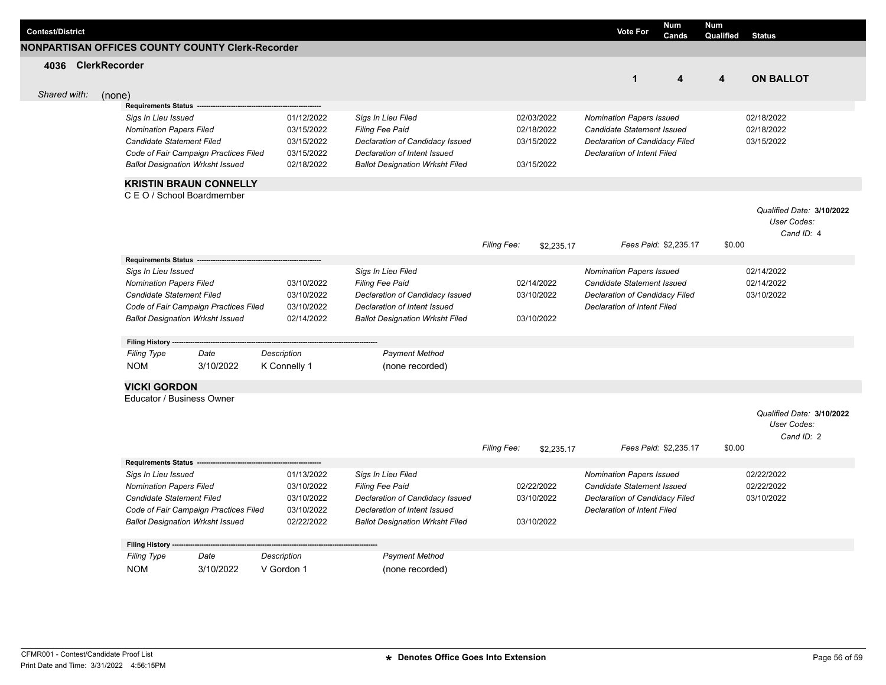| Contest/District | Vote For | Num Cands | Num Qualified | Status |
|---|---|---|---|---|

## NONPARTISAN OFFICES COUNTY COUNTY Clerk-Recorder

### 4036 ClerkRecorder

| Vote For | Num Cands | Num Qualified | Status |
|---|---|---|---|
| 1 | 4 | 4 | **ON BALLOT** |

*Shared with:* (none)

**Requirements Status**

| | | | | | |
|---|---|---|---|---|---|
| *Sigs In Lieu Issued* | 01/12/2022 | *Sigs In Lieu Filed* | 02/03/2022 | *Nomination Papers Issued* | 02/18/2022 |
| *Nomination Papers Filed* | 03/15/2022 | *Filing Fee Paid* | 02/18/2022 | *Candidate Statement Issued* | 02/18/2022 |
| *Candidate Statement Filed* | 03/15/2022 | *Declaration of Candidacy Issued* | 03/15/2022 | *Declaration of Candidacy Filed* | 03/15/2022 |
| *Code of Fair Campaign Practices Filed* | 03/15/2022 | *Declaration of Intent Issued* | | *Declaration of Intent Filed* | |
| *Ballot Designation Wrksht Issued* | 02/18/2022 | *Ballot Designation Wrksht Filed* | 03/15/2022 | | |

#### KRISTIN BRAUN CONNELLY

C E O / School Boardmember

*Qualified Date:* **3/10/2022**
*User Codes:*
*Cand ID:* 4

*Filing Fee:* $2,235.17 *Fees Paid:* $2,235.17 $0.00

**Requirements Status**

| | | | | | |
|---|---|---|---|---|---|
| *Sigs In Lieu Issued* | | *Sigs In Lieu Filed* | | *Nomination Papers Issued* | 02/14/2022 |
| *Nomination Papers Filed* | 03/10/2022 | *Filing Fee Paid* | 02/14/2022 | *Candidate Statement Issued* | 02/14/2022 |
| *Candidate Statement Filed* | 03/10/2022 | *Declaration of Candidacy Issued* | 03/10/2022 | *Declaration of Candidacy Filed* | 03/10/2022 |
| *Code of Fair Campaign Practices Filed* | 03/10/2022 | *Declaration of Intent Issued* | | *Declaration of Intent Filed* | |
| *Ballot Designation Wrksht Issued* | 02/14/2022 | *Ballot Designation Wrksht Filed* | 03/10/2022 | | |

**Filing History**

| *Filing Type* | *Date* | *Description* | *Payment Method* |
|---|---|---|---|
| NOM | 3/10/2022 | K Connelly 1 | (none recorded) |

#### VICKI GORDON

Educator / Business Owner

*Qualified Date:* **3/10/2022**
*User Codes:*
*Cand ID:* 2

*Filing Fee:* $2,235.17 *Fees Paid:* $2,235.17 $0.00

**Requirements Status**

| | | | | | |
|---|---|---|---|---|---|
| *Sigs In Lieu Issued* | 01/13/2022 | *Sigs In Lieu Filed* | | *Nomination Papers Issued* | 02/22/2022 |
| *Nomination Papers Filed* | 03/10/2022 | *Filing Fee Paid* | 02/22/2022 | *Candidate Statement Issued* | 02/22/2022 |
| *Candidate Statement Filed* | 03/10/2022 | *Declaration of Candidacy Issued* | 03/10/2022 | *Declaration of Candidacy Filed* | 03/10/2022 |
| *Code of Fair Campaign Practices Filed* | 03/10/2022 | *Declaration of Intent Issued* | | *Declaration of Intent Filed* | |
| *Ballot Designation Wrksht Issued* | 02/22/2022 | *Ballot Designation Wrksht Filed* | 03/10/2022 | | |

**Filing History**

| *Filing Type* | *Date* | *Description* | *Payment Method* |
|---|---|---|---|
| NOM | 3/10/2022 | V Gordon 1 | (none recorded) |

CFMR001 - Contest/Candidate Proof List
Print Date and Time: 3/31/2022 4:56:15PM

**\* Denotes Office Goes Into Extension**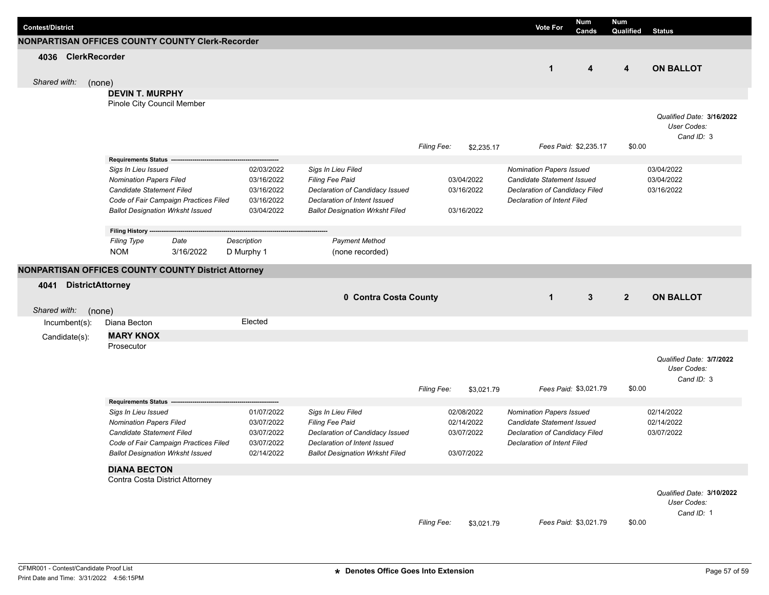| Contest/District | Vote For | Num Cands | Num Qualified | Status |
|---|---|---|---|---|

## NONPARTISAN OFFICES COUNTY COUNTY Clerk-Recorder

**4036 ClerkRecorder**

| | Vote For | Num Cands | Num Qualified | Status |
|---|---|---|---|---|
| | 1 | 4 | 4 | **ON BALLOT** |

*Shared with:* (none)

**DEVIN T. MURPHY**
Pinole City Council Member

*Qualified Date:* **3/16/2022**
*User Codes:*
*Cand ID:* 3

*Filing Fee:* $2,235.17 *Fees Paid:* $2,235.17 $0.00

**Requirements Status**

| | | | | | |
|---|---|---|---|---|---|
| *Sigs In Lieu Issued* | 02/03/2022 | *Sigs In Lieu Filed* | | *Nomination Papers Issued* | 03/04/2022 |
| *Nomination Papers Filed* | 03/16/2022 | *Filing Fee Paid* | 03/04/2022 | *Candidate Statement Issued* | 03/04/2022 |
| *Candidate Statement Filed* | 03/16/2022 | *Declaration of Candidacy Issued* | 03/16/2022 | *Declaration of Candidacy Filed* | 03/16/2022 |
| *Code of Fair Campaign Practices Filed* | 03/16/2022 | *Declaration of Intent Issued* | | *Declaration of Intent Filed* | |
| *Ballot Designation Wrksht Issued* | 03/04/2022 | *Ballot Designation Wrksht Filed* | 03/16/2022 | | |

**Filing History**

| *Filing Type* | *Date* | *Description* | *Payment Method* |
|---|---|---|---|
| NOM | 3/16/2022 | D Murphy 1 | (none recorded) |

## NONPARTISAN OFFICES COUNTY COUNTY District Attorney

**4041 DistrictAttorney**

| | Vote For | Num Cands | Num Qualified | Status |
|---|---|---|---|---|
| **0 Contra Costa County** | 1 | 3 | 2 | **ON BALLOT** |

*Shared with:* (none)

Incumbent(s): Diana Becton — Elected

Candidate(s):

**MARY KNOX**
Prosecutor

*Qualified Date:* **3/7/2022**
*User Codes:*
*Cand ID:* 3

*Filing Fee:* $3,021.79 *Fees Paid:* $3,021.79 $0.00

**Requirements Status**

| | | | | | |
|---|---|---|---|---|---|
| *Sigs In Lieu Issued* | 01/07/2022 | *Sigs In Lieu Filed* | 02/08/2022 | *Nomination Papers Issued* | 02/14/2022 |
| *Nomination Papers Filed* | 03/07/2022 | *Filing Fee Paid* | 02/14/2022 | *Candidate Statement Issued* | 02/14/2022 |
| *Candidate Statement Filed* | 03/07/2022 | *Declaration of Candidacy Issued* | 03/07/2022 | *Declaration of Candidacy Filed* | 03/07/2022 |
| *Code of Fair Campaign Practices Filed* | 03/07/2022 | *Declaration of Intent Issued* | | *Declaration of Intent Filed* | |
| *Ballot Designation Wrksht Issued* | 02/14/2022 | *Ballot Designation Wrksht Filed* | 03/07/2022 | | |

**DIANA BECTON**
Contra Costa District Attorney

*Qualified Date:* **3/10/2022**
*User Codes:*
*Cand ID:* 1

*Filing Fee:* $3,021.79 *Fees Paid:* $3,021.79 $0.00

CFMR001 - Contest/Candidate Proof List
Print Date and Time: 3/31/2022 4:56:15PM

★ Denotes Office Goes Into Extension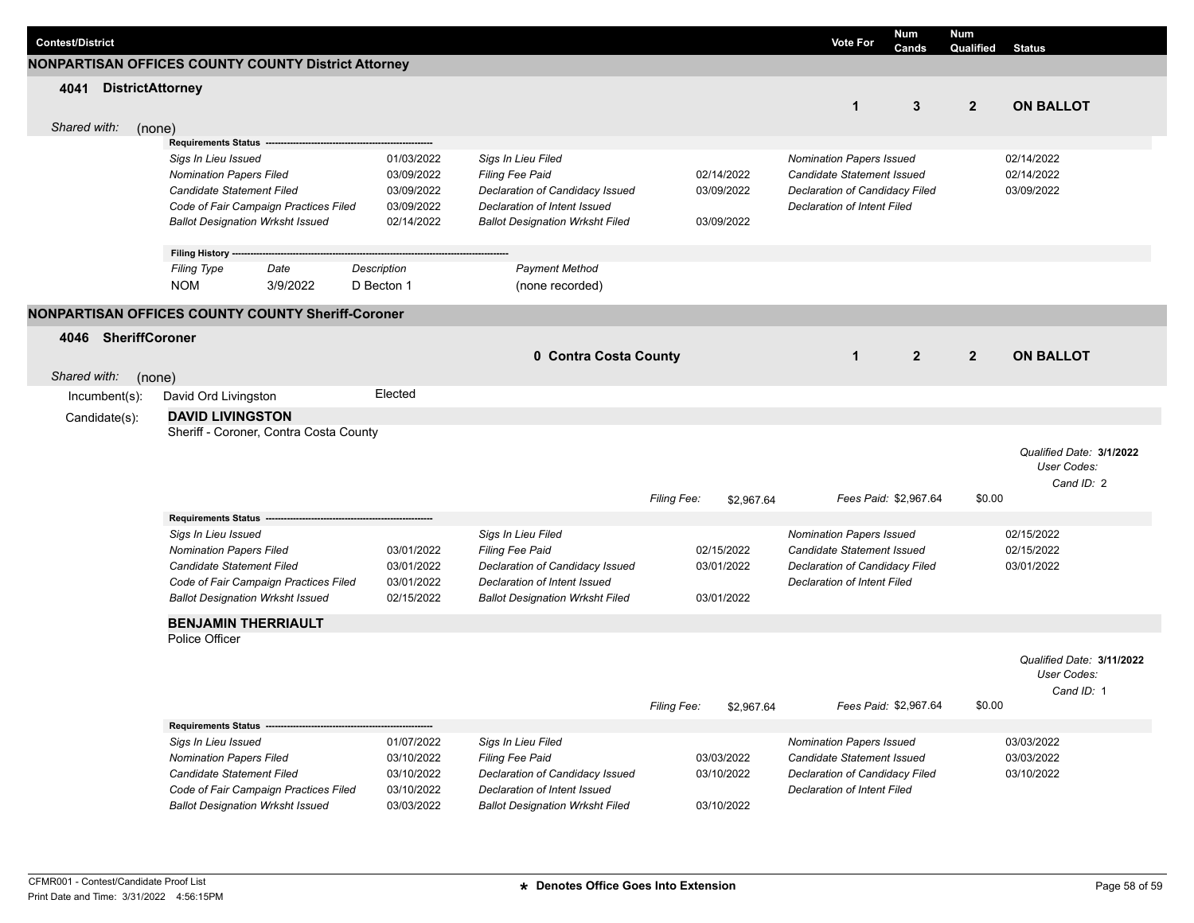| Contest/District | | Vote For | Num Cands | Num Qualified | Status |
|---|---|---|---|---|---|

## NONPARTISAN OFFICES COUNTY COUNTY District Attorney

**4041 DistrictAttorney**

| | | Vote For | Num Cands | Num Qualified | Status |
|---|---|---|---|---|---|
| | | 1 | 3 | 2 | **ON BALLOT** |

*Shared with:* (none)

**Requirements Status**

| | | | | | |
|---|---|---|---|---|---|
| *Sigs In Lieu Issued* | 01/03/2022 | *Sigs In Lieu Filed* | | *Nomination Papers Issued* | 02/14/2022 |
| *Nomination Papers Filed* | 03/09/2022 | *Filing Fee Paid* | 02/14/2022 | *Candidate Statement Issued* | 02/14/2022 |
| *Candidate Statement Filed* | 03/09/2022 | *Declaration of Candidacy Issued* | 03/09/2022 | *Declaration of Candidacy Filed* | 03/09/2022 |
| *Code of Fair Campaign Practices Filed* | 03/09/2022 | *Declaration of Intent Issued* | | *Declaration of Intent Filed* | |
| *Ballot Designation Wrksht Issued* | 02/14/2022 | *Ballot Designation Wrksht Filed* | 03/09/2022 | | |

**Filing History**

| *Filing Type* | *Date* | *Description* | *Payment Method* |
|---|---|---|---|
| NOM | 3/9/2022 | D Becton 1 | (none recorded) |

## NONPARTISAN OFFICES COUNTY COUNTY Sheriff-Coroner

**4046 SheriffCoroner**

| | | Vote For | Num Cands | Num Qualified | Status |
|---|---|---|---|---|---|
| | **0 Contra Costa County** | 1 | 2 | 2 | **ON BALLOT** |

*Shared with:* (none)

Incumbent(s): David Ord Livingston — Elected

Candidate(s):

**DAVID LIVINGSTON**
Sheriff - Coroner, Contra Costa County

*Qualified Date:* **3/1/2022**
*User Codes:*
*Cand ID:* 2

*Filing Fee:* $2,967.64 *Fees Paid:* $2,967.64 $0.00

**Requirements Status**

| | | | | | |
|---|---|---|---|---|---|
| *Sigs In Lieu Issued* | | *Sigs In Lieu Filed* | | *Nomination Papers Issued* | 02/15/2022 |
| *Nomination Papers Filed* | 03/01/2022 | *Filing Fee Paid* | 02/15/2022 | *Candidate Statement Issued* | 02/15/2022 |
| *Candidate Statement Filed* | 03/01/2022 | *Declaration of Candidacy Issued* | 03/01/2022 | *Declaration of Candidacy Filed* | 03/01/2022 |
| *Code of Fair Campaign Practices Filed* | 03/01/2022 | *Declaration of Intent Issued* | | *Declaration of Intent Filed* | |
| *Ballot Designation Wrksht Issued* | 02/15/2022 | *Ballot Designation Wrksht Filed* | 03/01/2022 | | |

**BENJAMIN THERRIAULT**
Police Officer

*Qualified Date:* **3/11/2022**
*User Codes:*
*Cand ID:* 1

*Filing Fee:* $2,967.64 *Fees Paid:* $2,967.64 $0.00

**Requirements Status**

| | | | | | |
|---|---|---|---|---|---|
| *Sigs In Lieu Issued* | 01/07/2022 | *Sigs In Lieu Filed* | | *Nomination Papers Issued* | 03/03/2022 |
| *Nomination Papers Filed* | 03/10/2022 | *Filing Fee Paid* | 03/03/2022 | *Candidate Statement Issued* | 03/03/2022 |
| *Candidate Statement Filed* | 03/10/2022 | *Declaration of Candidacy Issued* | 03/10/2022 | *Declaration of Candidacy Filed* | 03/10/2022 |
| *Code of Fair Campaign Practices Filed* | 03/10/2022 | *Declaration of Intent Issued* | | *Declaration of Intent Filed* | |
| *Ballot Designation Wrksht Issued* | 03/03/2022 | *Ballot Designation Wrksht Filed* | 03/10/2022 | | |

CFMR001 - Contest/Candidate Proof List
Print Date and Time: 3/31/2022 4:56:15PM

**\* Denotes Office Goes Into Extension**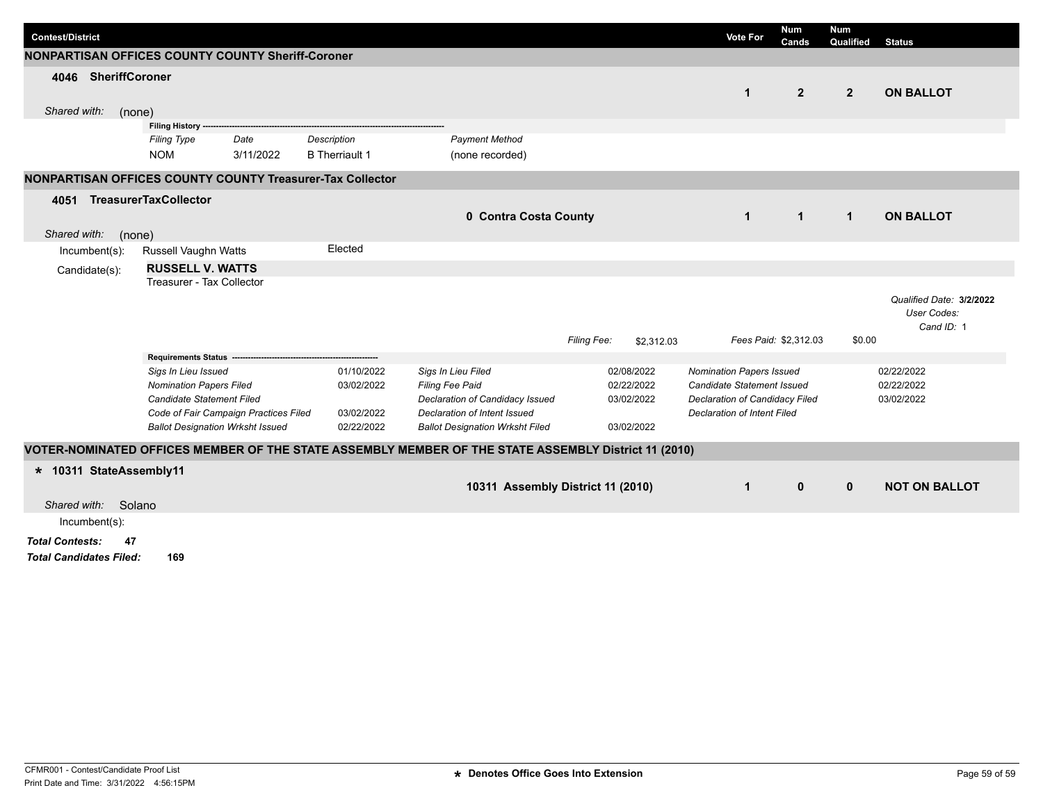| Contest/District | | Vote For | Num Cands | Num Qualified | Status |
|---|---|---|---|---|---|

## NONPARTISAN OFFICES COUNTY COUNTY Sheriff-Coroner

| | | | | | |
|---|---|---|---|---|---|
| **4046 SheriffCoroner** | | **1** | **2** | **2** | **ON BALLOT** |

*Shared with:* (none)

**Filing History**

| *Filing Type* | *Date* | *Description* | *Payment Method* |
|---|---|---|---|
| NOM | 3/11/2022 | B Therriault 1 | (none recorded) |

## NONPARTISAN OFFICES COUNTY COUNTY Treasurer-Tax Collector

| | | | | | |
|---|---|---|---|---|---|
| **4051 TreasurerTaxCollector** | **0 Contra Costa County** | **1** | **1** | **1** | **ON BALLOT** |

*Shared with:* (none)

Incumbent(s): Russell Vaughn Watts — Elected

Candidate(s): **RUSSELL V. WATTS**

Treasurer - Tax Collector

*Qualified Date:* **3/2/2022**
*User Codes:*
*Cand ID:* 1

*Filing Fee:* $2,312.03 *Fees Paid:* $2,312.03 $0.00

**Requirements Status**

| | | | | | |
|---|---|---|---|---|---|
| *Sigs In Lieu Issued* | 01/10/2022 | *Sigs In Lieu Filed* | 02/08/2022 | *Nomination Papers Issued* | 02/22/2022 |
| *Nomination Papers Filed* | 03/02/2022 | *Filing Fee Paid* | 02/22/2022 | *Candidate Statement Issued* | 02/22/2022 |
| *Candidate Statement Filed* | | *Declaration of Candidacy Issued* | 03/02/2022 | *Declaration of Candidacy Filed* | 03/02/2022 |
| *Code of Fair Campaign Practices Filed* | 03/02/2022 | *Declaration of Intent Issued* | | *Declaration of Intent Filed* | |
| *Ballot Designation Wrksht Issued* | 02/22/2022 | *Ballot Designation Wrksht Filed* | 03/02/2022 | | |

## VOTER-NOMINATED OFFICES MEMBER OF THE STATE ASSEMBLY MEMBER OF THE STATE ASSEMBLY District 11 (2010)

| | | | | | |
|---|---|---|---|---|---|
| **\* 10311 StateAssembly11** | **10311 Assembly District 11 (2010)** | **1** | **0** | **0** | **NOT ON BALLOT** |

*Shared with:* Solano

Incumbent(s):

***Total Contests:*** **47**

***Total Candidates Filed:*** **169**

CFMR001 - Contest/Candidate Proof List
Print Date and Time: 3/31/2022 4:56:15PM

**\* Denotes Office Goes Into Extension**